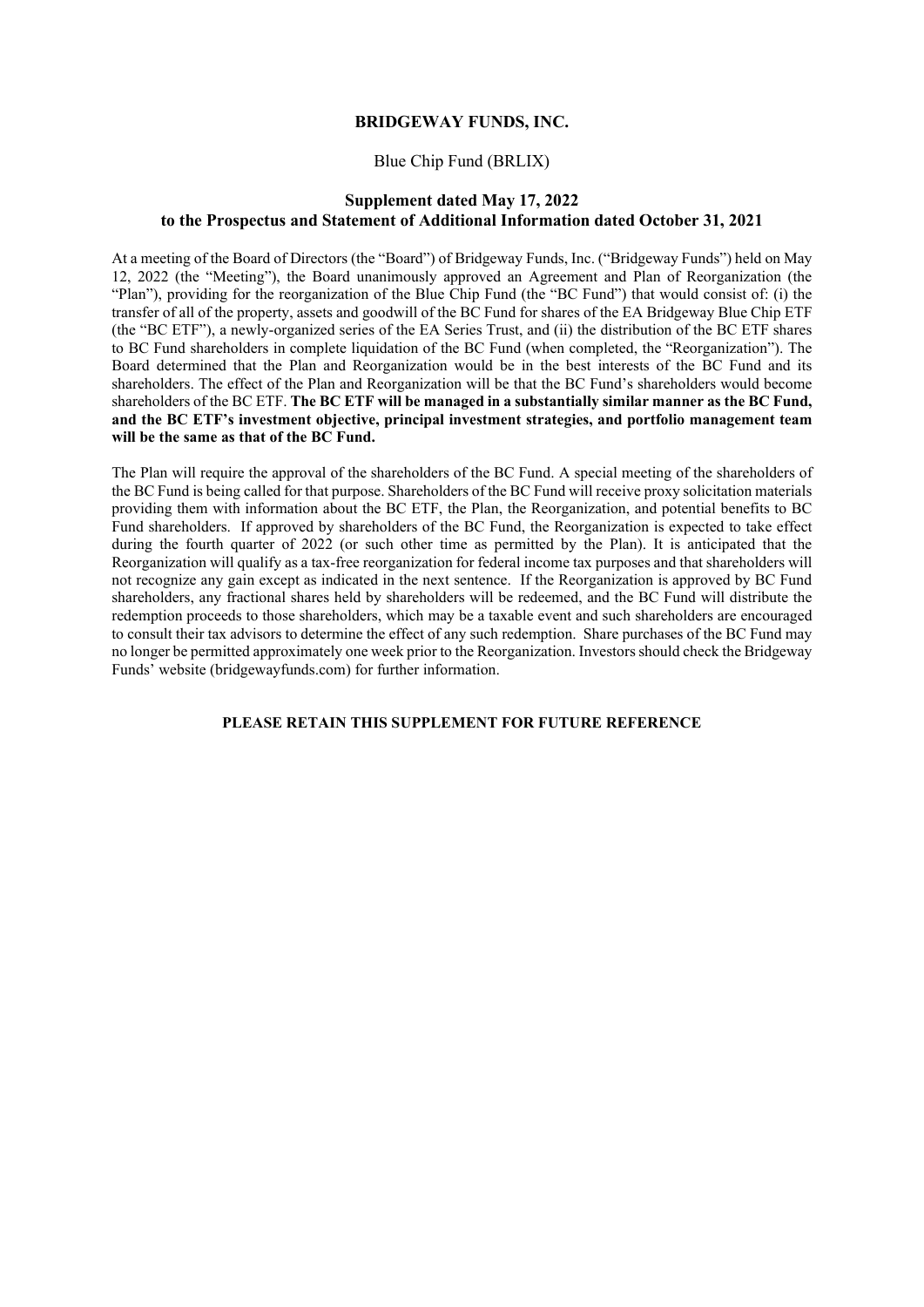**BRIDGEWAY FUNDS, INC.**

Blue Chip Fund (BRLIX)

**Supplement dated May 17, 2022**
**to the Prospectus and Statement of Additional Information dated October 31, 2021**

At a meeting of the Board of Directors (the "Board") of Bridgeway Funds, Inc. ("Bridgeway Funds") held on May 12, 2022 (the "Meeting"), the Board unanimously approved an Agreement and Plan of Reorganization (the "Plan"), providing for the reorganization of the Blue Chip Fund (the "BC Fund") that would consist of: (i) the transfer of all of the property, assets and goodwill of the BC Fund for shares of the EA Bridgeway Blue Chip ETF (the "BC ETF"), a newly-organized series of the EA Series Trust, and (ii) the distribution of the BC ETF shares to BC Fund shareholders in complete liquidation of the BC Fund (when completed, the "Reorganization"). The Board determined that the Plan and Reorganization would be in the best interests of the BC Fund and its shareholders. The effect of the Plan and Reorganization will be that the BC Fund's shareholders would become shareholders of the BC ETF. **The BC ETF will be managed in a substantially similar manner as the BC Fund, and the BC ETF's investment objective, principal investment strategies, and portfolio management team will be the same as that of the BC Fund.**

The Plan will require the approval of the shareholders of the BC Fund. A special meeting of the shareholders of the BC Fund is being called for that purpose. Shareholders of the BC Fund will receive proxy solicitation materials providing them with information about the BC ETF, the Plan, the Reorganization, and potential benefits to BC Fund shareholders. If approved by shareholders of the BC Fund, the Reorganization is expected to take effect during the fourth quarter of 2022 (or such other time as permitted by the Plan). It is anticipated that the Reorganization will qualify as a tax-free reorganization for federal income tax purposes and that shareholders will not recognize any gain except as indicated in the next sentence. If the Reorganization is approved by BC Fund shareholders, any fractional shares held by shareholders will be redeemed, and the BC Fund will distribute the redemption proceeds to those shareholders, which may be a taxable event and such shareholders are encouraged to consult their tax advisors to determine the effect of any such redemption. Share purchases of the BC Fund may no longer be permitted approximately one week prior to the Reorganization. Investors should check the Bridgeway Funds' website (bridgewayfunds.com) for further information.

**PLEASE RETAIN THIS SUPPLEMENT FOR FUTURE REFERENCE**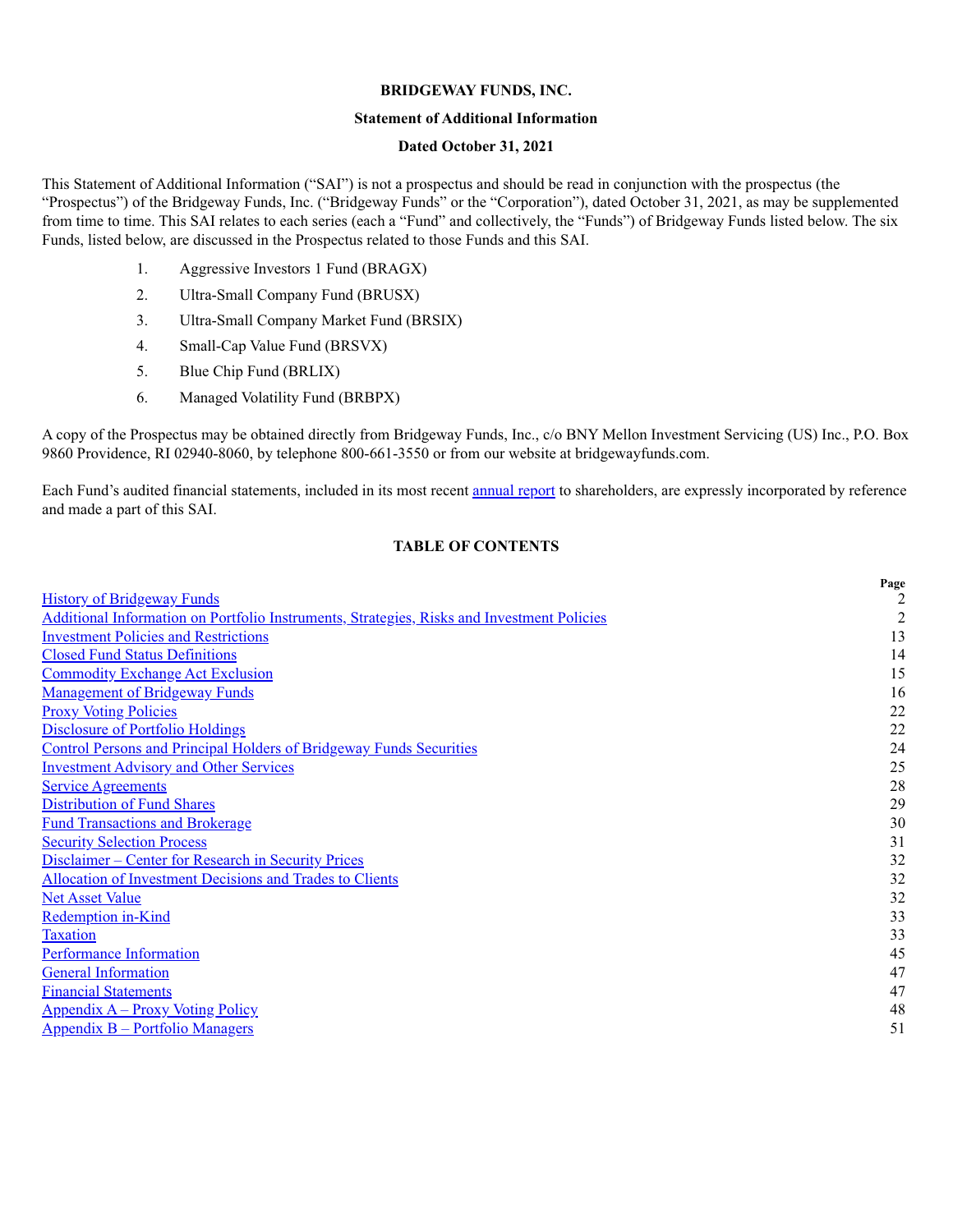**BRIDGEWAY FUNDS, INC.**

**Statement of Additional Information**

**Dated October 31, 2021**

This Statement of Additional Information ("SAI") is not a prospectus and should be read in conjunction with the prospectus (the "Prospectus") of the Bridgeway Funds, Inc. ("Bridgeway Funds" or the "Corporation"), dated October 31, 2021, as may be supplemented from time to time. This SAI relates to each series (each a "Fund" and collectively, the "Funds") of Bridgeway Funds listed below. The six Funds, listed below, are discussed in the Prospectus related to those Funds and this SAI.

1. Aggressive Investors 1 Fund (BRAGX)
2. Ultra-Small Company Fund (BRUSX)
3. Ultra-Small Company Market Fund (BRSIX)
4. Small-Cap Value Fund (BRSVX)
5. Blue Chip Fund (BRLIX)
6. Managed Volatility Fund (BRBPX)

A copy of the Prospectus may be obtained directly from Bridgeway Funds, Inc., c/o BNY Mellon Investment Servicing (US) Inc., P.O. Box 9860 Providence, RI 02940-8060, by telephone 800-661-3550 or from our website at bridgewayfunds.com.

Each Fund's audited financial statements, included in its most recent annual report to shareholders, are expressly incorporated by reference and made a part of this SAI.

**TABLE OF CONTENTS**

| | Page |
|---|---|
| History of Bridgeway Funds | 2 |
| Additional Information on Portfolio Instruments, Strategies, Risks and Investment Policies | 2 |
| Investment Policies and Restrictions | 13 |
| Closed Fund Status Definitions | 14 |
| Commodity Exchange Act Exclusion | 15 |
| Management of Bridgeway Funds | 16 |
| Proxy Voting Policies | 22 |
| Disclosure of Portfolio Holdings | 22 |
| Control Persons and Principal Holders of Bridgeway Funds Securities | 24 |
| Investment Advisory and Other Services | 25 |
| Service Agreements | 28 |
| Distribution of Fund Shares | 29 |
| Fund Transactions and Brokerage | 30 |
| Security Selection Process | 31 |
| Disclaimer – Center for Research in Security Prices | 32 |
| Allocation of Investment Decisions and Trades to Clients | 32 |
| Net Asset Value | 32 |
| Redemption in-Kind | 33 |
| Taxation | 33 |
| Performance Information | 45 |
| General Information | 47 |
| Financial Statements | 47 |
| Appendix A – Proxy Voting Policy | 48 |
| Appendix B – Portfolio Managers | 51 |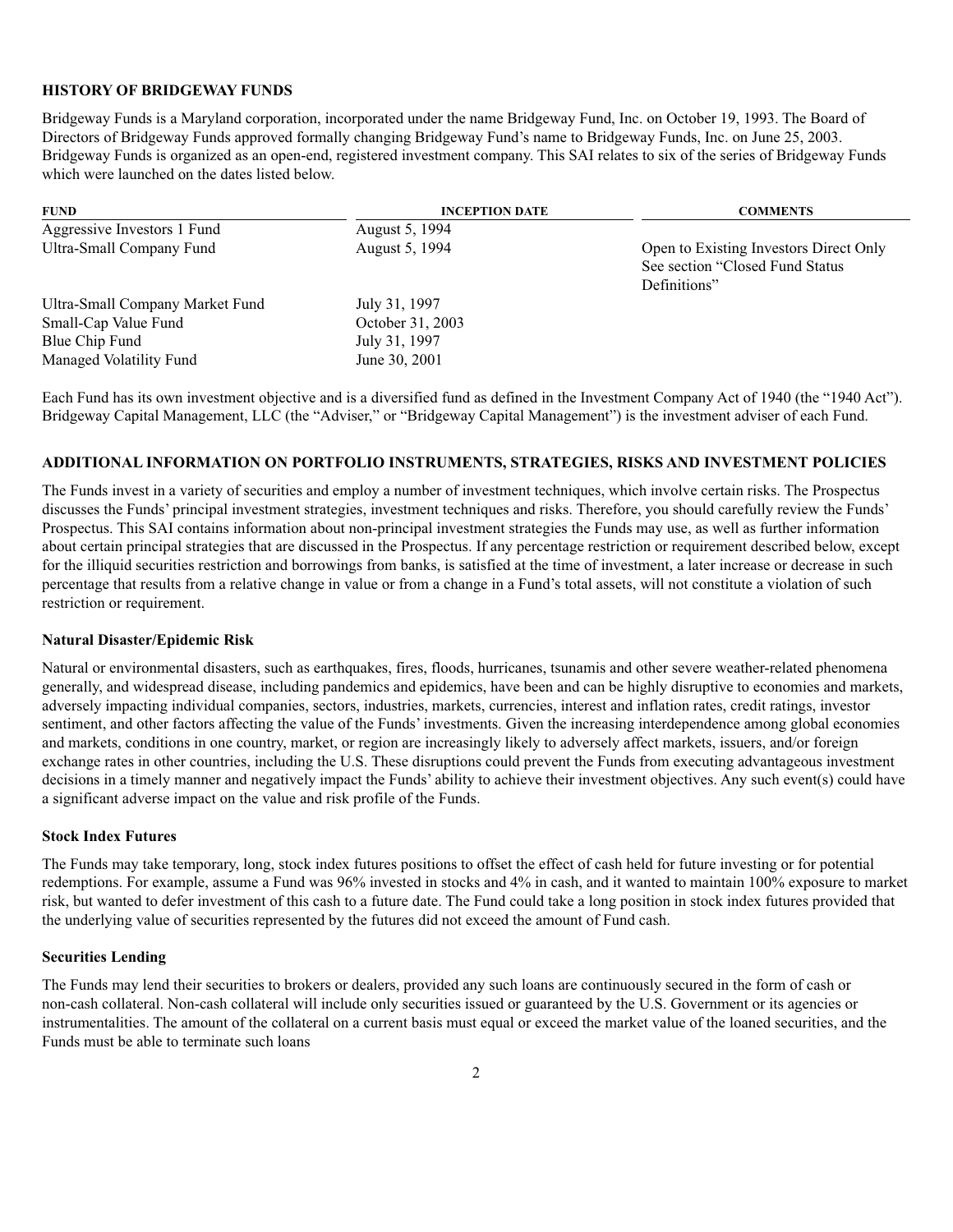## HISTORY OF BRIDGEWAY FUNDS

Bridgeway Funds is a Maryland corporation, incorporated under the name Bridgeway Fund, Inc. on October 19, 1993. The Board of Directors of Bridgeway Funds approved formally changing Bridgeway Fund's name to Bridgeway Funds, Inc. on June 25, 2003. Bridgeway Funds is organized as an open-end, registered investment company. This SAI relates to six of the series of Bridgeway Funds which were launched on the dates listed below.

| FUND | INCEPTION DATE | COMMENTS |
|---|---|---|
| Aggressive Investors 1 Fund | August 5, 1994 | |
| Ultra-Small Company Fund | August 5, 1994 | Open to Existing Investors Direct Only See section "Closed Fund Status Definitions" |
| Ultra-Small Company Market Fund | July 31, 1997 | |
| Small-Cap Value Fund | October 31, 2003 | |
| Blue Chip Fund | July 31, 1997 | |
| Managed Volatility Fund | June 30, 2001 | |

Each Fund has its own investment objective and is a diversified fund as defined in the Investment Company Act of 1940 (the "1940 Act"). Bridgeway Capital Management, LLC (the "Adviser," or "Bridgeway Capital Management") is the investment adviser of each Fund.

## ADDITIONAL INFORMATION ON PORTFOLIO INSTRUMENTS, STRATEGIES, RISKS AND INVESTMENT POLICIES

The Funds invest in a variety of securities and employ a number of investment techniques, which involve certain risks. The Prospectus discusses the Funds' principal investment strategies, investment techniques and risks. Therefore, you should carefully review the Funds' Prospectus. This SAI contains information about non-principal investment strategies the Funds may use, as well as further information about certain principal strategies that are discussed in the Prospectus. If any percentage restriction or requirement described below, except for the illiquid securities restriction and borrowings from banks, is satisfied at the time of investment, a later increase or decrease in such percentage that results from a relative change in value or from a change in a Fund's total assets, will not constitute a violation of such restriction or requirement.

### Natural Disaster/Epidemic Risk

Natural or environmental disasters, such as earthquakes, fires, floods, hurricanes, tsunamis and other severe weather-related phenomena generally, and widespread disease, including pandemics and epidemics, have been and can be highly disruptive to economies and markets, adversely impacting individual companies, sectors, industries, markets, currencies, interest and inflation rates, credit ratings, investor sentiment, and other factors affecting the value of the Funds' investments. Given the increasing interdependence among global economies and markets, conditions in one country, market, or region are increasingly likely to adversely affect markets, issuers, and/or foreign exchange rates in other countries, including the U.S. These disruptions could prevent the Funds from executing advantageous investment decisions in a timely manner and negatively impact the Funds' ability to achieve their investment objectives. Any such event(s) could have a significant adverse impact on the value and risk profile of the Funds.

### Stock Index Futures

The Funds may take temporary, long, stock index futures positions to offset the effect of cash held for future investing or for potential redemptions. For example, assume a Fund was 96% invested in stocks and 4% in cash, and it wanted to maintain 100% exposure to market risk, but wanted to defer investment of this cash to a future date. The Fund could take a long position in stock index futures provided that the underlying value of securities represented by the futures did not exceed the amount of Fund cash.

### Securities Lending

The Funds may lend their securities to brokers or dealers, provided any such loans are continuously secured in the form of cash or non-cash collateral. Non-cash collateral will include only securities issued or guaranteed by the U.S. Government or its agencies or instrumentalities. The amount of the collateral on a current basis must equal or exceed the market value of the loaned securities, and the Funds must be able to terminate such loans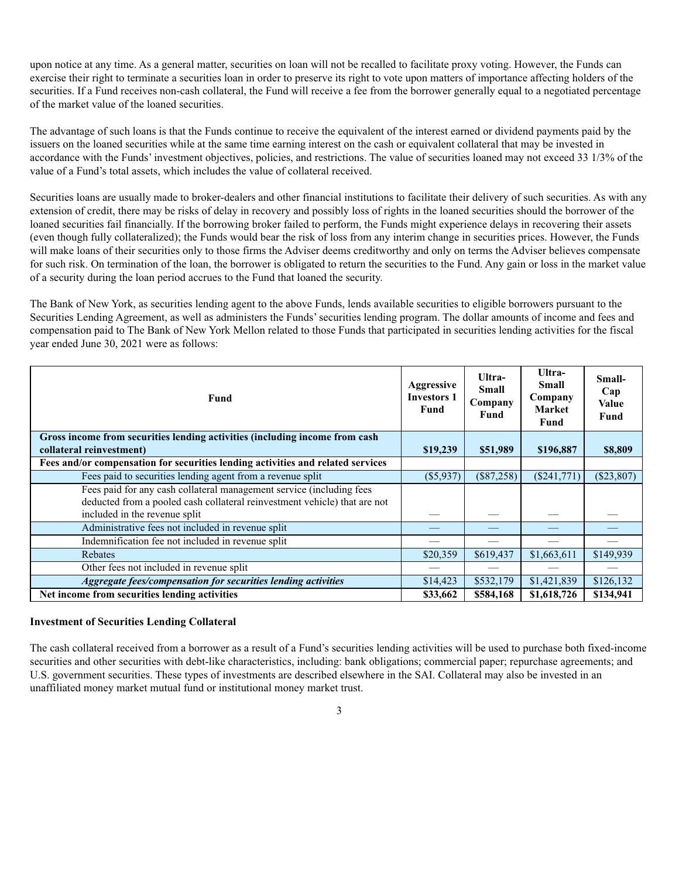upon notice at any time. As a general matter, securities on loan will not be recalled to facilitate proxy voting. However, the Funds can exercise their right to terminate a securities loan in order to preserve its right to vote upon matters of importance affecting holders of the securities. If a Fund receives non-cash collateral, the Fund will receive a fee from the borrower generally equal to a negotiated percentage of the market value of the loaned securities.

The advantage of such loans is that the Funds continue to receive the equivalent of the interest earned or dividend payments paid by the issuers on the loaned securities while at the same time earning interest on the cash or equivalent collateral that may be invested in accordance with the Funds' investment objectives, policies, and restrictions. The value of securities loaned may not exceed 33 1/3% of the value of a Fund's total assets, which includes the value of collateral received.

Securities loans are usually made to broker-dealers and other financial institutions to facilitate their delivery of such securities. As with any extension of credit, there may be risks of delay in recovery and possibly loss of rights in the loaned securities should the borrower of the loaned securities fail financially. If the borrowing broker failed to perform, the Funds might experience delays in recovering their assets (even though fully collateralized); the Funds would bear the risk of loss from any interim change in securities prices. However, the Funds will make loans of their securities only to those firms the Adviser deems creditworthy and only on terms the Adviser believes compensate for such risk. On termination of the loan, the borrower is obligated to return the securities to the Fund. Any gain or loss in the market value of a security during the loan period accrues to the Fund that loaned the security.

The Bank of New York, as securities lending agent to the above Funds, lends available securities to eligible borrowers pursuant to the Securities Lending Agreement, as well as administers the Funds' securities lending program. The dollar amounts of income and fees and compensation paid to The Bank of New York Mellon related to those Funds that participated in securities lending activities for the fiscal year ended June 30, 2021 were as follows:

| Fund | Aggressive Investors 1 Fund | Ultra-Small Company Fund | Ultra-Small Company Market Fund | Small-Cap Value Fund |
|---|---|---|---|---|
| **Gross income from securities lending activities (including income from cash collateral reinvestment)** | **\$19,239** | **\$51,989** | **\$196,887** | **\$8,809** |
| **Fees and/or compensation for securities lending activities and related services** | | | | |
| Fees paid to securities lending agent from a revenue split | (\$5,937) | (\$87,258) | (\$241,771) | (\$23,807) |
| Fees paid for any cash collateral management service (including fees deducted from a pooled cash collateral reinvestment vehicle) that are not included in the revenue split | — | — | — | — |
| Administrative fees not included in revenue split | — | — | — | — |
| Indemnification fee not included in revenue split | — | — | — | — |
| Rebates | \$20,359 | \$619,437 | \$1,663,611 | \$149,939 |
| Other fees not included in revenue split | — | — | — | — |
| ***Aggregate fees/compensation for securities lending activities*** | \$14,423 | \$532,179 | \$1,421,839 | \$126,132 |
| **Net income from securities lending activities** | **\$33,662** | **\$584,168** | **\$1,618,726** | **\$134,941** |

**Investment of Securities Lending Collateral**

The cash collateral received from a borrower as a result of a Fund's securities lending activities will be used to purchase both fixed-income securities and other securities with debt-like characteristics, including: bank obligations; commercial paper; repurchase agreements; and U.S. government securities. These types of investments are described elsewhere in the SAI. Collateral may also be invested in an unaffiliated money market mutual fund or institutional money market trust.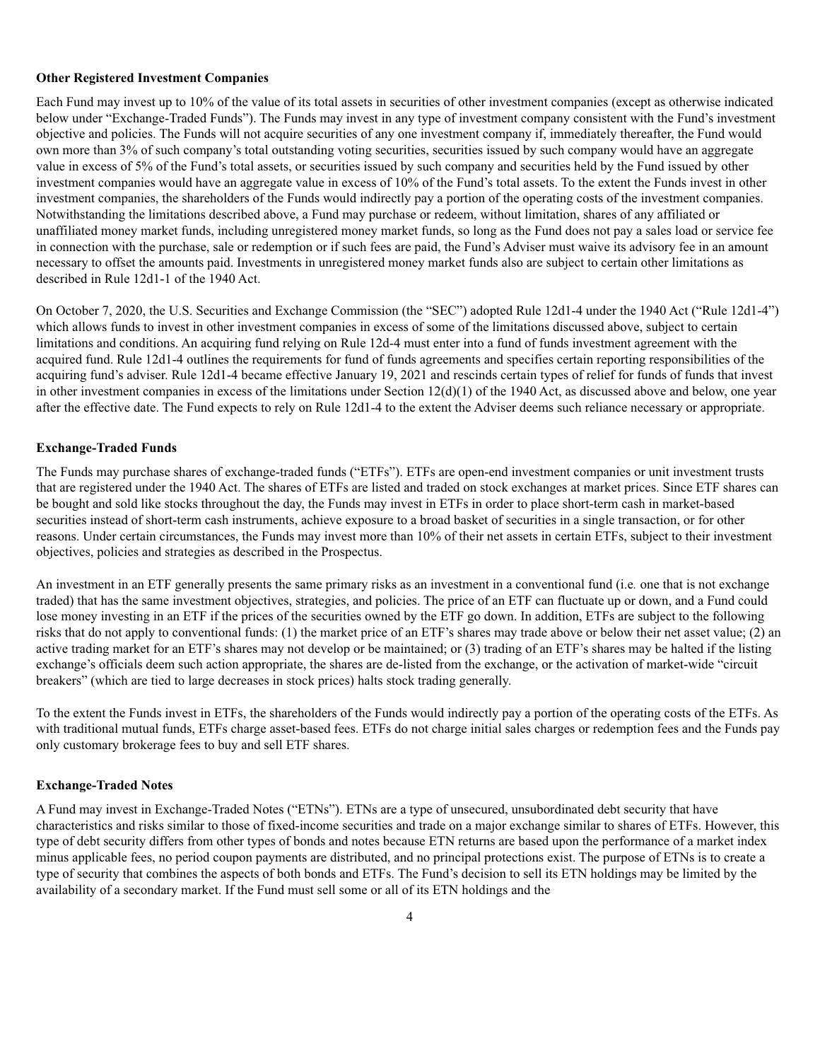**Other Registered Investment Companies**

Each Fund may invest up to 10% of the value of its total assets in securities of other investment companies (except as otherwise indicated below under "Exchange-Traded Funds"). The Funds may invest in any type of investment company consistent with the Fund's investment objective and policies. The Funds will not acquire securities of any one investment company if, immediately thereafter, the Fund would own more than 3% of such company's total outstanding voting securities, securities issued by such company would have an aggregate value in excess of 5% of the Fund's total assets, or securities issued by such company and securities held by the Fund issued by other investment companies would have an aggregate value in excess of 10% of the Fund's total assets. To the extent the Funds invest in other investment companies, the shareholders of the Funds would indirectly pay a portion of the operating costs of the investment companies. Notwithstanding the limitations described above, a Fund may purchase or redeem, without limitation, shares of any affiliated or unaffiliated money market funds, including unregistered money market funds, so long as the Fund does not pay a sales load or service fee in connection with the purchase, sale or redemption or if such fees are paid, the Fund's Adviser must waive its advisory fee in an amount necessary to offset the amounts paid. Investments in unregistered money market funds also are subject to certain other limitations as described in Rule 12d1-1 of the 1940 Act.

On October 7, 2020, the U.S. Securities and Exchange Commission (the "SEC") adopted Rule 12d1-4 under the 1940 Act ("Rule 12d1-4") which allows funds to invest in other investment companies in excess of some of the limitations discussed above, subject to certain limitations and conditions. An acquiring fund relying on Rule 12d-4 must enter into a fund of funds investment agreement with the acquired fund. Rule 12d1-4 outlines the requirements for fund of funds agreements and specifies certain reporting responsibilities of the acquiring fund's adviser. Rule 12d1-4 became effective January 19, 2021 and rescinds certain types of relief for funds of funds that invest in other investment companies in excess of the limitations under Section 12(d)(1) of the 1940 Act, as discussed above and below, one year after the effective date. The Fund expects to rely on Rule 12d1-4 to the extent the Adviser deems such reliance necessary or appropriate.

**Exchange-Traded Funds**

The Funds may purchase shares of exchange-traded funds ("ETFs"). ETFs are open-end investment companies or unit investment trusts that are registered under the 1940 Act. The shares of ETFs are listed and traded on stock exchanges at market prices. Since ETF shares can be bought and sold like stocks throughout the day, the Funds may invest in ETFs in order to place short-term cash in market-based securities instead of short-term cash instruments, achieve exposure to a broad basket of securities in a single transaction, or for other reasons. Under certain circumstances, the Funds may invest more than 10% of their net assets in certain ETFs, subject to their investment objectives, policies and strategies as described in the Prospectus.

An investment in an ETF generally presents the same primary risks as an investment in a conventional fund (i.e. one that is not exchange traded) that has the same investment objectives, strategies, and policies. The price of an ETF can fluctuate up or down, and a Fund could lose money investing in an ETF if the prices of the securities owned by the ETF go down. In addition, ETFs are subject to the following risks that do not apply to conventional funds: (1) the market price of an ETF's shares may trade above or below their net asset value; (2) an active trading market for an ETF's shares may not develop or be maintained; or (3) trading of an ETF's shares may be halted if the listing exchange's officials deem such action appropriate, the shares are de-listed from the exchange, or the activation of market-wide "circuit breakers" (which are tied to large decreases in stock prices) halts stock trading generally.

To the extent the Funds invest in ETFs, the shareholders of the Funds would indirectly pay a portion of the operating costs of the ETFs. As with traditional mutual funds, ETFs charge asset-based fees. ETFs do not charge initial sales charges or redemption fees and the Funds pay only customary brokerage fees to buy and sell ETF shares.

**Exchange-Traded Notes**

A Fund may invest in Exchange-Traded Notes ("ETNs"). ETNs are a type of unsecured, unsubordinated debt security that have characteristics and risks similar to those of fixed-income securities and trade on a major exchange similar to shares of ETFs. However, this type of debt security differs from other types of bonds and notes because ETN returns are based upon the performance of a market index minus applicable fees, no period coupon payments are distributed, and no principal protections exist. The purpose of ETNs is to create a type of security that combines the aspects of both bonds and ETFs. The Fund's decision to sell its ETN holdings may be limited by the availability of a secondary market. If the Fund must sell some or all of its ETN holdings and the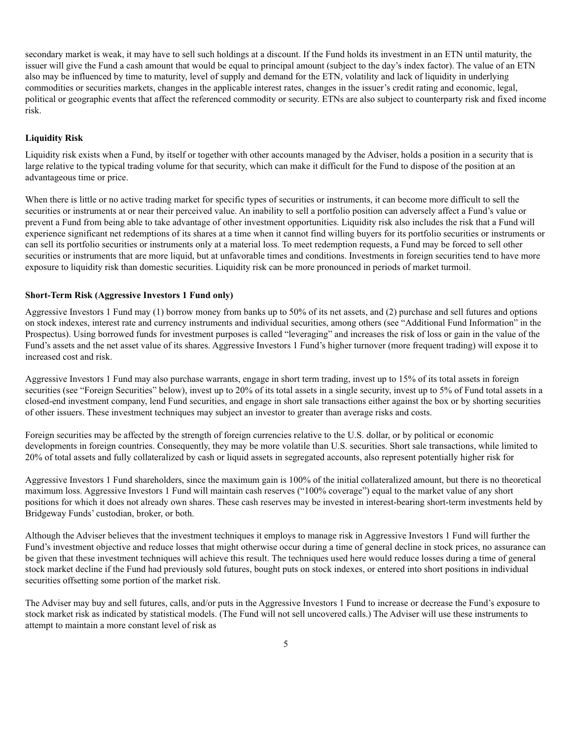secondary market is weak, it may have to sell such holdings at a discount. If the Fund holds its investment in an ETN until maturity, the issuer will give the Fund a cash amount that would be equal to principal amount (subject to the day's index factor). The value of an ETN also may be influenced by time to maturity, level of supply and demand for the ETN, volatility and lack of liquidity in underlying commodities or securities markets, changes in the applicable interest rates, changes in the issuer's credit rating and economic, legal, political or geographic events that affect the referenced commodity or security. ETNs are also subject to counterparty risk and fixed income risk.

**Liquidity Risk**

Liquidity risk exists when a Fund, by itself or together with other accounts managed by the Adviser, holds a position in a security that is large relative to the typical trading volume for that security, which can make it difficult for the Fund to dispose of the position at an advantageous time or price.

When there is little or no active trading market for specific types of securities or instruments, it can become more difficult to sell the securities or instruments at or near their perceived value. An inability to sell a portfolio position can adversely affect a Fund's value or prevent a Fund from being able to take advantage of other investment opportunities. Liquidity risk also includes the risk that a Fund will experience significant net redemptions of its shares at a time when it cannot find willing buyers for its portfolio securities or instruments or can sell its portfolio securities or instruments only at a material loss. To meet redemption requests, a Fund may be forced to sell other securities or instruments that are more liquid, but at unfavorable times and conditions. Investments in foreign securities tend to have more exposure to liquidity risk than domestic securities. Liquidity risk can be more pronounced in periods of market turmoil.

**Short-Term Risk (Aggressive Investors 1 Fund only)**

Aggressive Investors 1 Fund may (1) borrow money from banks up to 50% of its net assets, and (2) purchase and sell futures and options on stock indexes, interest rate and currency instruments and individual securities, among others (see "Additional Fund Information" in the Prospectus). Using borrowed funds for investment purposes is called "leveraging" and increases the risk of loss or gain in the value of the Fund's assets and the net asset value of its shares. Aggressive Investors 1 Fund's higher turnover (more frequent trading) will expose it to increased cost and risk.

Aggressive Investors 1 Fund may also purchase warrants, engage in short term trading, invest up to 15% of its total assets in foreign securities (see "Foreign Securities" below), invest up to 20% of its total assets in a single security, invest up to 5% of Fund total assets in a closed-end investment company, lend Fund securities, and engage in short sale transactions either against the box or by shorting securities of other issuers. These investment techniques may subject an investor to greater than average risks and costs.

Foreign securities may be affected by the strength of foreign currencies relative to the U.S. dollar, or by political or economic developments in foreign countries. Consequently, they may be more volatile than U.S. securities. Short sale transactions, while limited to 20% of total assets and fully collateralized by cash or liquid assets in segregated accounts, also represent potentially higher risk for Aggressive Investors 1 Fund shareholders, since the maximum gain is 100% of the initial collateralized amount, but there is no theoretical maximum loss. Aggressive Investors 1 Fund will maintain cash reserves ("100% coverage") equal to the market value of any short positions for which it does not already own shares. These cash reserves may be invested in interest-bearing short-term investments held by Bridgeway Funds' custodian, broker, or both.

Although the Adviser believes that the investment techniques it employs to manage risk in Aggressive Investors 1 Fund will further the Fund's investment objective and reduce losses that might otherwise occur during a time of general decline in stock prices, no assurance can be given that these investment techniques will achieve this result. The techniques used here would reduce losses during a time of general stock market decline if the Fund had previously sold futures, bought puts on stock indexes, or entered into short positions in individual securities offsetting some portion of the market risk.

The Adviser may buy and sell futures, calls, and/or puts in the Aggressive Investors 1 Fund to increase or decrease the Fund's exposure to stock market risk as indicated by statistical models. (The Fund will not sell uncovered calls.) The Adviser will use these instruments to attempt to maintain a more constant level of risk as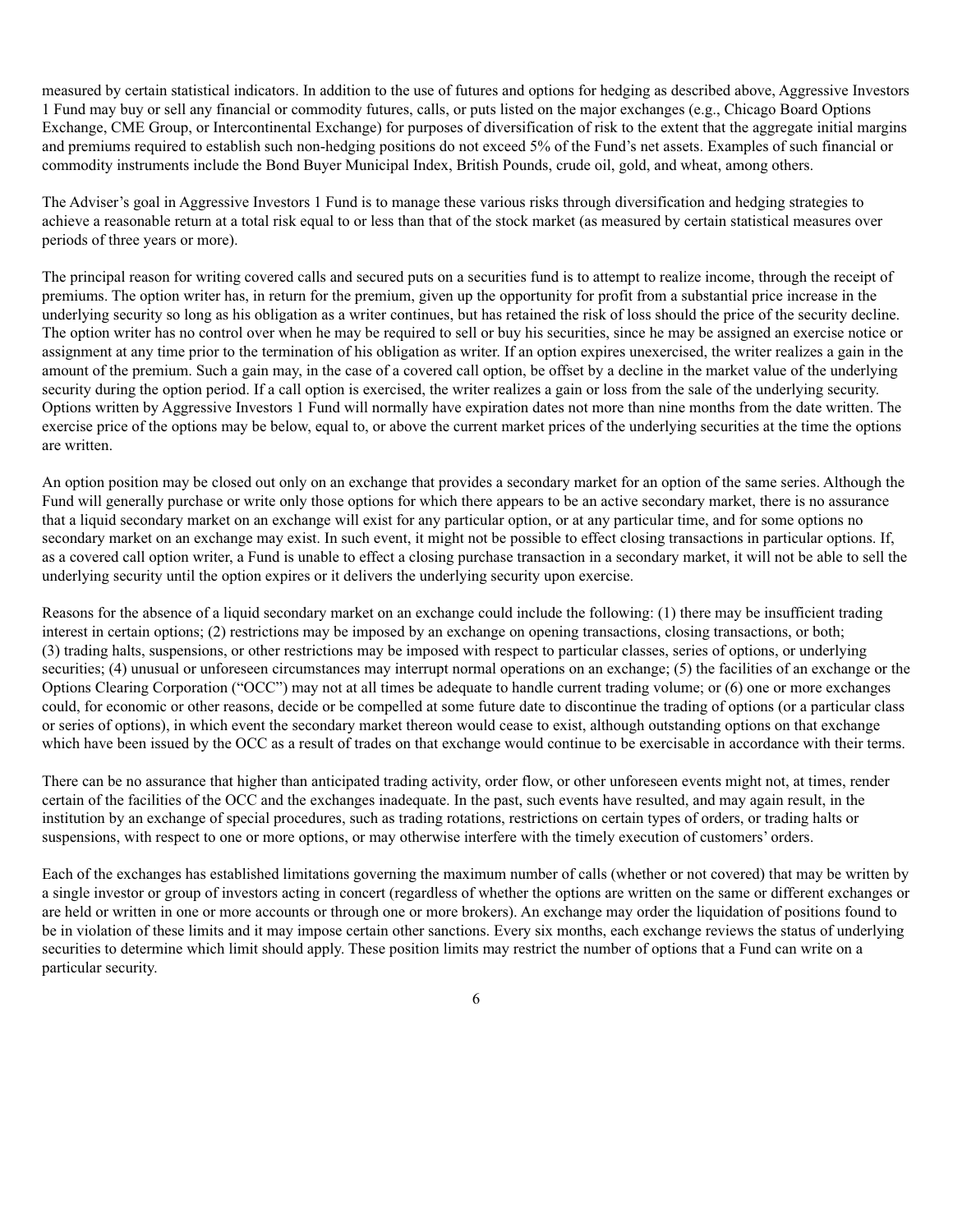measured by certain statistical indicators. In addition to the use of futures and options for hedging as described above, Aggressive Investors 1 Fund may buy or sell any financial or commodity futures, calls, or puts listed on the major exchanges (e.g., Chicago Board Options Exchange, CME Group, or Intercontinental Exchange) for purposes of diversification of risk to the extent that the aggregate initial margins and premiums required to establish such non-hedging positions do not exceed 5% of the Fund's net assets. Examples of such financial or commodity instruments include the Bond Buyer Municipal Index, British Pounds, crude oil, gold, and wheat, among others.

The Adviser's goal in Aggressive Investors 1 Fund is to manage these various risks through diversification and hedging strategies to achieve a reasonable return at a total risk equal to or less than that of the stock market (as measured by certain statistical measures over periods of three years or more).

The principal reason for writing covered calls and secured puts on a securities fund is to attempt to realize income, through the receipt of premiums. The option writer has, in return for the premium, given up the opportunity for profit from a substantial price increase in the underlying security so long as his obligation as a writer continues, but has retained the risk of loss should the price of the security decline. The option writer has no control over when he may be required to sell or buy his securities, since he may be assigned an exercise notice or assignment at any time prior to the termination of his obligation as writer. If an option expires unexercised, the writer realizes a gain in the amount of the premium. Such a gain may, in the case of a covered call option, be offset by a decline in the market value of the underlying security during the option period. If a call option is exercised, the writer realizes a gain or loss from the sale of the underlying security. Options written by Aggressive Investors 1 Fund will normally have expiration dates not more than nine months from the date written. The exercise price of the options may be below, equal to, or above the current market prices of the underlying securities at the time the options are written.

An option position may be closed out only on an exchange that provides a secondary market for an option of the same series. Although the Fund will generally purchase or write only those options for which there appears to be an active secondary market, there is no assurance that a liquid secondary market on an exchange will exist for any particular option, or at any particular time, and for some options no secondary market on an exchange may exist. In such event, it might not be possible to effect closing transactions in particular options. If, as a covered call option writer, a Fund is unable to effect a closing purchase transaction in a secondary market, it will not be able to sell the underlying security until the option expires or it delivers the underlying security upon exercise.

Reasons for the absence of a liquid secondary market on an exchange could include the following: (1) there may be insufficient trading interest in certain options; (2) restrictions may be imposed by an exchange on opening transactions, closing transactions, or both; (3) trading halts, suspensions, or other restrictions may be imposed with respect to particular classes, series of options, or underlying securities; (4) unusual or unforeseen circumstances may interrupt normal operations on an exchange; (5) the facilities of an exchange or the Options Clearing Corporation ("OCC") may not at all times be adequate to handle current trading volume; or (6) one or more exchanges could, for economic or other reasons, decide or be compelled at some future date to discontinue the trading of options (or a particular class or series of options), in which event the secondary market thereon would cease to exist, although outstanding options on that exchange which have been issued by the OCC as a result of trades on that exchange would continue to be exercisable in accordance with their terms.

There can be no assurance that higher than anticipated trading activity, order flow, or other unforeseen events might not, at times, render certain of the facilities of the OCC and the exchanges inadequate. In the past, such events have resulted, and may again result, in the institution by an exchange of special procedures, such as trading rotations, restrictions on certain types of orders, or trading halts or suspensions, with respect to one or more options, or may otherwise interfere with the timely execution of customers' orders.

Each of the exchanges has established limitations governing the maximum number of calls (whether or not covered) that may be written by a single investor or group of investors acting in concert (regardless of whether the options are written on the same or different exchanges or are held or written in one or more accounts or through one or more brokers). An exchange may order the liquidation of positions found to be in violation of these limits and it may impose certain other sanctions. Every six months, each exchange reviews the status of underlying securities to determine which limit should apply. These position limits may restrict the number of options that a Fund can write on a particular security.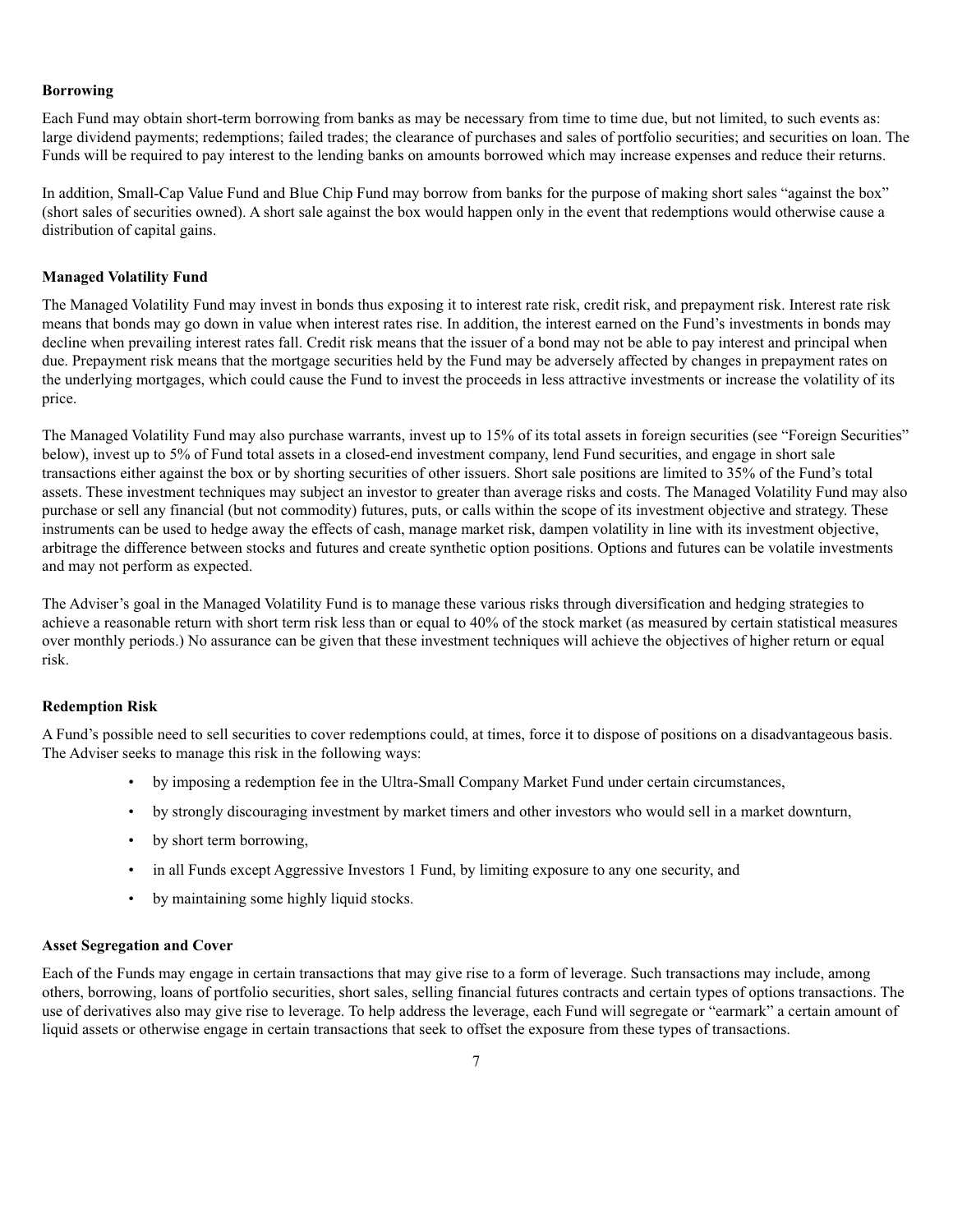**Borrowing**

Each Fund may obtain short-term borrowing from banks as may be necessary from time to time due, but not limited, to such events as: large dividend payments; redemptions; failed trades; the clearance of purchases and sales of portfolio securities; and securities on loan. The Funds will be required to pay interest to the lending banks on amounts borrowed which may increase expenses and reduce their returns.

In addition, Small-Cap Value Fund and Blue Chip Fund may borrow from banks for the purpose of making short sales "against the box" (short sales of securities owned). A short sale against the box would happen only in the event that redemptions would otherwise cause a distribution of capital gains.

**Managed Volatility Fund**

The Managed Volatility Fund may invest in bonds thus exposing it to interest rate risk, credit risk, and prepayment risk. Interest rate risk means that bonds may go down in value when interest rates rise. In addition, the interest earned on the Fund's investments in bonds may decline when prevailing interest rates fall. Credit risk means that the issuer of a bond may not be able to pay interest and principal when due. Prepayment risk means that the mortgage securities held by the Fund may be adversely affected by changes in prepayment rates on the underlying mortgages, which could cause the Fund to invest the proceeds in less attractive investments or increase the volatility of its price.

The Managed Volatility Fund may also purchase warrants, invest up to 15% of its total assets in foreign securities (see "Foreign Securities" below), invest up to 5% of Fund total assets in a closed-end investment company, lend Fund securities, and engage in short sale transactions either against the box or by shorting securities of other issuers. Short sale positions are limited to 35% of the Fund's total assets. These investment techniques may subject an investor to greater than average risks and costs. The Managed Volatility Fund may also purchase or sell any financial (but not commodity) futures, puts, or calls within the scope of its investment objective and strategy. These instruments can be used to hedge away the effects of cash, manage market risk, dampen volatility in line with its investment objective, arbitrage the difference between stocks and futures and create synthetic option positions. Options and futures can be volatile investments and may not perform as expected.

The Adviser's goal in the Managed Volatility Fund is to manage these various risks through diversification and hedging strategies to achieve a reasonable return with short term risk less than or equal to 40% of the stock market (as measured by certain statistical measures over monthly periods.) No assurance can be given that these investment techniques will achieve the objectives of higher return or equal risk.

**Redemption Risk**

A Fund's possible need to sell securities to cover redemptions could, at times, force it to dispose of positions on a disadvantageous basis. The Adviser seeks to manage this risk in the following ways:

- by imposing a redemption fee in the Ultra-Small Company Market Fund under certain circumstances,
- by strongly discouraging investment by market timers and other investors who would sell in a market downturn,
- by short term borrowing,
- in all Funds except Aggressive Investors 1 Fund, by limiting exposure to any one security, and
- by maintaining some highly liquid stocks.

**Asset Segregation and Cover**

Each of the Funds may engage in certain transactions that may give rise to a form of leverage. Such transactions may include, among others, borrowing, loans of portfolio securities, short sales, selling financial futures contracts and certain types of options transactions. The use of derivatives also may give rise to leverage. To help address the leverage, each Fund will segregate or "earmark" a certain amount of liquid assets or otherwise engage in certain transactions that seek to offset the exposure from these types of transactions.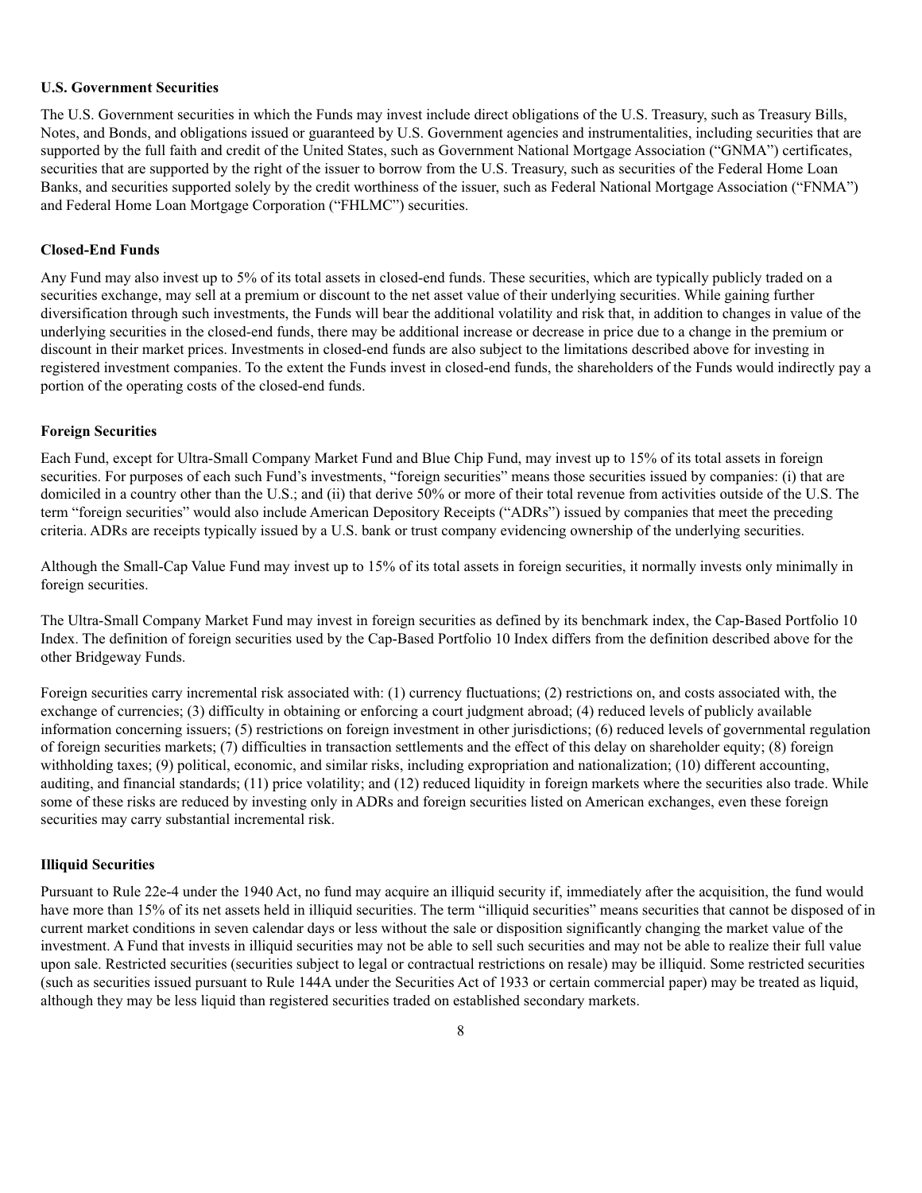**U.S. Government Securities**

The U.S. Government securities in which the Funds may invest include direct obligations of the U.S. Treasury, such as Treasury Bills, Notes, and Bonds, and obligations issued or guaranteed by U.S. Government agencies and instrumentalities, including securities that are supported by the full faith and credit of the United States, such as Government National Mortgage Association ("GNMA") certificates, securities that are supported by the right of the issuer to borrow from the U.S. Treasury, such as securities of the Federal Home Loan Banks, and securities supported solely by the credit worthiness of the issuer, such as Federal National Mortgage Association ("FNMA") and Federal Home Loan Mortgage Corporation ("FHLMC") securities.

**Closed-End Funds**

Any Fund may also invest up to 5% of its total assets in closed-end funds. These securities, which are typically publicly traded on a securities exchange, may sell at a premium or discount to the net asset value of their underlying securities. While gaining further diversification through such investments, the Funds will bear the additional volatility and risk that, in addition to changes in value of the underlying securities in the closed-end funds, there may be additional increase or decrease in price due to a change in the premium or discount in their market prices. Investments in closed-end funds are also subject to the limitations described above for investing in registered investment companies. To the extent the Funds invest in closed-end funds, the shareholders of the Funds would indirectly pay a portion of the operating costs of the closed-end funds.

**Foreign Securities**

Each Fund, except for Ultra-Small Company Market Fund and Blue Chip Fund, may invest up to 15% of its total assets in foreign securities. For purposes of each such Fund's investments, "foreign securities" means those securities issued by companies: (i) that are domiciled in a country other than the U.S.; and (ii) that derive 50% or more of their total revenue from activities outside of the U.S. The term "foreign securities" would also include American Depository Receipts ("ADRs") issued by companies that meet the preceding criteria. ADRs are receipts typically issued by a U.S. bank or trust company evidencing ownership of the underlying securities.

Although the Small-Cap Value Fund may invest up to 15% of its total assets in foreign securities, it normally invests only minimally in foreign securities.

The Ultra-Small Company Market Fund may invest in foreign securities as defined by its benchmark index, the Cap-Based Portfolio 10 Index. The definition of foreign securities used by the Cap-Based Portfolio 10 Index differs from the definition described above for the other Bridgeway Funds.

Foreign securities carry incremental risk associated with: (1) currency fluctuations; (2) restrictions on, and costs associated with, the exchange of currencies; (3) difficulty in obtaining or enforcing a court judgment abroad; (4) reduced levels of publicly available information concerning issuers; (5) restrictions on foreign investment in other jurisdictions; (6) reduced levels of governmental regulation of foreign securities markets; (7) difficulties in transaction settlements and the effect of this delay on shareholder equity; (8) foreign withholding taxes; (9) political, economic, and similar risks, including expropriation and nationalization; (10) different accounting, auditing, and financial standards; (11) price volatility; and (12) reduced liquidity in foreign markets where the securities also trade. While some of these risks are reduced by investing only in ADRs and foreign securities listed on American exchanges, even these foreign securities may carry substantial incremental risk.

**Illiquid Securities**

Pursuant to Rule 22e-4 under the 1940 Act, no fund may acquire an illiquid security if, immediately after the acquisition, the fund would have more than 15% of its net assets held in illiquid securities. The term "illiquid securities" means securities that cannot be disposed of in current market conditions in seven calendar days or less without the sale or disposition significantly changing the market value of the investment. A Fund that invests in illiquid securities may not be able to sell such securities and may not be able to realize their full value upon sale. Restricted securities (securities subject to legal or contractual restrictions on resale) may be illiquid. Some restricted securities (such as securities issued pursuant to Rule 144A under the Securities Act of 1933 or certain commercial paper) may be treated as liquid, although they may be less liquid than registered securities traded on established secondary markets.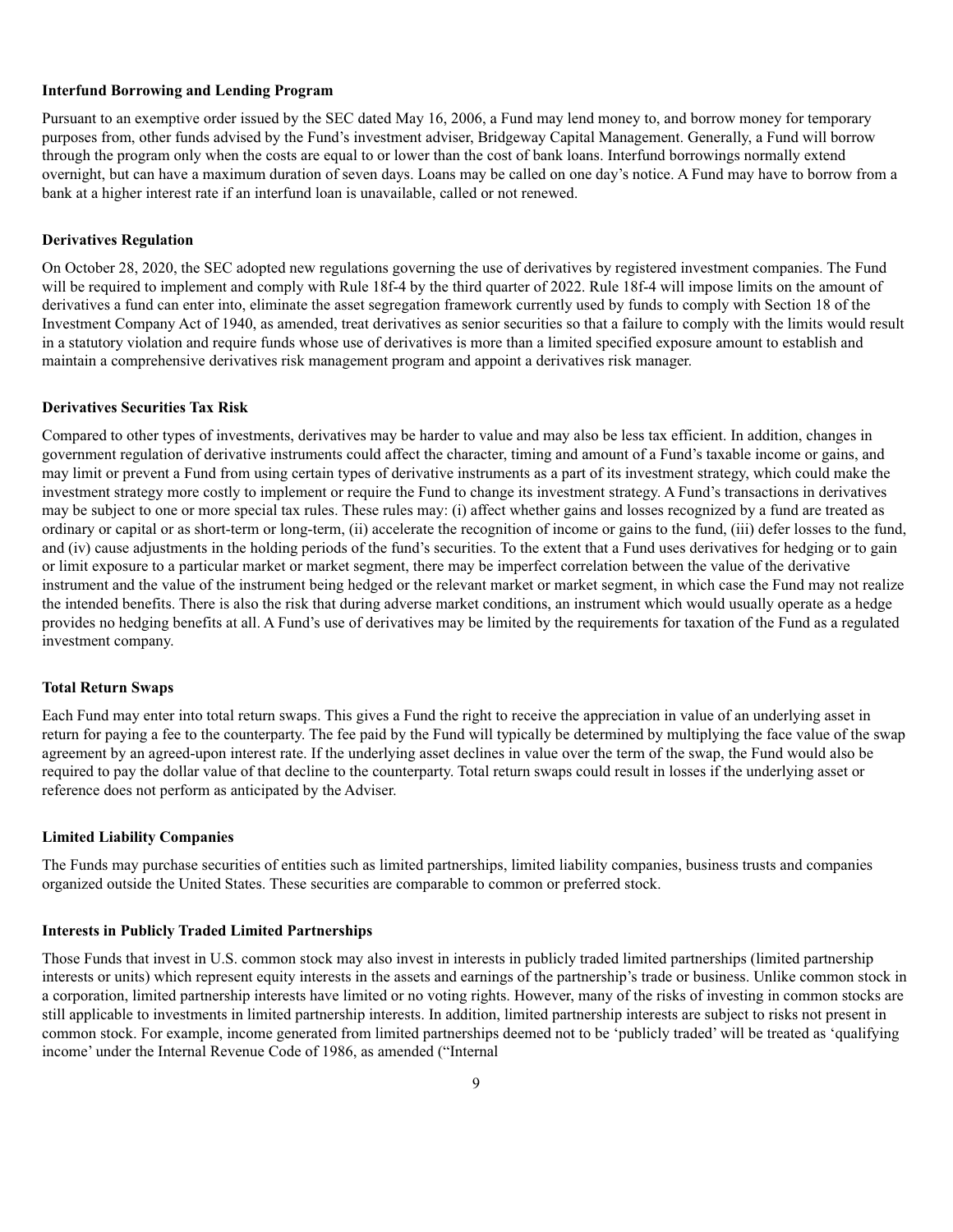**Interfund Borrowing and Lending Program**

Pursuant to an exemptive order issued by the SEC dated May 16, 2006, a Fund may lend money to, and borrow money for temporary purposes from, other funds advised by the Fund's investment adviser, Bridgeway Capital Management. Generally, a Fund will borrow through the program only when the costs are equal to or lower than the cost of bank loans. Interfund borrowings normally extend overnight, but can have a maximum duration of seven days. Loans may be called on one day's notice. A Fund may have to borrow from a bank at a higher interest rate if an interfund loan is unavailable, called or not renewed.

**Derivatives Regulation**

On October 28, 2020, the SEC adopted new regulations governing the use of derivatives by registered investment companies. The Fund will be required to implement and comply with Rule 18f-4 by the third quarter of 2022. Rule 18f-4 will impose limits on the amount of derivatives a fund can enter into, eliminate the asset segregation framework currently used by funds to comply with Section 18 of the Investment Company Act of 1940, as amended, treat derivatives as senior securities so that a failure to comply with the limits would result in a statutory violation and require funds whose use of derivatives is more than a limited specified exposure amount to establish and maintain a comprehensive derivatives risk management program and appoint a derivatives risk manager.

**Derivatives Securities Tax Risk**

Compared to other types of investments, derivatives may be harder to value and may also be less tax efficient. In addition, changes in government regulation of derivative instruments could affect the character, timing and amount of a Fund's taxable income or gains, and may limit or prevent a Fund from using certain types of derivative instruments as a part of its investment strategy, which could make the investment strategy more costly to implement or require the Fund to change its investment strategy. A Fund's transactions in derivatives may be subject to one or more special tax rules. These rules may: (i) affect whether gains and losses recognized by a fund are treated as ordinary or capital or as short-term or long-term, (ii) accelerate the recognition of income or gains to the fund, (iii) defer losses to the fund, and (iv) cause adjustments in the holding periods of the fund's securities. To the extent that a Fund uses derivatives for hedging or to gain or limit exposure to a particular market or market segment, there may be imperfect correlation between the value of the derivative instrument and the value of the instrument being hedged or the relevant market or market segment, in which case the Fund may not realize the intended benefits. There is also the risk that during adverse market conditions, an instrument which would usually operate as a hedge provides no hedging benefits at all. A Fund's use of derivatives may be limited by the requirements for taxation of the Fund as a regulated investment company.

**Total Return Swaps**

Each Fund may enter into total return swaps. This gives a Fund the right to receive the appreciation in value of an underlying asset in return for paying a fee to the counterparty. The fee paid by the Fund will typically be determined by multiplying the face value of the swap agreement by an agreed-upon interest rate. If the underlying asset declines in value over the term of the swap, the Fund would also be required to pay the dollar value of that decline to the counterparty. Total return swaps could result in losses if the underlying asset or reference does not perform as anticipated by the Adviser.

**Limited Liability Companies**

The Funds may purchase securities of entities such as limited partnerships, limited liability companies, business trusts and companies organized outside the United States. These securities are comparable to common or preferred stock.

**Interests in Publicly Traded Limited Partnerships**

Those Funds that invest in U.S. common stock may also invest in interests in publicly traded limited partnerships (limited partnership interests or units) which represent equity interests in the assets and earnings of the partnership's trade or business. Unlike common stock in a corporation, limited partnership interests have limited or no voting rights. However, many of the risks of investing in common stocks are still applicable to investments in limited partnership interests. In addition, limited partnership interests are subject to risks not present in common stock. For example, income generated from limited partnerships deemed not to be 'publicly traded' will be treated as 'qualifying income' under the Internal Revenue Code of 1986, as amended ("Internal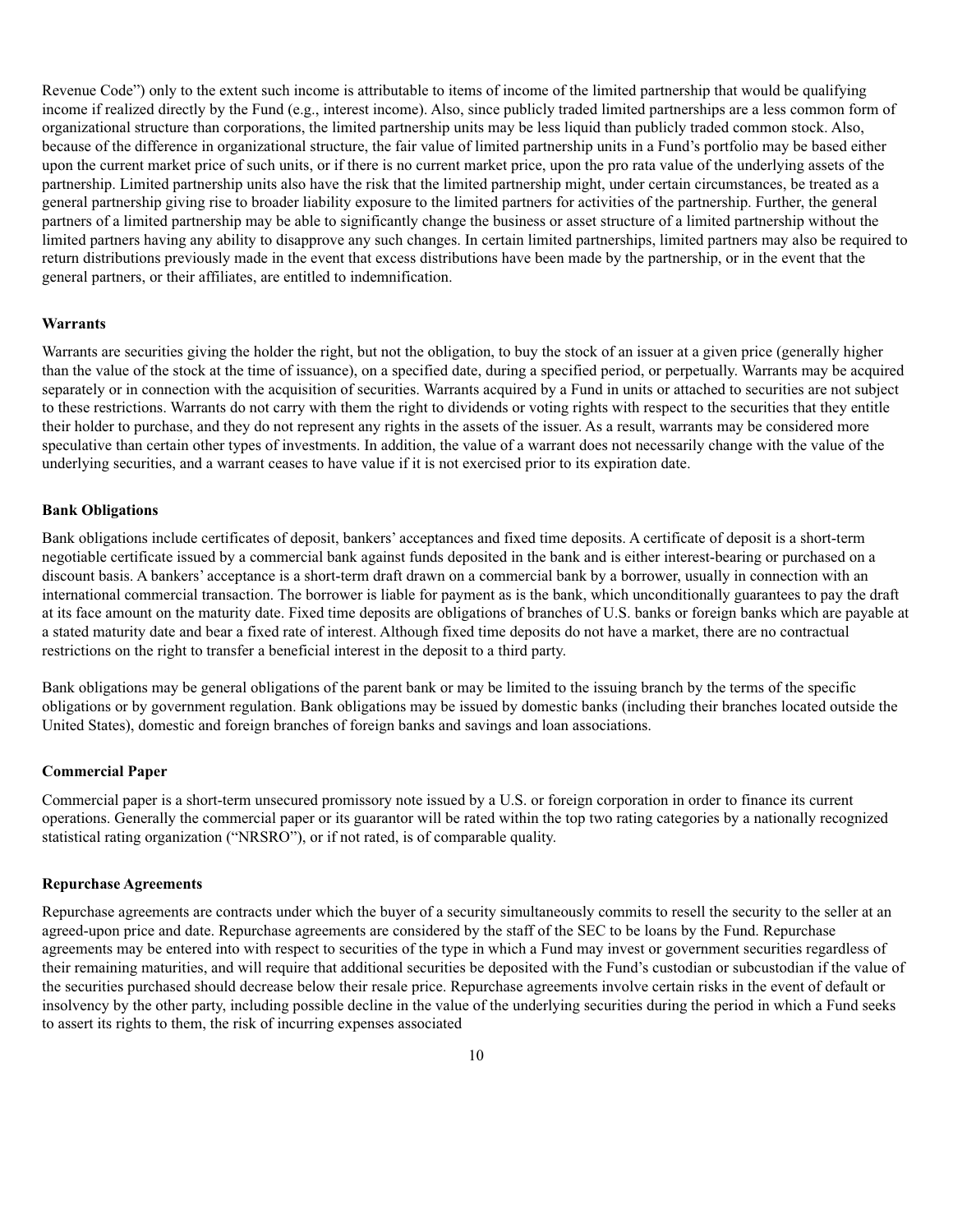Revenue Code") only to the extent such income is attributable to items of income of the limited partnership that would be qualifying income if realized directly by the Fund (e.g., interest income). Also, since publicly traded limited partnerships are a less common form of organizational structure than corporations, the limited partnership units may be less liquid than publicly traded common stock. Also, because of the difference in organizational structure, the fair value of limited partnership units in a Fund's portfolio may be based either upon the current market price of such units, or if there is no current market price, upon the pro rata value of the underlying assets of the partnership. Limited partnership units also have the risk that the limited partnership might, under certain circumstances, be treated as a general partnership giving rise to broader liability exposure to the limited partners for activities of the partnership. Further, the general partners of a limited partnership may be able to significantly change the business or asset structure of a limited partnership without the limited partners having any ability to disapprove any such changes. In certain limited partnerships, limited partners may also be required to return distributions previously made in the event that excess distributions have been made by the partnership, or in the event that the general partners, or their affiliates, are entitled to indemnification.

**Warrants**

Warrants are securities giving the holder the right, but not the obligation, to buy the stock of an issuer at a given price (generally higher than the value of the stock at the time of issuance), on a specified date, during a specified period, or perpetually. Warrants may be acquired separately or in connection with the acquisition of securities. Warrants acquired by a Fund in units or attached to securities are not subject to these restrictions. Warrants do not carry with them the right to dividends or voting rights with respect to the securities that they entitle their holder to purchase, and they do not represent any rights in the assets of the issuer. As a result, warrants may be considered more speculative than certain other types of investments. In addition, the value of a warrant does not necessarily change with the value of the underlying securities, and a warrant ceases to have value if it is not exercised prior to its expiration date.

**Bank Obligations**

Bank obligations include certificates of deposit, bankers' acceptances and fixed time deposits. A certificate of deposit is a short-term negotiable certificate issued by a commercial bank against funds deposited in the bank and is either interest-bearing or purchased on a discount basis. A bankers' acceptance is a short-term draft drawn on a commercial bank by a borrower, usually in connection with an international commercial transaction. The borrower is liable for payment as is the bank, which unconditionally guarantees to pay the draft at its face amount on the maturity date. Fixed time deposits are obligations of branches of U.S. banks or foreign banks which are payable at a stated maturity date and bear a fixed rate of interest. Although fixed time deposits do not have a market, there are no contractual restrictions on the right to transfer a beneficial interest in the deposit to a third party.

Bank obligations may be general obligations of the parent bank or may be limited to the issuing branch by the terms of the specific obligations or by government regulation. Bank obligations may be issued by domestic banks (including their branches located outside the United States), domestic and foreign branches of foreign banks and savings and loan associations.

**Commercial Paper**

Commercial paper is a short-term unsecured promissory note issued by a U.S. or foreign corporation in order to finance its current operations. Generally the commercial paper or its guarantor will be rated within the top two rating categories by a nationally recognized statistical rating organization ("NRSRO"), or if not rated, is of comparable quality.

**Repurchase Agreements**

Repurchase agreements are contracts under which the buyer of a security simultaneously commits to resell the security to the seller at an agreed-upon price and date. Repurchase agreements are considered by the staff of the SEC to be loans by the Fund. Repurchase agreements may be entered into with respect to securities of the type in which a Fund may invest or government securities regardless of their remaining maturities, and will require that additional securities be deposited with the Fund's custodian or subcustodian if the value of the securities purchased should decrease below their resale price. Repurchase agreements involve certain risks in the event of default or insolvency by the other party, including possible decline in the value of the underlying securities during the period in which a Fund seeks to assert its rights to them, the risk of incurring expenses associated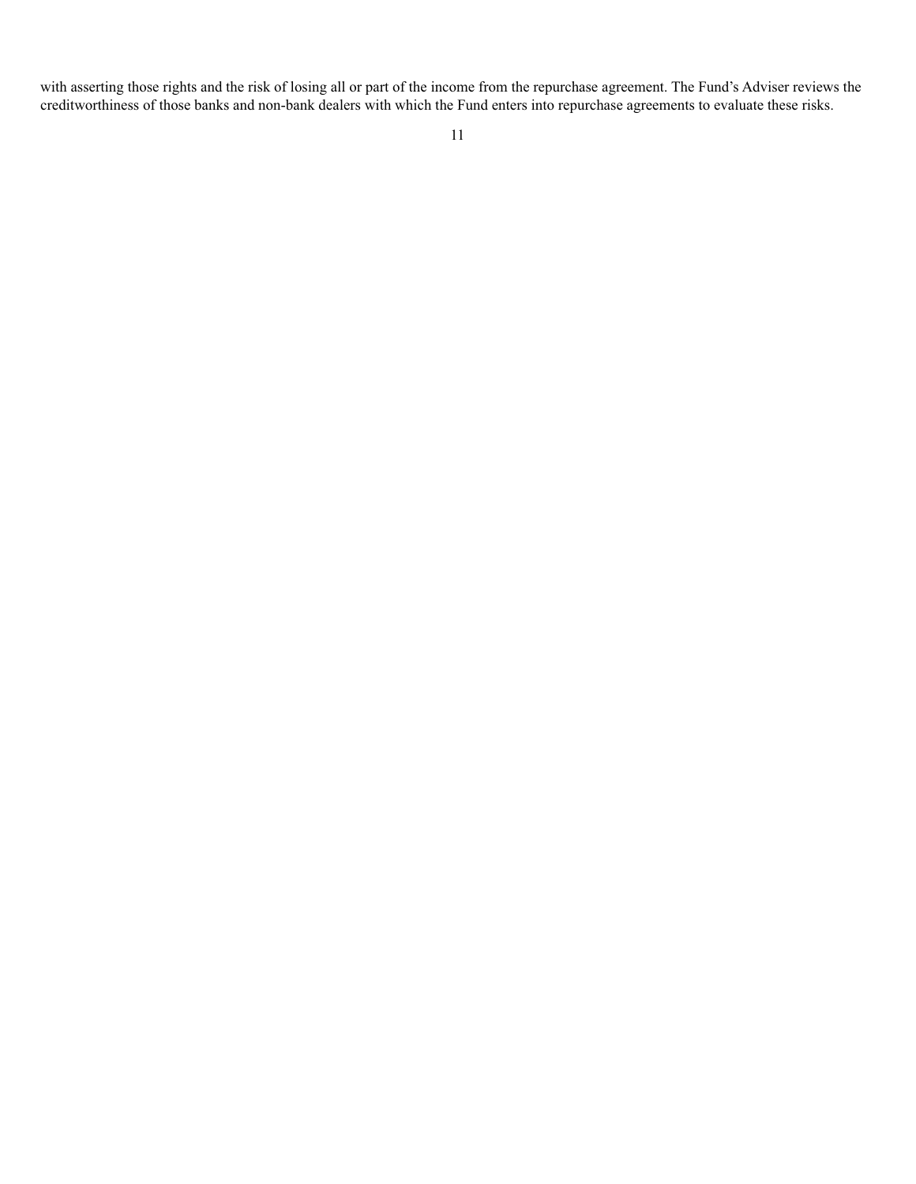with asserting those rights and the risk of losing all or part of the income from the repurchase agreement. The Fund's Adviser reviews the creditworthiness of those banks and non-bank dealers with which the Fund enters into repurchase agreements to evaluate these risks.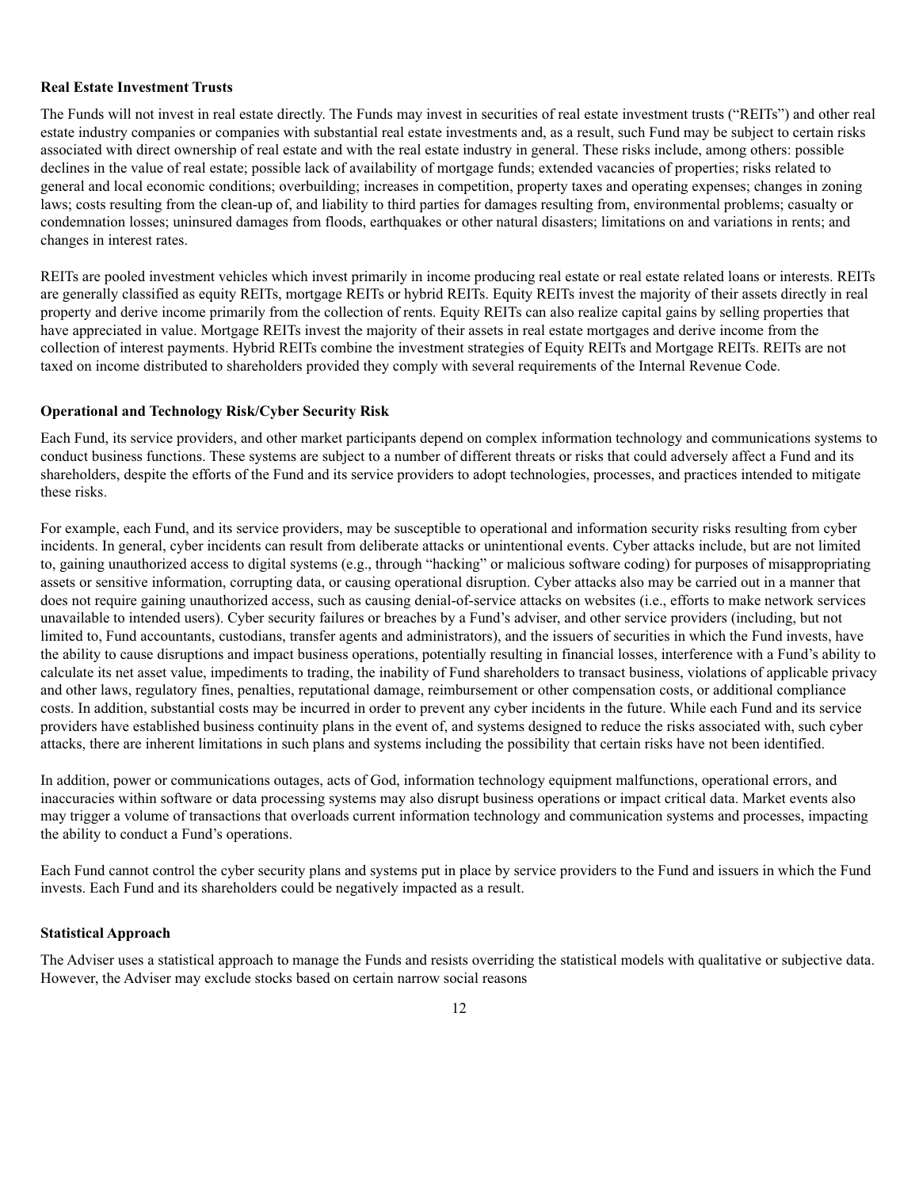**Real Estate Investment Trusts**

The Funds will not invest in real estate directly. The Funds may invest in securities of real estate investment trusts ("REITs") and other real estate industry companies or companies with substantial real estate investments and, as a result, such Fund may be subject to certain risks associated with direct ownership of real estate and with the real estate industry in general. These risks include, among others: possible declines in the value of real estate; possible lack of availability of mortgage funds; extended vacancies of properties; risks related to general and local economic conditions; overbuilding; increases in competition, property taxes and operating expenses; changes in zoning laws; costs resulting from the clean-up of, and liability to third parties for damages resulting from, environmental problems; casualty or condemnation losses; uninsured damages from floods, earthquakes or other natural disasters; limitations on and variations in rents; and changes in interest rates.

REITs are pooled investment vehicles which invest primarily in income producing real estate or real estate related loans or interests. REITs are generally classified as equity REITs, mortgage REITs or hybrid REITs. Equity REITs invest the majority of their assets directly in real property and derive income primarily from the collection of rents. Equity REITs can also realize capital gains by selling properties that have appreciated in value. Mortgage REITs invest the majority of their assets in real estate mortgages and derive income from the collection of interest payments. Hybrid REITs combine the investment strategies of Equity REITs and Mortgage REITs. REITs are not taxed on income distributed to shareholders provided they comply with several requirements of the Internal Revenue Code.

**Operational and Technology Risk/Cyber Security Risk**

Each Fund, its service providers, and other market participants depend on complex information technology and communications systems to conduct business functions. These systems are subject to a number of different threats or risks that could adversely affect a Fund and its shareholders, despite the efforts of the Fund and its service providers to adopt technologies, processes, and practices intended to mitigate these risks.

For example, each Fund, and its service providers, may be susceptible to operational and information security risks resulting from cyber incidents. In general, cyber incidents can result from deliberate attacks or unintentional events. Cyber attacks include, but are not limited to, gaining unauthorized access to digital systems (e.g., through "hacking" or malicious software coding) for purposes of misappropriating assets or sensitive information, corrupting data, or causing operational disruption. Cyber attacks also may be carried out in a manner that does not require gaining unauthorized access, such as causing denial-of-service attacks on websites (i.e., efforts to make network services unavailable to intended users). Cyber security failures or breaches by a Fund's adviser, and other service providers (including, but not limited to, Fund accountants, custodians, transfer agents and administrators), and the issuers of securities in which the Fund invests, have the ability to cause disruptions and impact business operations, potentially resulting in financial losses, interference with a Fund's ability to calculate its net asset value, impediments to trading, the inability of Fund shareholders to transact business, violations of applicable privacy and other laws, regulatory fines, penalties, reputational damage, reimbursement or other compensation costs, or additional compliance costs. In addition, substantial costs may be incurred in order to prevent any cyber incidents in the future. While each Fund and its service providers have established business continuity plans in the event of, and systems designed to reduce the risks associated with, such cyber attacks, there are inherent limitations in such plans and systems including the possibility that certain risks have not been identified.

In addition, power or communications outages, acts of God, information technology equipment malfunctions, operational errors, and inaccuracies within software or data processing systems may also disrupt business operations or impact critical data. Market events also may trigger a volume of transactions that overloads current information technology and communication systems and processes, impacting the ability to conduct a Fund's operations.

Each Fund cannot control the cyber security plans and systems put in place by service providers to the Fund and issuers in which the Fund invests. Each Fund and its shareholders could be negatively impacted as a result.

**Statistical Approach**

The Adviser uses a statistical approach to manage the Funds and resists overriding the statistical models with qualitative or subjective data. However, the Adviser may exclude stocks based on certain narrow social reasons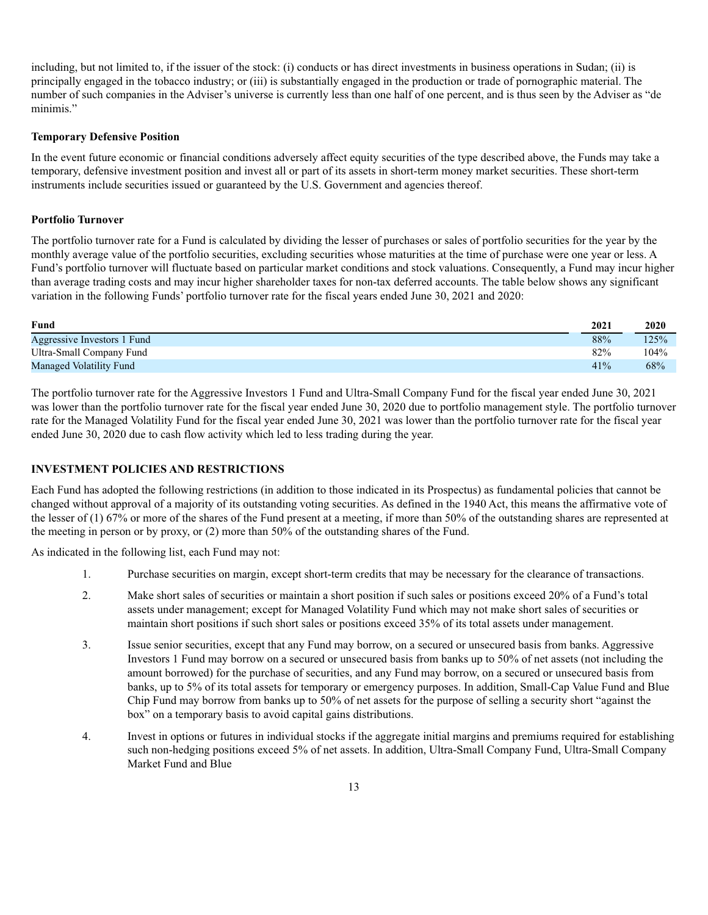including, but not limited to, if the issuer of the stock: (i) conducts or has direct investments in business operations in Sudan; (ii) is principally engaged in the tobacco industry; or (iii) is substantially engaged in the production or trade of pornographic material. The number of such companies in the Adviser's universe is currently less than one half of one percent, and is thus seen by the Adviser as "de minimis."

**Temporary Defensive Position**

In the event future economic or financial conditions adversely affect equity securities of the type described above, the Funds may take a temporary, defensive investment position and invest all or part of its assets in short-term money market securities. These short-term instruments include securities issued or guaranteed by the U.S. Government and agencies thereof.

**Portfolio Turnover**

The portfolio turnover rate for a Fund is calculated by dividing the lesser of purchases or sales of portfolio securities for the year by the monthly average value of the portfolio securities, excluding securities whose maturities at the time of purchase were one year or less. A Fund's portfolio turnover will fluctuate based on particular market conditions and stock valuations. Consequently, a Fund may incur higher than average trading costs and may incur higher shareholder taxes for non-tax deferred accounts. The table below shows any significant variation in the following Funds' portfolio turnover rate for the fiscal years ended June 30, 2021 and 2020:

| Fund | 2021 | 2020 |
|---|---|---|
| Aggressive Investors 1 Fund | 88% | 125% |
| Ultra-Small Company Fund | 82% | 104% |
| Managed Volatility Fund | 41% | 68% |

The portfolio turnover rate for the Aggressive Investors 1 Fund and Ultra-Small Company Fund for the fiscal year ended June 30, 2021 was lower than the portfolio turnover rate for the fiscal year ended June 30, 2020 due to portfolio management style. The portfolio turnover rate for the Managed Volatility Fund for the fiscal year ended June 30, 2021 was lower than the portfolio turnover rate for the fiscal year ended June 30, 2020 due to cash flow activity which led to less trading during the year.

**INVESTMENT POLICIES AND RESTRICTIONS**

Each Fund has adopted the following restrictions (in addition to those indicated in its Prospectus) as fundamental policies that cannot be changed without approval of a majority of its outstanding voting securities. As defined in the 1940 Act, this means the affirmative vote of the lesser of (1) 67% or more of the shares of the Fund present at a meeting, if more than 50% of the outstanding shares are represented at the meeting in person or by proxy, or (2) more than 50% of the outstanding shares of the Fund.

As indicated in the following list, each Fund may not:

1. Purchase securities on margin, except short-term credits that may be necessary for the clearance of transactions.
2. Make short sales of securities or maintain a short position if such sales or positions exceed 20% of a Fund's total assets under management; except for Managed Volatility Fund which may not make short sales of securities or maintain short positions if such short sales or positions exceed 35% of its total assets under management.
3. Issue senior securities, except that any Fund may borrow, on a secured or unsecured basis from banks. Aggressive Investors 1 Fund may borrow on a secured or unsecured basis from banks up to 50% of net assets (not including the amount borrowed) for the purchase of securities, and any Fund may borrow, on a secured or unsecured basis from banks, up to 5% of its total assets for temporary or emergency purposes. In addition, Small-Cap Value Fund and Blue Chip Fund may borrow from banks up to 50% of net assets for the purpose of selling a security short "against the box" on a temporary basis to avoid capital gains distributions.
4. Invest in options or futures in individual stocks if the aggregate initial margins and premiums required for establishing such non-hedging positions exceed 5% of net assets. In addition, Ultra-Small Company Fund, Ultra-Small Company Market Fund and Blue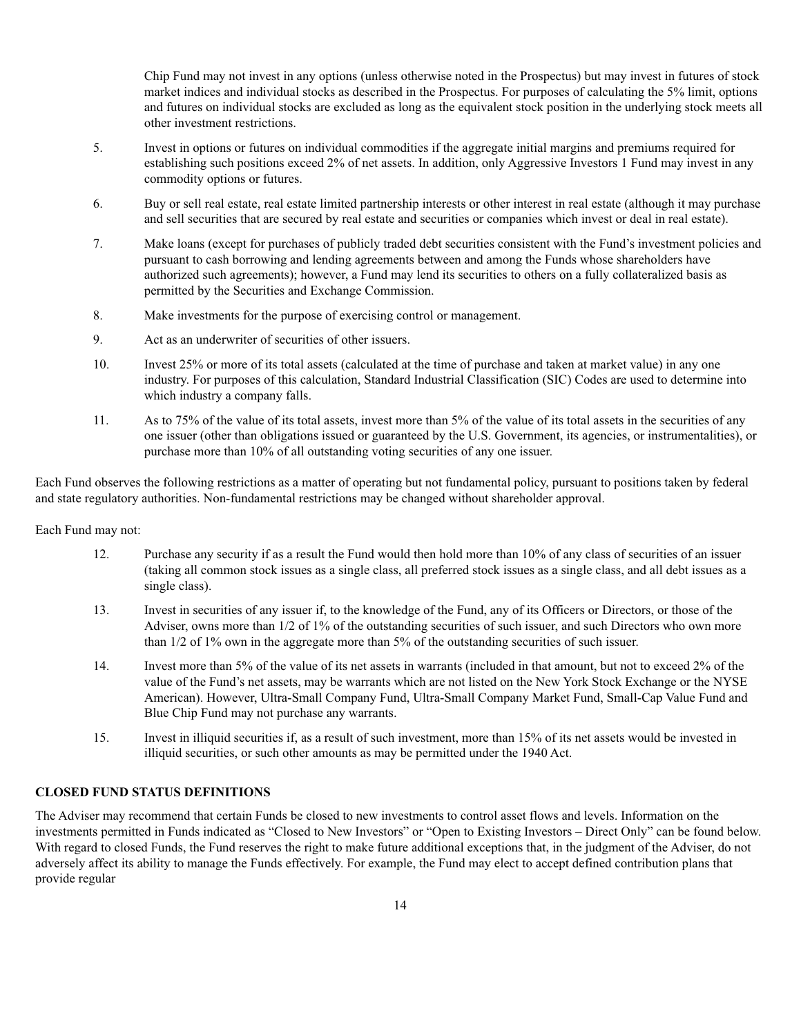Chip Fund may not invest in any options (unless otherwise noted in the Prospectus) but may invest in futures of stock market indices and individual stocks as described in the Prospectus. For purposes of calculating the 5% limit, options and futures on individual stocks are excluded as long as the equivalent stock position in the underlying stock meets all other investment restrictions.

5. Invest in options or futures on individual commodities if the aggregate initial margins and premiums required for establishing such positions exceed 2% of net assets. In addition, only Aggressive Investors 1 Fund may invest in any commodity options or futures.

6. Buy or sell real estate, real estate limited partnership interests or other interest in real estate (although it may purchase and sell securities that are secured by real estate and securities or companies which invest or deal in real estate).

7. Make loans (except for purchases of publicly traded debt securities consistent with the Fund's investment policies and pursuant to cash borrowing and lending agreements between and among the Funds whose shareholders have authorized such agreements); however, a Fund may lend its securities to others on a fully collateralized basis as permitted by the Securities and Exchange Commission.

8. Make investments for the purpose of exercising control or management.

9. Act as an underwriter of securities of other issuers.

10. Invest 25% or more of its total assets (calculated at the time of purchase and taken at market value) in any one industry. For purposes of this calculation, Standard Industrial Classification (SIC) Codes are used to determine into which industry a company falls.

11. As to 75% of the value of its total assets, invest more than 5% of the value of its total assets in the securities of any one issuer (other than obligations issued or guaranteed by the U.S. Government, its agencies, or instrumentalities), or purchase more than 10% of all outstanding voting securities of any one issuer.

Each Fund observes the following restrictions as a matter of operating but not fundamental policy, pursuant to positions taken by federal and state regulatory authorities. Non-fundamental restrictions may be changed without shareholder approval.

Each Fund may not:

12. Purchase any security if as a result the Fund would then hold more than 10% of any class of securities of an issuer (taking all common stock issues as a single class, all preferred stock issues as a single class, and all debt issues as a single class).

13. Invest in securities of any issuer if, to the knowledge of the Fund, any of its Officers or Directors, or those of the Adviser, owns more than 1/2 of 1% of the outstanding securities of such issuer, and such Directors who own more than 1/2 of 1% own in the aggregate more than 5% of the outstanding securities of such issuer.

14. Invest more than 5% of the value of its net assets in warrants (included in that amount, but not to exceed 2% of the value of the Fund's net assets, may be warrants which are not listed on the New York Stock Exchange or the NYSE American). However, Ultra-Small Company Fund, Ultra-Small Company Market Fund, Small-Cap Value Fund and Blue Chip Fund may not purchase any warrants.

15. Invest in illiquid securities if, as a result of such investment, more than 15% of its net assets would be invested in illiquid securities, or such other amounts as may be permitted under the 1940 Act.

**CLOSED FUND STATUS DEFINITIONS**

The Adviser may recommend that certain Funds be closed to new investments to control asset flows and levels. Information on the investments permitted in Funds indicated as "Closed to New Investors" or "Open to Existing Investors – Direct Only" can be found below. With regard to closed Funds, the Fund reserves the right to make future additional exceptions that, in the judgment of the Adviser, do not adversely affect its ability to manage the Funds effectively. For example, the Fund may elect to accept defined contribution plans that provide regular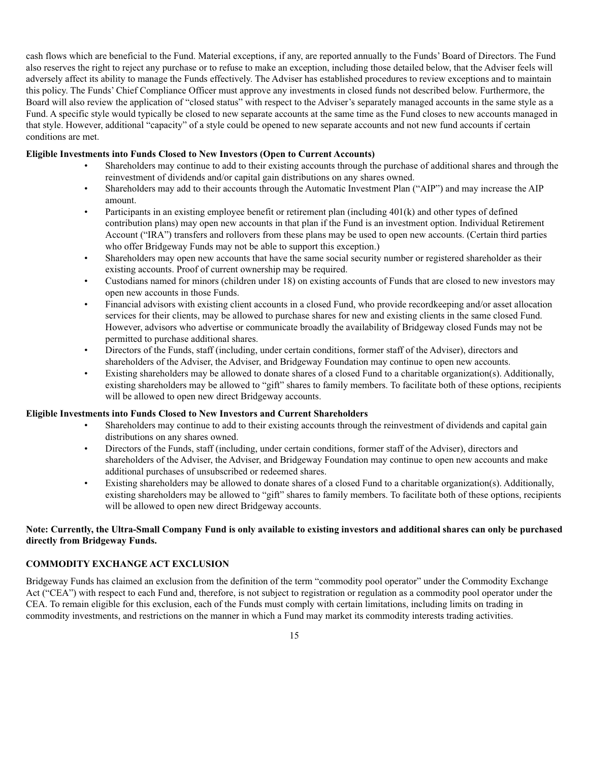cash flows which are beneficial to the Fund. Material exceptions, if any, are reported annually to the Funds' Board of Directors. The Fund also reserves the right to reject any purchase or to refuse to make an exception, including those detailed below, that the Adviser feels will adversely affect its ability to manage the Funds effectively. The Adviser has established procedures to review exceptions and to maintain this policy. The Funds' Chief Compliance Officer must approve any investments in closed funds not described below. Furthermore, the Board will also review the application of "closed status" with respect to the Adviser's separately managed accounts in the same style as a Fund. A specific style would typically be closed to new separate accounts at the same time as the Fund closes to new accounts managed in that style. However, additional "capacity" of a style could be opened to new separate accounts and not new fund accounts if certain conditions are met.

**Eligible Investments into Funds Closed to New Investors (Open to Current Accounts)**

- Shareholders may continue to add to their existing accounts through the purchase of additional shares and through the reinvestment of dividends and/or capital gain distributions on any shares owned.
- Shareholders may add to their accounts through the Automatic Investment Plan ("AIP") and may increase the AIP amount.
- Participants in an existing employee benefit or retirement plan (including 401(k) and other types of defined contribution plans) may open new accounts in that plan if the Fund is an investment option. Individual Retirement Account ("IRA") transfers and rollovers from these plans may be used to open new accounts. (Certain third parties who offer Bridgeway Funds may not be able to support this exception.)
- Shareholders may open new accounts that have the same social security number or registered shareholder as their existing accounts. Proof of current ownership may be required.
- Custodians named for minors (children under 18) on existing accounts of Funds that are closed to new investors may open new accounts in those Funds.
- Financial advisors with existing client accounts in a closed Fund, who provide recordkeeping and/or asset allocation services for their clients, may be allowed to purchase shares for new and existing clients in the same closed Fund. However, advisors who advertise or communicate broadly the availability of Bridgeway closed Funds may not be permitted to purchase additional shares.
- Directors of the Funds, staff (including, under certain conditions, former staff of the Adviser), directors and shareholders of the Adviser, the Adviser, and Bridgeway Foundation may continue to open new accounts.
- Existing shareholders may be allowed to donate shares of a closed Fund to a charitable organization(s). Additionally, existing shareholders may be allowed to "gift" shares to family members. To facilitate both of these options, recipients will be allowed to open new direct Bridgeway accounts.

**Eligible Investments into Funds Closed to New Investors and Current Shareholders**

- Shareholders may continue to add to their existing accounts through the reinvestment of dividends and capital gain distributions on any shares owned.
- Directors of the Funds, staff (including, under certain conditions, former staff of the Adviser), directors and shareholders of the Adviser, the Adviser, and Bridgeway Foundation may continue to open new accounts and make additional purchases of unsubscribed or redeemed shares.
- Existing shareholders may be allowed to donate shares of a closed Fund to a charitable organization(s). Additionally, existing shareholders may be allowed to "gift" shares to family members. To facilitate both of these options, recipients will be allowed to open new direct Bridgeway accounts.

**Note: Currently, the Ultra-Small Company Fund is only available to existing investors and additional shares can only be purchased directly from Bridgeway Funds.**

## COMMODITY EXCHANGE ACT EXCLUSION

Bridgeway Funds has claimed an exclusion from the definition of the term "commodity pool operator" under the Commodity Exchange Act ("CEA") with respect to each Fund and, therefore, is not subject to registration or regulation as a commodity pool operator under the CEA. To remain eligible for this exclusion, each of the Funds must comply with certain limitations, including limits on trading in commodity investments, and restrictions on the manner in which a Fund may market its commodity interests trading activities.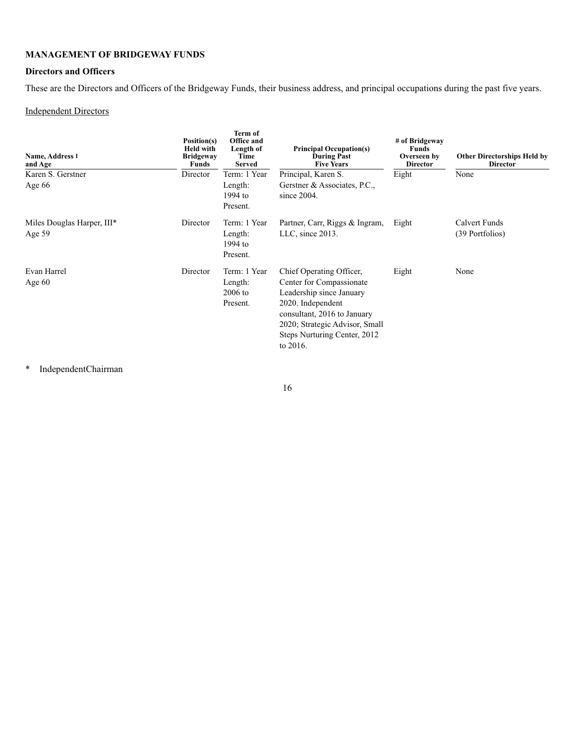**MANAGEMENT OF BRIDGEWAY FUNDS**

**Directors and Officers**

These are the Directors and Officers of the Bridgeway Funds, their business address, and principal occupations during the past five years.

Independent Directors

| Name, Address 1 and Age | Position(s) Held with Bridgeway Funds | Term of Office and Length of Time Served | Principal Occupation(s) During Past Five Years | # of Bridgeway Funds Overseen by Director | Other Directorships Held by Director |
|---|---|---|---|---|---|
| Karen S. Gerstner<br>Age 66 | Director | Term: 1 Year<br>Length: 1994 to Present. | Principal, Karen S. Gerstner & Associates, P.C., since 2004. | Eight | None |
| Miles Douglas Harper, III*<br>Age 59 | Director | Term: 1 Year<br>Length: 1994 to Present. | Partner, Carr, Riggs & Ingram, LLC, since 2013. | Eight | Calvert Funds (39 Portfolios) |
| Evan Harrel<br>Age 60 | Director | Term: 1 Year<br>Length: 2006 to Present. | Chief Operating Officer, Center for Compassionate Leadership since January 2020. Independent consultant, 2016 to January 2020; Strategic Advisor, Small Steps Nurturing Center, 2012 to 2016. | Eight | None |

\* IndependentChairman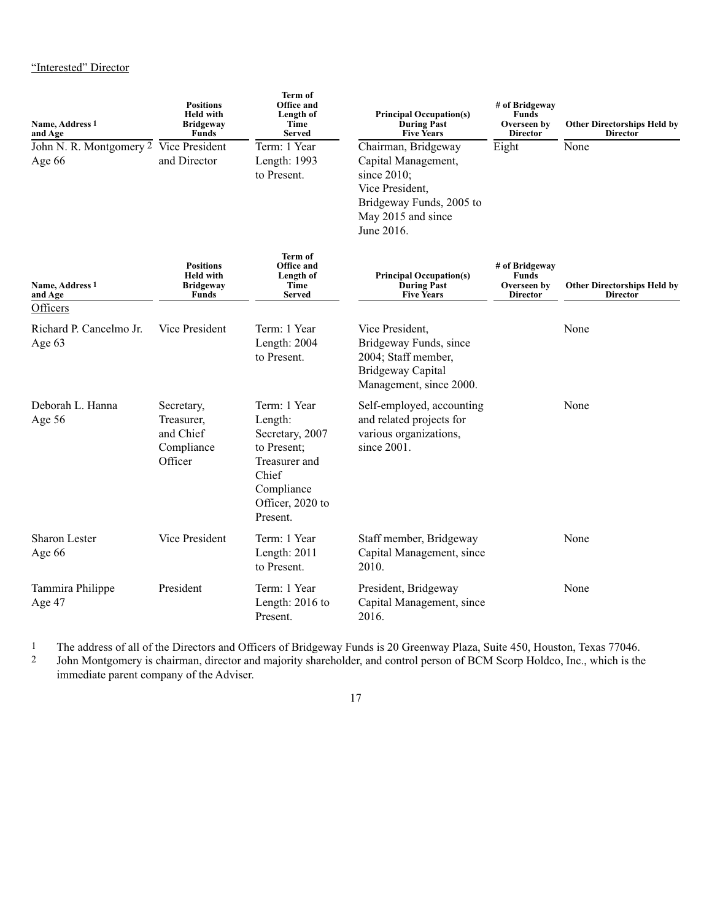"Interested" Director

| Name, Address[1] and Age | Positions Held with Bridgeway Funds | Term of Office and Length of Time Served | Principal Occupation(s) During Past Five Years | # of Bridgeway Funds Overseen by Director | Other Directorships Held by Director |
|---|---|---|---|---|---|
| John N. R. Montgomery[2] Age 66 | Vice President and Director | Term: 1 Year Length: 1993 to Present. | Chairman, Bridgeway Capital Management, since 2010; Vice President, Bridgeway Funds, 2005 to May 2015 and since June 2016. | Eight | None |

| Name, Address[1] and Age | Positions Held with Bridgeway Funds | Term of Office and Length of Time Served | Principal Occupation(s) During Past Five Years | # of Bridgeway Funds Overseen by Director | Other Directorships Held by Director |
|---|---|---|---|---|---|
| Officers | | | | | |
| Richard P. Cancelmo Jr. Age 63 | Vice President | Term: 1 Year Length: 2004 to Present. | Vice President, Bridgeway Funds, since 2004; Staff member, Bridgeway Capital Management, since 2000. | | None |
| Deborah L. Hanna Age 56 | Secretary, Treasurer, and Chief Compliance Officer | Term: 1 Year Length: Secretary, 2007 to Present; Treasurer and Chief Compliance Officer, 2020 to Present. | Self-employed, accounting and related projects for various organizations, since 2001. | | None |
| Sharon Lester Age 66 | Vice President | Term: 1 Year Length: 2011 to Present. | Staff member, Bridgeway Capital Management, since 2010. | | None |
| Tammira Philippe Age 47 | President | Term: 1 Year Length: 2016 to Present. | President, Bridgeway Capital Management, since 2016. | | None |

[1] The address of all of the Directors and Officers of Bridgeway Funds is 20 Greenway Plaza, Suite 450, Houston, Texas 77046.

[2] John Montgomery is chairman, director and majority shareholder, and control person of BCM Scorp Holdco, Inc., which is the immediate parent company of the Adviser.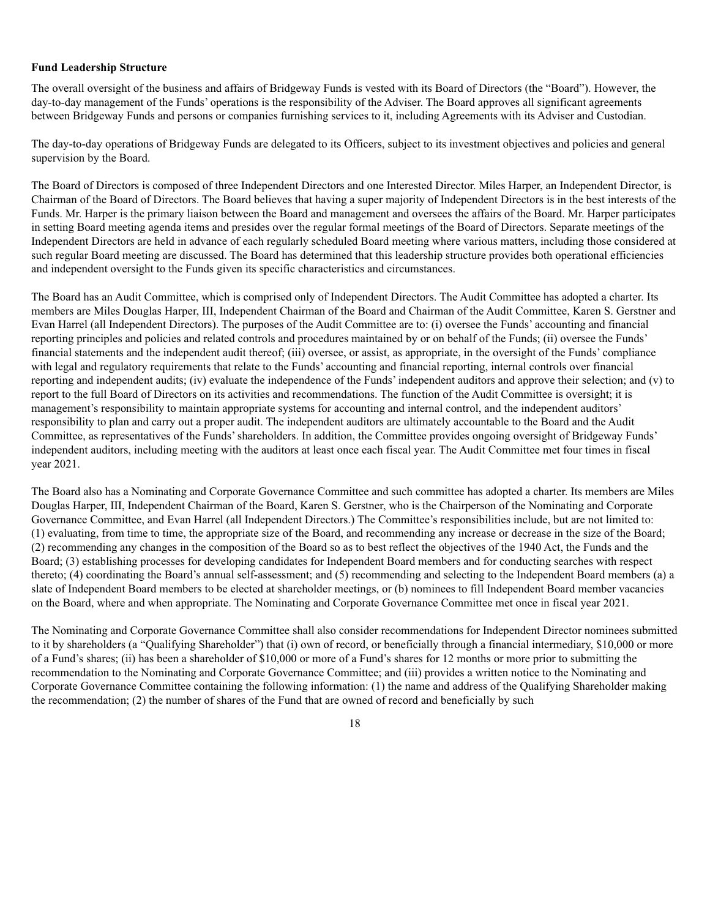**Fund Leadership Structure**

The overall oversight of the business and affairs of Bridgeway Funds is vested with its Board of Directors (the "Board"). However, the day-to-day management of the Funds' operations is the responsibility of the Adviser. The Board approves all significant agreements between Bridgeway Funds and persons or companies furnishing services to it, including Agreements with its Adviser and Custodian.

The day-to-day operations of Bridgeway Funds are delegated to its Officers, subject to its investment objectives and policies and general supervision by the Board.

The Board of Directors is composed of three Independent Directors and one Interested Director. Miles Harper, an Independent Director, is Chairman of the Board of Directors. The Board believes that having a super majority of Independent Directors is in the best interests of the Funds. Mr. Harper is the primary liaison between the Board and management and oversees the affairs of the Board. Mr. Harper participates in setting Board meeting agenda items and presides over the regular formal meetings of the Board of Directors. Separate meetings of the Independent Directors are held in advance of each regularly scheduled Board meeting where various matters, including those considered at such regular Board meeting are discussed. The Board has determined that this leadership structure provides both operational efficiencies and independent oversight to the Funds given its specific characteristics and circumstances.

The Board has an Audit Committee, which is comprised only of Independent Directors. The Audit Committee has adopted a charter. Its members are Miles Douglas Harper, III, Independent Chairman of the Board and Chairman of the Audit Committee, Karen S. Gerstner and Evan Harrel (all Independent Directors). The purposes of the Audit Committee are to: (i) oversee the Funds' accounting and financial reporting principles and policies and related controls and procedures maintained by or on behalf of the Funds; (ii) oversee the Funds' financial statements and the independent audit thereof; (iii) oversee, or assist, as appropriate, in the oversight of the Funds' compliance with legal and regulatory requirements that relate to the Funds' accounting and financial reporting, internal controls over financial reporting and independent audits; (iv) evaluate the independence of the Funds' independent auditors and approve their selection; and (v) to report to the full Board of Directors on its activities and recommendations. The function of the Audit Committee is oversight; it is management's responsibility to maintain appropriate systems for accounting and internal control, and the independent auditors' responsibility to plan and carry out a proper audit. The independent auditors are ultimately accountable to the Board and the Audit Committee, as representatives of the Funds' shareholders. In addition, the Committee provides ongoing oversight of Bridgeway Funds' independent auditors, including meeting with the auditors at least once each fiscal year. The Audit Committee met four times in fiscal year 2021.

The Board also has a Nominating and Corporate Governance Committee and such committee has adopted a charter. Its members are Miles Douglas Harper, III, Independent Chairman of the Board, Karen S. Gerstner, who is the Chairperson of the Nominating and Corporate Governance Committee, and Evan Harrel (all Independent Directors.) The Committee's responsibilities include, but are not limited to: (1) evaluating, from time to time, the appropriate size of the Board, and recommending any increase or decrease in the size of the Board; (2) recommending any changes in the composition of the Board so as to best reflect the objectives of the 1940 Act, the Funds and the Board; (3) establishing processes for developing candidates for Independent Board members and for conducting searches with respect thereto; (4) coordinating the Board's annual self-assessment; and (5) recommending and selecting to the Independent Board members (a) a slate of Independent Board members to be elected at shareholder meetings, or (b) nominees to fill Independent Board member vacancies on the Board, where and when appropriate. The Nominating and Corporate Governance Committee met once in fiscal year 2021.

The Nominating and Corporate Governance Committee shall also consider recommendations for Independent Director nominees submitted to it by shareholders (a "Qualifying Shareholder") that (i) own of record, or beneficially through a financial intermediary, $10,000 or more of a Fund's shares; (ii) has been a shareholder of $10,000 or more of a Fund's shares for 12 months or more prior to submitting the recommendation to the Nominating and Corporate Governance Committee; and (iii) provides a written notice to the Nominating and Corporate Governance Committee containing the following information: (1) the name and address of the Qualifying Shareholder making the recommendation; (2) the number of shares of the Fund that are owned of record and beneficially by such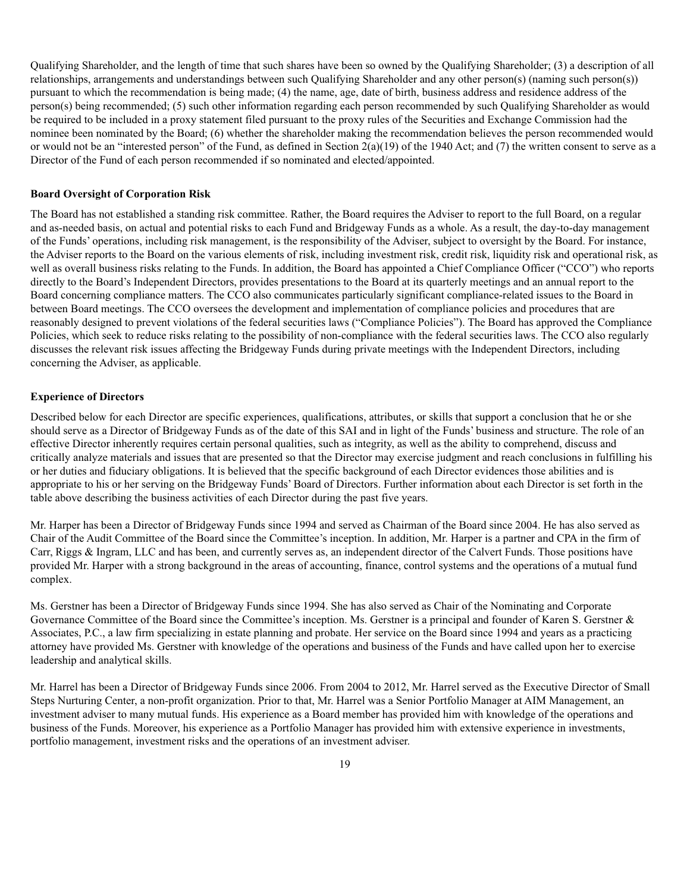Qualifying Shareholder, and the length of time that such shares have been so owned by the Qualifying Shareholder; (3) a description of all relationships, arrangements and understandings between such Qualifying Shareholder and any other person(s) (naming such person(s)) pursuant to which the recommendation is being made; (4) the name, age, date of birth, business address and residence address of the person(s) being recommended; (5) such other information regarding each person recommended by such Qualifying Shareholder as would be required to be included in a proxy statement filed pursuant to the proxy rules of the Securities and Exchange Commission had the nominee been nominated by the Board; (6) whether the shareholder making the recommendation believes the person recommended would or would not be an "interested person" of the Fund, as defined in Section 2(a)(19) of the 1940 Act; and (7) the written consent to serve as a Director of the Fund of each person recommended if so nominated and elected/appointed.

**Board Oversight of Corporation Risk**

The Board has not established a standing risk committee. Rather, the Board requires the Adviser to report to the full Board, on a regular and as-needed basis, on actual and potential risks to each Fund and Bridgeway Funds as a whole. As a result, the day-to-day management of the Funds' operations, including risk management, is the responsibility of the Adviser, subject to oversight by the Board. For instance, the Adviser reports to the Board on the various elements of risk, including investment risk, credit risk, liquidity risk and operational risk, as well as overall business risks relating to the Funds. In addition, the Board has appointed a Chief Compliance Officer ("CCO") who reports directly to the Board's Independent Directors, provides presentations to the Board at its quarterly meetings and an annual report to the Board concerning compliance matters. The CCO also communicates particularly significant compliance-related issues to the Board in between Board meetings. The CCO oversees the development and implementation of compliance policies and procedures that are reasonably designed to prevent violations of the federal securities laws ("Compliance Policies"). The Board has approved the Compliance Policies, which seek to reduce risks relating to the possibility of non-compliance with the federal securities laws. The CCO also regularly discusses the relevant risk issues affecting the Bridgeway Funds during private meetings with the Independent Directors, including concerning the Adviser, as applicable.

**Experience of Directors**

Described below for each Director are specific experiences, qualifications, attributes, or skills that support a conclusion that he or she should serve as a Director of Bridgeway Funds as of the date of this SAI and in light of the Funds' business and structure. The role of an effective Director inherently requires certain personal qualities, such as integrity, as well as the ability to comprehend, discuss and critically analyze materials and issues that are presented so that the Director may exercise judgment and reach conclusions in fulfilling his or her duties and fiduciary obligations. It is believed that the specific background of each Director evidences those abilities and is appropriate to his or her serving on the Bridgeway Funds' Board of Directors. Further information about each Director is set forth in the table above describing the business activities of each Director during the past five years.

Mr. Harper has been a Director of Bridgeway Funds since 1994 and served as Chairman of the Board since 2004. He has also served as Chair of the Audit Committee of the Board since the Committee's inception. In addition, Mr. Harper is a partner and CPA in the firm of Carr, Riggs & Ingram, LLC and has been, and currently serves as, an independent director of the Calvert Funds. Those positions have provided Mr. Harper with a strong background in the areas of accounting, finance, control systems and the operations of a mutual fund complex.

Ms. Gerstner has been a Director of Bridgeway Funds since 1994. She has also served as Chair of the Nominating and Corporate Governance Committee of the Board since the Committee's inception. Ms. Gerstner is a principal and founder of Karen S. Gerstner & Associates, P.C., a law firm specializing in estate planning and probate. Her service on the Board since 1994 and years as a practicing attorney have provided Ms. Gerstner with knowledge of the operations and business of the Funds and have called upon her to exercise leadership and analytical skills.

Mr. Harrel has been a Director of Bridgeway Funds since 2006. From 2004 to 2012, Mr. Harrel served as the Executive Director of Small Steps Nurturing Center, a non-profit organization. Prior to that, Mr. Harrel was a Senior Portfolio Manager at AIM Management, an investment adviser to many mutual funds. His experience as a Board member has provided him with knowledge of the operations and business of the Funds. Moreover, his experience as a Portfolio Manager has provided him with extensive experience in investments, portfolio management, investment risks and the operations of an investment adviser.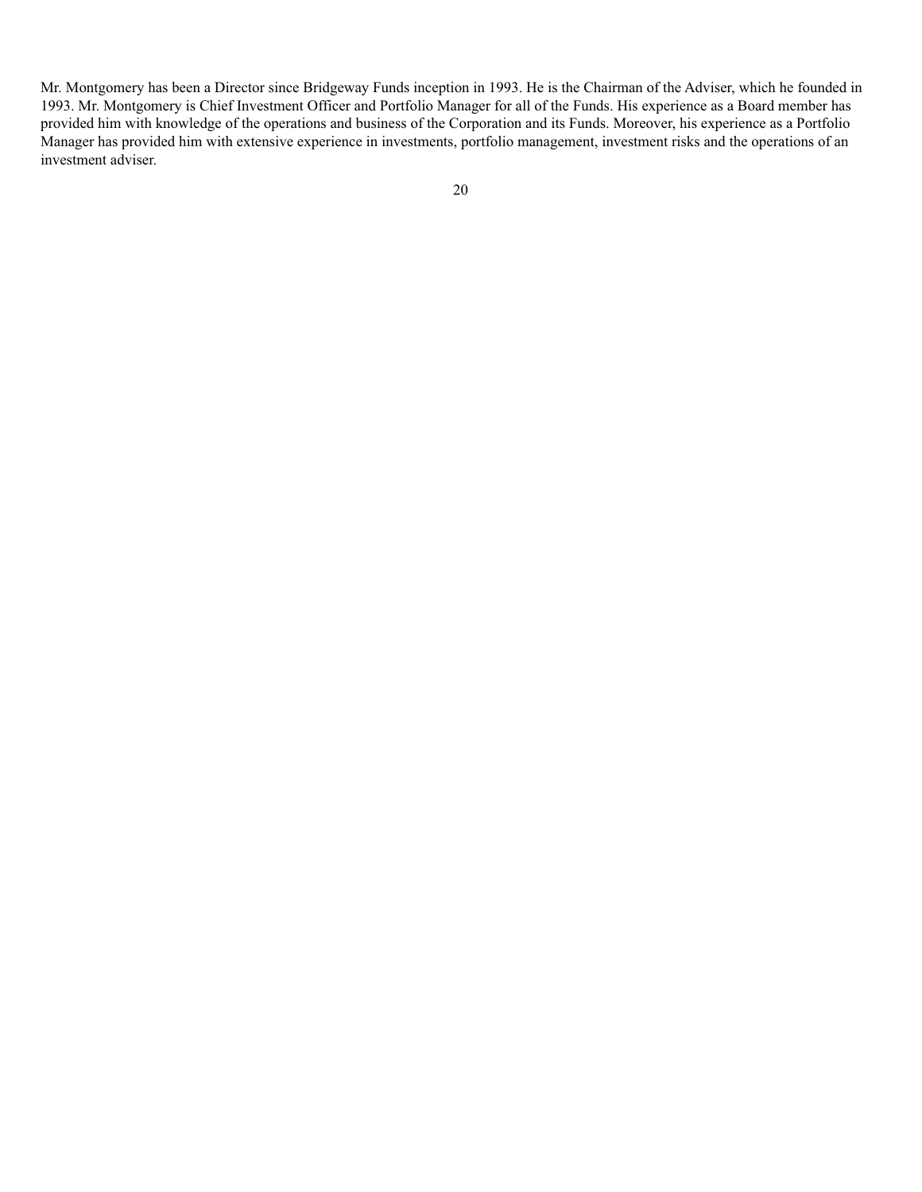Mr. Montgomery has been a Director since Bridgeway Funds inception in 1993. He is the Chairman of the Adviser, which he founded in 1993. Mr. Montgomery is Chief Investment Officer and Portfolio Manager for all of the Funds. His experience as a Board member has provided him with knowledge of the operations and business of the Corporation and its Funds. Moreover, his experience as a Portfolio Manager has provided him with extensive experience in investments, portfolio management, investment risks and the operations of an investment adviser.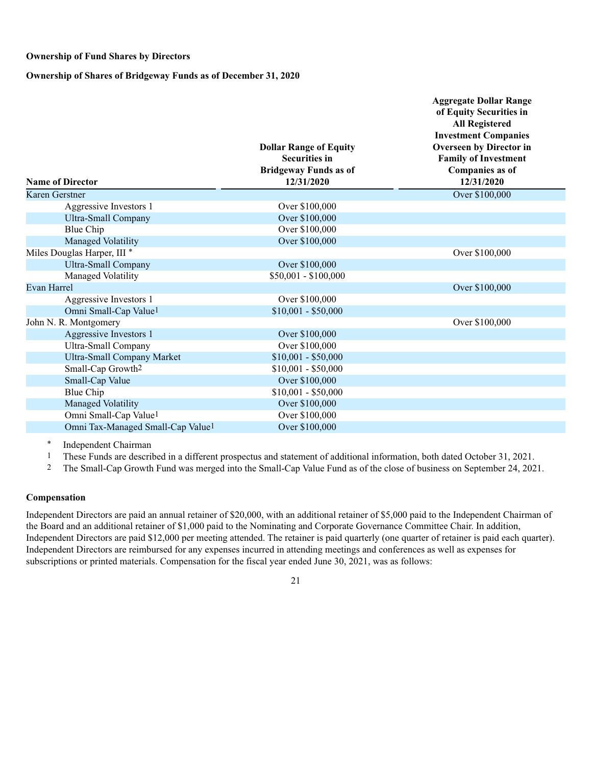**Ownership of Fund Shares by Directors**

**Ownership of Shares of Bridgeway Funds as of December 31, 2020**

| Name of Director | Dollar Range of Equity Securities in Bridgeway Funds as of 12/31/2020 | Aggregate Dollar Range of Equity Securities in All Registered Investment Companies Overseen by Director in Family of Investment Companies as of 12/31/2020 |
|---|---|---|
| Karen Gerstner | | Over $100,000 |
| Aggressive Investors 1 | Over $100,000 | |
| Ultra-Small Company | Over $100,000 | |
| Blue Chip | Over $100,000 | |
| Managed Volatility | Over $100,000 | |
| Miles Douglas Harper, III * | | Over $100,000 |
| Ultra-Small Company | Over $100,000 | |
| Managed Volatility | $50,001 - $100,000 | |
| Evan Harrel | | Over $100,000 |
| Aggressive Investors 1 | Over $100,000 | |
| Omni Small-Cap Value[1] | $10,001 - $50,000 | |
| John N. R. Montgomery | | Over $100,000 |
| Aggressive Investors 1 | Over $100,000 | |
| Ultra-Small Company | Over $100,000 | |
| Ultra-Small Company Market | $10,001 - $50,000 | |
| Small-Cap Growth[2] | $10,001 - $50,000 | |
| Small-Cap Value | Over $100,000 | |
| Blue Chip | $10,001 - $50,000 | |
| Managed Volatility | Over $100,000 | |
| Omni Small-Cap Value[1] | Over $100,000 | |
| Omni Tax-Managed Small-Cap Value[1] | Over $100,000 | |

\* Independent Chairman

[1] These Funds are described in a different prospectus and statement of additional information, both dated October 31, 2021.

[2] The Small-Cap Growth Fund was merged into the Small-Cap Value Fund as of the close of business on September 24, 2021.

**Compensation**

Independent Directors are paid an annual retainer of $20,000, with an additional retainer of $5,000 paid to the Independent Chairman of the Board and an additional retainer of $1,000 paid to the Nominating and Corporate Governance Committee Chair. In addition, Independent Directors are paid $12,000 per meeting attended. The retainer is paid quarterly (one quarter of retainer is paid each quarter). Independent Directors are reimbursed for any expenses incurred in attending meetings and conferences as well as expenses for subscriptions or printed materials. Compensation for the fiscal year ended June 30, 2021, was as follows: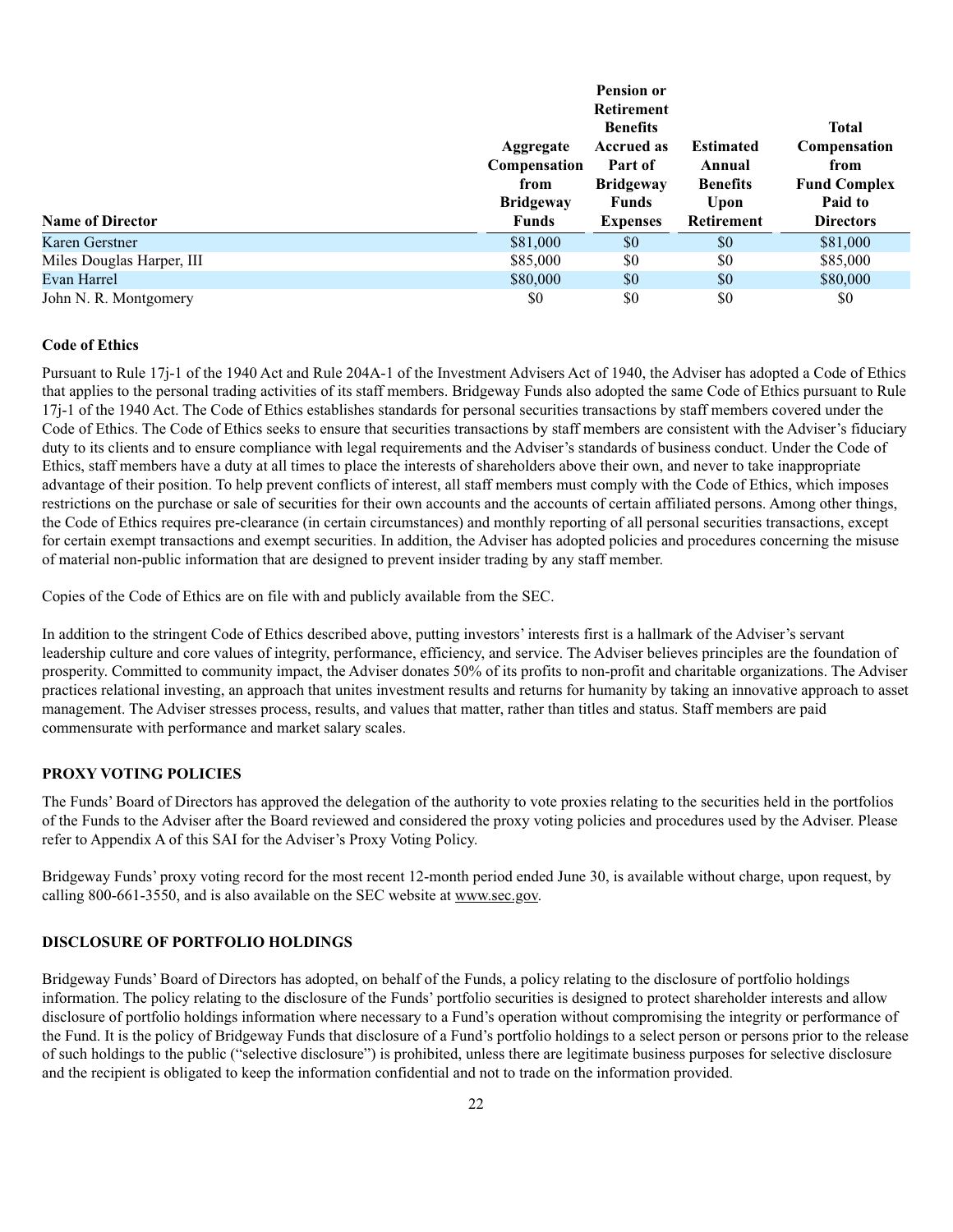| Name of Director | Aggregate Compensation from Bridgeway Funds | Pension or Retirement Benefits Accrued as Part of Bridgeway Funds Expenses | Estimated Annual Benefits Upon Retirement | Total Compensation from Fund Complex Paid to Directors |
|---|---|---|---|---|
| Karen Gerstner | $81,000 | $0 | $0 | $81,000 |
| Miles Douglas Harper, III | $85,000 | $0 | $0 | $85,000 |
| Evan Harrel | $80,000 | $0 | $0 | $80,000 |
| John N. R. Montgomery | $0 | $0 | $0 | $0 |

**Code of Ethics**

Pursuant to Rule 17j-1 of the 1940 Act and Rule 204A-1 of the Investment Advisers Act of 1940, the Adviser has adopted a Code of Ethics that applies to the personal trading activities of its staff members. Bridgeway Funds also adopted the same Code of Ethics pursuant to Rule 17j-1 of the 1940 Act. The Code of Ethics establishes standards for personal securities transactions by staff members covered under the Code of Ethics. The Code of Ethics seeks to ensure that securities transactions by staff members are consistent with the Adviser's fiduciary duty to its clients and to ensure compliance with legal requirements and the Adviser's standards of business conduct. Under the Code of Ethics, staff members have a duty at all times to place the interests of shareholders above their own, and never to take inappropriate advantage of their position. To help prevent conflicts of interest, all staff members must comply with the Code of Ethics, which imposes restrictions on the purchase or sale of securities for their own accounts and the accounts of certain affiliated persons. Among other things, the Code of Ethics requires pre-clearance (in certain circumstances) and monthly reporting of all personal securities transactions, except for certain exempt transactions and exempt securities. In addition, the Adviser has adopted policies and procedures concerning the misuse of material non-public information that are designed to prevent insider trading by any staff member.

Copies of the Code of Ethics are on file with and publicly available from the SEC.

In addition to the stringent Code of Ethics described above, putting investors' interests first is a hallmark of the Adviser's servant leadership culture and core values of integrity, performance, efficiency, and service. The Adviser believes principles are the foundation of prosperity. Committed to community impact, the Adviser donates 50% of its profits to non-profit and charitable organizations. The Adviser practices relational investing, an approach that unites investment results and returns for humanity by taking an innovative approach to asset management. The Adviser stresses process, results, and values that matter, rather than titles and status. Staff members are paid commensurate with performance and market salary scales.

## PROXY VOTING POLICIES

The Funds' Board of Directors has approved the delegation of the authority to vote proxies relating to the securities held in the portfolios of the Funds to the Adviser after the Board reviewed and considered the proxy voting policies and procedures used by the Adviser. Please refer to Appendix A of this SAI for the Adviser's Proxy Voting Policy.

Bridgeway Funds' proxy voting record for the most recent 12-month period ended June 30, is available without charge, upon request, by calling 800-661-3550, and is also available on the SEC website at www.sec.gov.

## DISCLOSURE OF PORTFOLIO HOLDINGS

Bridgeway Funds' Board of Directors has adopted, on behalf of the Funds, a policy relating to the disclosure of portfolio holdings information. The policy relating to the disclosure of the Funds' portfolio securities is designed to protect shareholder interests and allow disclosure of portfolio holdings information where necessary to a Fund's operation without compromising the integrity or performance of the Fund. It is the policy of Bridgeway Funds that disclosure of a Fund's portfolio holdings to a select person or persons prior to the release of such holdings to the public ("selective disclosure") is prohibited, unless there are legitimate business purposes for selective disclosure and the recipient is obligated to keep the information confidential and not to trade on the information provided.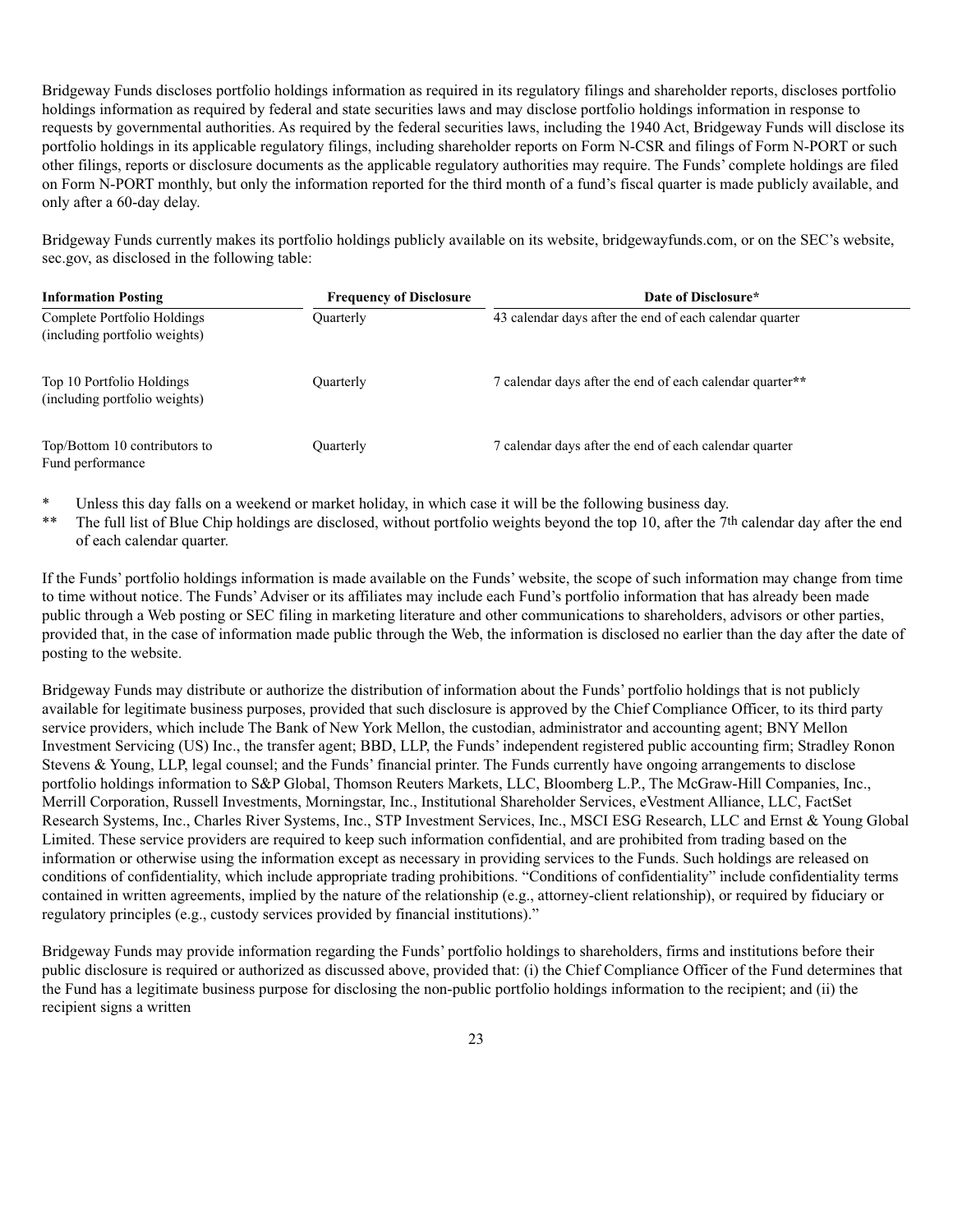Bridgeway Funds discloses portfolio holdings information as required in its regulatory filings and shareholder reports, discloses portfolio holdings information as required by federal and state securities laws and may disclose portfolio holdings information in response to requests by governmental authorities. As required by the federal securities laws, including the 1940 Act, Bridgeway Funds will disclose its portfolio holdings in its applicable regulatory filings, including shareholder reports on Form N-CSR and filings of Form N-PORT or such other filings, reports or disclosure documents as the applicable regulatory authorities may require. The Funds' complete holdings are filed on Form N-PORT monthly, but only the information reported for the third month of a fund's fiscal quarter is made publicly available, and only after a 60-day delay.

Bridgeway Funds currently makes its portfolio holdings publicly available on its website, bridgewayfunds.com, or on the SEC's website, sec.gov, as disclosed in the following table:

| Information Posting | Frequency of Disclosure | Date of Disclosure* |
|---|---|---|
| Complete Portfolio Holdings (including portfolio weights) | Quarterly | 43 calendar days after the end of each calendar quarter |
| Top 10 Portfolio Holdings (including portfolio weights) | Quarterly | 7 calendar days after the end of each calendar quarter** |
| Top/Bottom 10 contributors to Fund performance | Quarterly | 7 calendar days after the end of each calendar quarter |

\* Unless this day falls on a weekend or market holiday, in which case it will be the following business day.

\*\* The full list of Blue Chip holdings are disclosed, without portfolio weights beyond the top 10, after the 7th calendar day after the end of each calendar quarter.

If the Funds' portfolio holdings information is made available on the Funds' website, the scope of such information may change from time to time without notice. The Funds' Adviser or its affiliates may include each Fund's portfolio information that has already been made public through a Web posting or SEC filing in marketing literature and other communications to shareholders, advisors or other parties, provided that, in the case of information made public through the Web, the information is disclosed no earlier than the day after the date of posting to the website.

Bridgeway Funds may distribute or authorize the distribution of information about the Funds' portfolio holdings that is not publicly available for legitimate business purposes, provided that such disclosure is approved by the Chief Compliance Officer, to its third party service providers, which include The Bank of New York Mellon, the custodian, administrator and accounting agent; BNY Mellon Investment Servicing (US) Inc., the transfer agent; BBD, LLP, the Funds' independent registered public accounting firm; Stradley Ronon Stevens & Young, LLP, legal counsel; and the Funds' financial printer. The Funds currently have ongoing arrangements to disclose portfolio holdings information to S&P Global, Thomson Reuters Markets, LLC, Bloomberg L.P., The McGraw-Hill Companies, Inc., Merrill Corporation, Russell Investments, Morningstar, Inc., Institutional Shareholder Services, eVestment Alliance, LLC, FactSet Research Systems, Inc., Charles River Systems, Inc., STP Investment Services, Inc., MSCI ESG Research, LLC and Ernst & Young Global Limited. These service providers are required to keep such information confidential, and are prohibited from trading based on the information or otherwise using the information except as necessary in providing services to the Funds. Such holdings are released on conditions of confidentiality, which include appropriate trading prohibitions. "Conditions of confidentiality" include confidentiality terms contained in written agreements, implied by the nature of the relationship (e.g., attorney-client relationship), or required by fiduciary or regulatory principles (e.g., custody services provided by financial institutions)."

Bridgeway Funds may provide information regarding the Funds' portfolio holdings to shareholders, firms and institutions before their public disclosure is required or authorized as discussed above, provided that: (i) the Chief Compliance Officer of the Fund determines that the Fund has a legitimate business purpose for disclosing the non-public portfolio holdings information to the recipient; and (ii) the recipient signs a written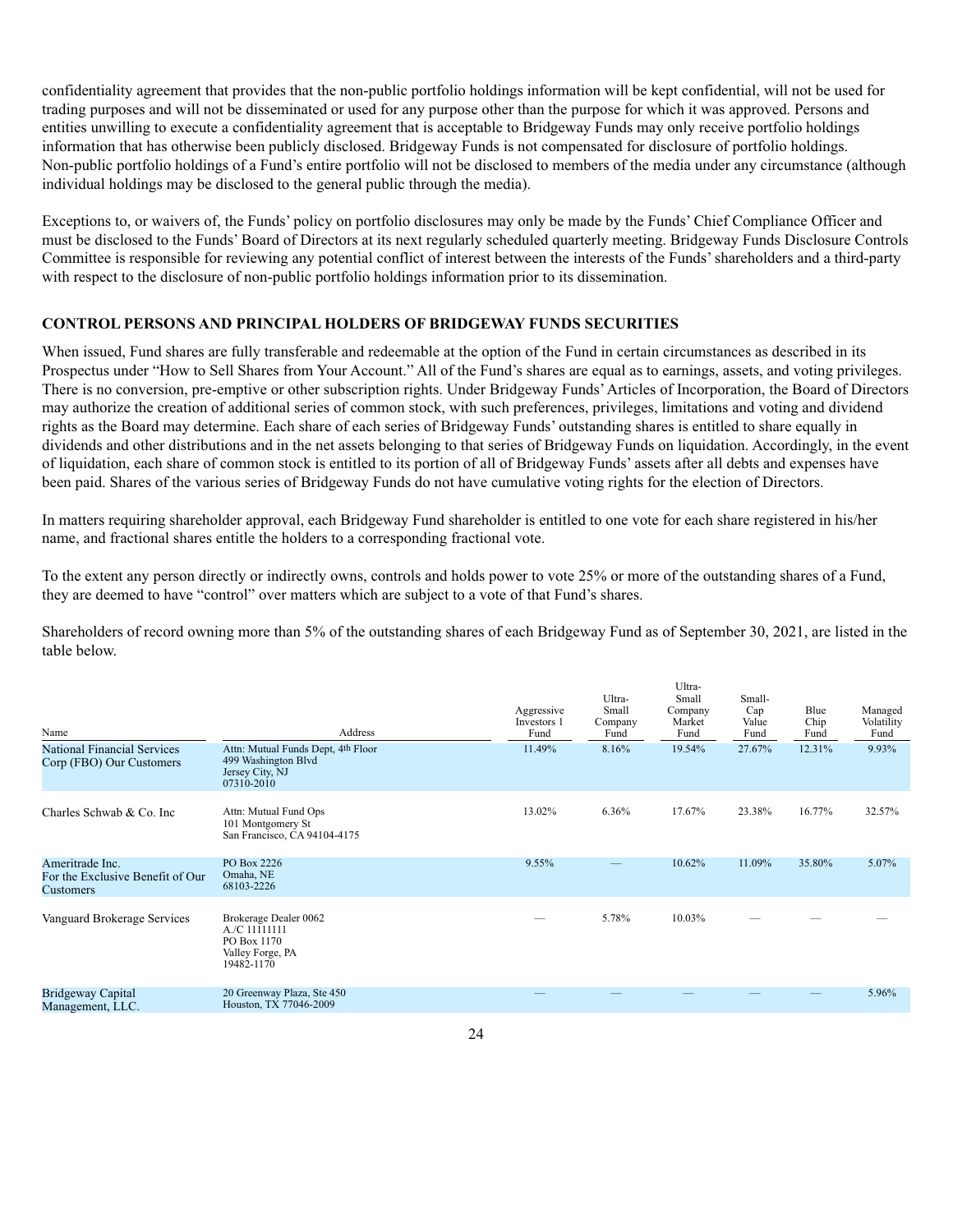confidentiality agreement that provides that the non-public portfolio holdings information will be kept confidential, will not be used for trading purposes and will not be disseminated or used for any purpose other than the purpose for which it was approved. Persons and entities unwilling to execute a confidentiality agreement that is acceptable to Bridgeway Funds may only receive portfolio holdings information that has otherwise been publicly disclosed. Bridgeway Funds is not compensated for disclosure of portfolio holdings. Non-public portfolio holdings of a Fund's entire portfolio will not be disclosed to members of the media under any circumstance (although individual holdings may be disclosed to the general public through the media).

Exceptions to, or waivers of, the Funds' policy on portfolio disclosures may only be made by the Funds' Chief Compliance Officer and must be disclosed to the Funds' Board of Directors at its next regularly scheduled quarterly meeting. Bridgeway Funds Disclosure Controls Committee is responsible for reviewing any potential conflict of interest between the interests of the Funds' shareholders and a third-party with respect to the disclosure of non-public portfolio holdings information prior to its dissemination.

## CONTROL PERSONS AND PRINCIPAL HOLDERS OF BRIDGEWAY FUNDS SECURITIES

When issued, Fund shares are fully transferable and redeemable at the option of the Fund in certain circumstances as described in its Prospectus under "How to Sell Shares from Your Account." All of the Fund's shares are equal as to earnings, assets, and voting privileges. There is no conversion, pre-emptive or other subscription rights. Under Bridgeway Funds' Articles of Incorporation, the Board of Directors may authorize the creation of additional series of common stock, with such preferences, privileges, limitations and voting and dividend rights as the Board may determine. Each share of each series of Bridgeway Funds' outstanding shares is entitled to share equally in dividends and other distributions and in the net assets belonging to that series of Bridgeway Funds on liquidation. Accordingly, in the event of liquidation, each share of common stock is entitled to its portion of all of Bridgeway Funds' assets after all debts and expenses have been paid. Shares of the various series of Bridgeway Funds do not have cumulative voting rights for the election of Directors.

In matters requiring shareholder approval, each Bridgeway Fund shareholder is entitled to one vote for each share registered in his/her name, and fractional shares entitle the holders to a corresponding fractional vote.

To the extent any person directly or indirectly owns, controls and holds power to vote 25% or more of the outstanding shares of a Fund, they are deemed to have "control" over matters which are subject to a vote of that Fund's shares.

Shareholders of record owning more than 5% of the outstanding shares of each Bridgeway Fund as of September 30, 2021, are listed in the table below.

| Name | Address | Aggressive Investors 1 Fund | Ultra-Small Company Fund | Ultra-Small Company Market Fund | Small-Cap Value Fund | Blue Chip Fund | Managed Volatility Fund |
|---|---|---|---|---|---|---|---|
| National Financial Services Corp (FBO) Our Customers | Attn: Mutual Funds Dept, 4th Floor 499 Washington Blvd Jersey City, NJ 07310-2010 | 11.49% | 8.16% | 19.54% | 27.67% | 12.31% | 9.93% |
| Charles Schwab & Co. Inc | Attn: Mutual Fund Ops 101 Montgomery St San Francisco, CA 94104-4175 | 13.02% | 6.36% | 17.67% | 23.38% | 16.77% | 32.57% |
| Ameritrade Inc. For the Exclusive Benefit of Our Customers | PO Box 2226 Omaha, NE 68103-2226 | 9.55% | — | 10.62% | 11.09% | 35.80% | 5.07% |
| Vanguard Brokerage Services | Brokerage Dealer 0062 A./C 11111111 PO Box 1170 Valley Forge, PA 19482-1170 | — | 5.78% | 10.03% | — | — | — |
| Bridgeway Capital Management, LLC. | 20 Greenway Plaza, Ste 450 Houston, TX 77046-2009 | — | — | — | — | — | 5.96% |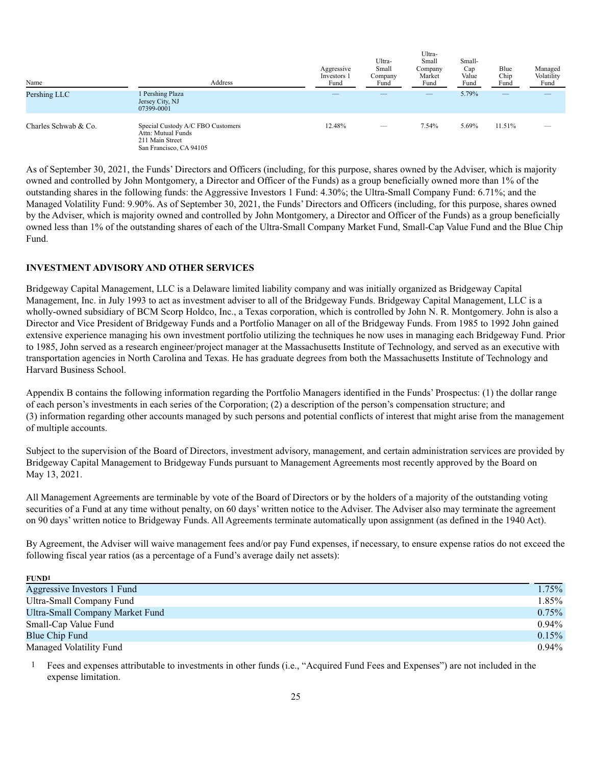| Name | Address | Aggressive Investors 1 Fund | Ultra-Small Company Fund | Ultra-Small Company Market Fund | Small-Cap Value Fund | Blue Chip Fund | Managed Volatility Fund |
|---|---|---|---|---|---|---|---|
| Pershing LLC | 1 Pershing Plaza Jersey City, NJ 07399-0001 | — | — | — | 5.79% | — | — |
| Charles Schwab & Co. | Special Custody A/C FBO Customers Attn: Mutual Funds 211 Main Street San Francisco, CA 94105 | 12.48% | — | 7.54% | 5.69% | 11.51% | — |

As of September 30, 2021, the Funds' Directors and Officers (including, for this purpose, shares owned by the Adviser, which is majority owned and controlled by John Montgomery, a Director and Officer of the Funds) as a group beneficially owned more than 1% of the outstanding shares in the following funds: the Aggressive Investors 1 Fund: 4.30%; the Ultra-Small Company Fund: 6.71%; and the Managed Volatility Fund: 9.90%. As of September 30, 2021, the Funds' Directors and Officers (including, for this purpose, shares owned by the Adviser, which is majority owned and controlled by John Montgomery, a Director and Officer of the Funds) as a group beneficially owned less than 1% of the outstanding shares of each of the Ultra-Small Company Market Fund, Small-Cap Value Fund and the Blue Chip Fund.

## INVESTMENT ADVISORY AND OTHER SERVICES

Bridgeway Capital Management, LLC is a Delaware limited liability company and was initially organized as Bridgeway Capital Management, Inc. in July 1993 to act as investment adviser to all of the Bridgeway Funds. Bridgeway Capital Management, LLC is a wholly-owned subsidiary of BCM Scorp Holdco, Inc., a Texas corporation, which is controlled by John N. R. Montgomery. John is also a Director and Vice President of Bridgeway Funds and a Portfolio Manager on all of the Bridgeway Funds. From 1985 to 1992 John gained extensive experience managing his own investment portfolio utilizing the techniques he now uses in managing each Bridgeway Fund. Prior to 1985, John served as a research engineer/project manager at the Massachusetts Institute of Technology, and served as an executive with transportation agencies in North Carolina and Texas. He has graduate degrees from both the Massachusetts Institute of Technology and Harvard Business School.

Appendix B contains the following information regarding the Portfolio Managers identified in the Funds' Prospectus: (1) the dollar range of each person's investments in each series of the Corporation; (2) a description of the person's compensation structure; and (3) information regarding other accounts managed by such persons and potential conflicts of interest that might arise from the management of multiple accounts.

Subject to the supervision of the Board of Directors, investment advisory, management, and certain administration services are provided by Bridgeway Capital Management to Bridgeway Funds pursuant to Management Agreements most recently approved by the Board on May 13, 2021.

All Management Agreements are terminable by vote of the Board of Directors or by the holders of a majority of the outstanding voting securities of a Fund at any time without penalty, on 60 days' written notice to the Adviser. The Adviser also may terminate the agreement on 90 days' written notice to Bridgeway Funds. All Agreements terminate automatically upon assignment (as defined in the 1940 Act).

By Agreement, the Adviser will waive management fees and/or pay Fund expenses, if necessary, to ensure expense ratios do not exceed the following fiscal year ratios (as a percentage of a Fund's average daily net assets):

| FUND[1] | |
|---|---|
| Aggressive Investors 1 Fund | 1.75% |
| Ultra-Small Company Fund | 1.85% |
| Ultra-Small Company Market Fund | 0.75% |
| Small-Cap Value Fund | 0.94% |
| Blue Chip Fund | 0.15% |
| Managed Volatility Fund | 0.94% |

[1] Fees and expenses attributable to investments in other funds (i.e., "Acquired Fund Fees and Expenses") are not included in the expense limitation.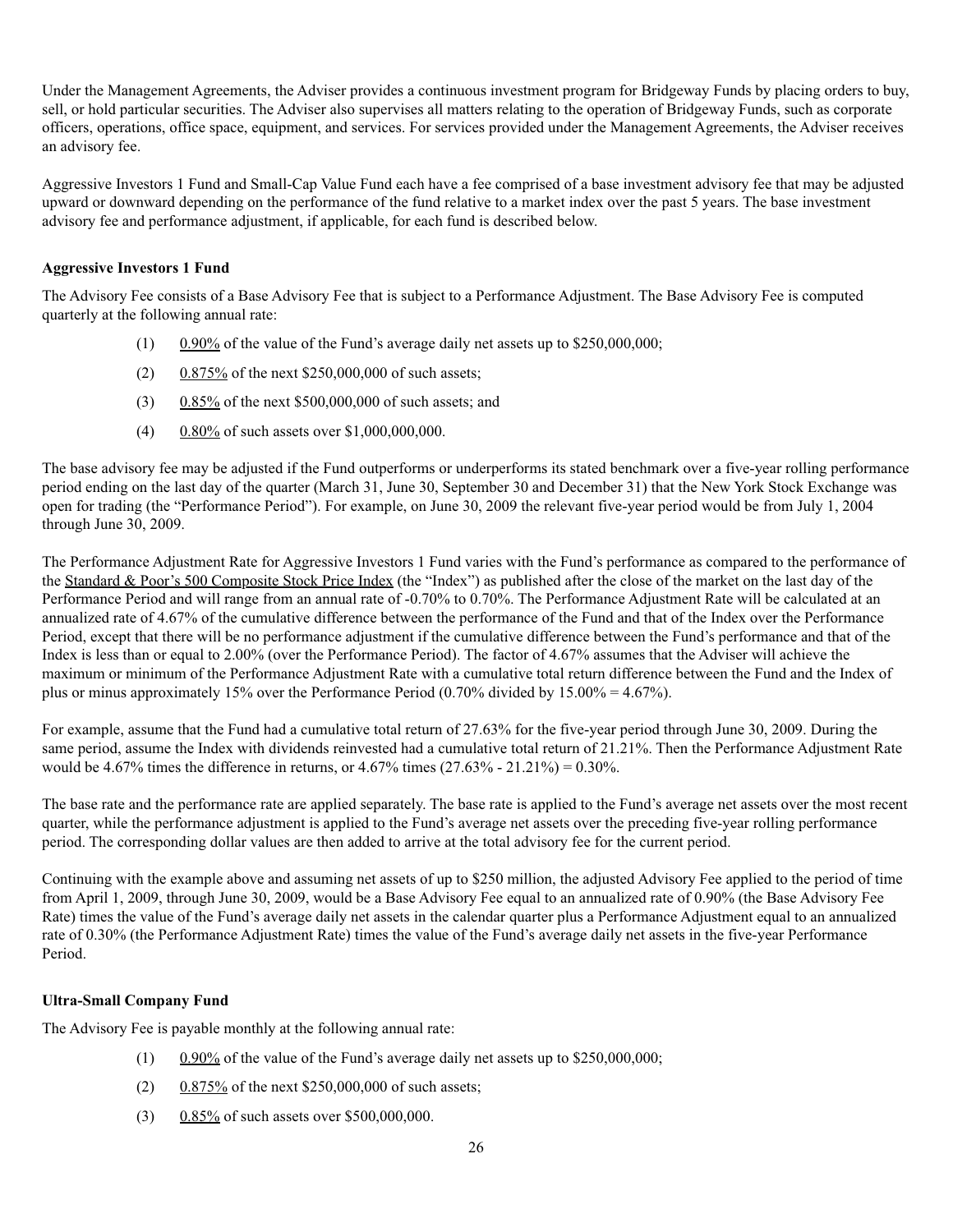Under the Management Agreements, the Adviser provides a continuous investment program for Bridgeway Funds by placing orders to buy, sell, or hold particular securities. The Adviser also supervises all matters relating to the operation of Bridgeway Funds, such as corporate officers, operations, office space, equipment, and services. For services provided under the Management Agreements, the Adviser receives an advisory fee.

Aggressive Investors 1 Fund and Small-Cap Value Fund each have a fee comprised of a base investment advisory fee that may be adjusted upward or downward depending on the performance of the fund relative to a market index over the past 5 years. The base investment advisory fee and performance adjustment, if applicable, for each fund is described below.

**Aggressive Investors 1 Fund**

The Advisory Fee consists of a Base Advisory Fee that is subject to a Performance Adjustment. The Base Advisory Fee is computed quarterly at the following annual rate:

(1) 0.90% of the value of the Fund's average daily net assets up to $250,000,000;

(2) 0.875% of the next $250,000,000 of such assets;

(3) 0.85% of the next $500,000,000 of such assets; and

(4) 0.80% of such assets over $1,000,000,000.

The base advisory fee may be adjusted if the Fund outperforms or underperforms its stated benchmark over a five-year rolling performance period ending on the last day of the quarter (March 31, June 30, September 30 and December 31) that the New York Stock Exchange was open for trading (the "Performance Period"). For example, on June 30, 2009 the relevant five-year period would be from July 1, 2004 through June 30, 2009.

The Performance Adjustment Rate for Aggressive Investors 1 Fund varies with the Fund's performance as compared to the performance of the Standard & Poor's 500 Composite Stock Price Index (the "Index") as published after the close of the market on the last day of the Performance Period and will range from an annual rate of -0.70% to 0.70%. The Performance Adjustment Rate will be calculated at an annualized rate of 4.67% of the cumulative difference between the performance of the Fund and that of the Index over the Performance Period, except that there will be no performance adjustment if the cumulative difference between the Fund's performance and that of the Index is less than or equal to 2.00% (over the Performance Period). The factor of 4.67% assumes that the Adviser will achieve the maximum or minimum of the Performance Adjustment Rate with a cumulative total return difference between the Fund and the Index of plus or minus approximately 15% over the Performance Period (0.70% divided by 15.00% = 4.67%).

For example, assume that the Fund had a cumulative total return of 27.63% for the five-year period through June 30, 2009. During the same period, assume the Index with dividends reinvested had a cumulative total return of 21.21%. Then the Performance Adjustment Rate would be 4.67% times the difference in returns, or 4.67% times (27.63% - 21.21%) = 0.30%.

The base rate and the performance rate are applied separately. The base rate is applied to the Fund's average net assets over the most recent quarter, while the performance adjustment is applied to the Fund's average net assets over the preceding five-year rolling performance period. The corresponding dollar values are then added to arrive at the total advisory fee for the current period.

Continuing with the example above and assuming net assets of up to $250 million, the adjusted Advisory Fee applied to the period of time from April 1, 2009, through June 30, 2009, would be a Base Advisory Fee equal to an annualized rate of 0.90% (the Base Advisory Fee Rate) times the value of the Fund's average daily net assets in the calendar quarter plus a Performance Adjustment equal to an annualized rate of 0.30% (the Performance Adjustment Rate) times the value of the Fund's average daily net assets in the five-year Performance Period.

**Ultra-Small Company Fund**

The Advisory Fee is payable monthly at the following annual rate:

(1) 0.90% of the value of the Fund's average daily net assets up to $250,000,000;

(2) 0.875% of the next $250,000,000 of such assets;

(3) 0.85% of such assets over $500,000,000.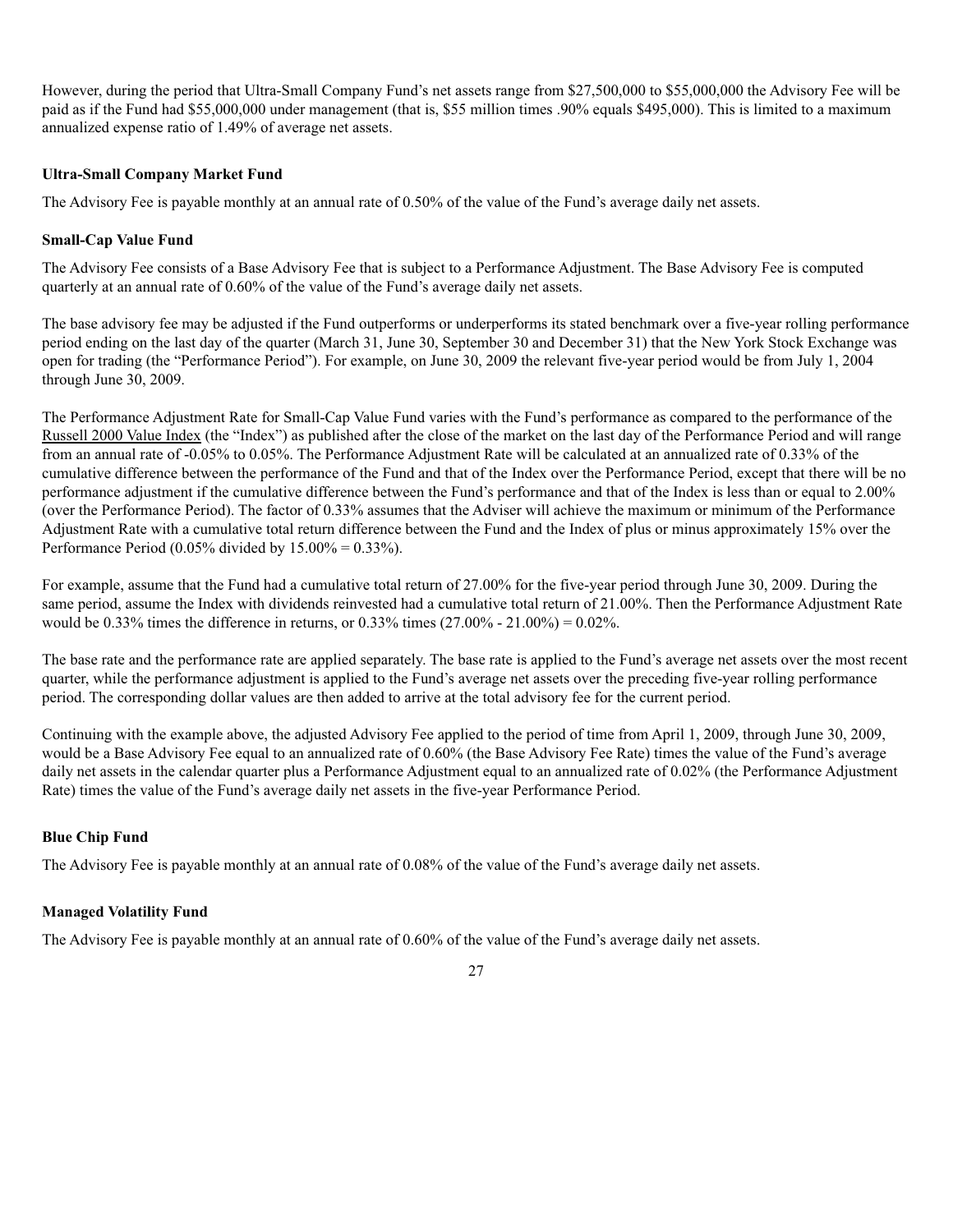However, during the period that Ultra-Small Company Fund's net assets range from $27,500,000 to $55,000,000 the Advisory Fee will be paid as if the Fund had $55,000,000 under management (that is, $55 million times .90% equals $495,000). This is limited to a maximum annualized expense ratio of 1.49% of average net assets.

**Ultra-Small Company Market Fund**

The Advisory Fee is payable monthly at an annual rate of 0.50% of the value of the Fund's average daily net assets.

**Small-Cap Value Fund**

The Advisory Fee consists of a Base Advisory Fee that is subject to a Performance Adjustment. The Base Advisory Fee is computed quarterly at an annual rate of 0.60% of the value of the Fund's average daily net assets.

The base advisory fee may be adjusted if the Fund outperforms or underperforms its stated benchmark over a five-year rolling performance period ending on the last day of the quarter (March 31, June 30, September 30 and December 31) that the New York Stock Exchange was open for trading (the "Performance Period"). For example, on June 30, 2009 the relevant five-year period would be from July 1, 2004 through June 30, 2009.

The Performance Adjustment Rate for Small-Cap Value Fund varies with the Fund's performance as compared to the performance of the Russell 2000 Value Index (the "Index") as published after the close of the market on the last day of the Performance Period and will range from an annual rate of -0.05% to 0.05%. The Performance Adjustment Rate will be calculated at an annualized rate of 0.33% of the cumulative difference between the performance of the Fund and that of the Index over the Performance Period, except that there will be no performance adjustment if the cumulative difference between the Fund's performance and that of the Index is less than or equal to 2.00% (over the Performance Period). The factor of 0.33% assumes that the Adviser will achieve the maximum or minimum of the Performance Adjustment Rate with a cumulative total return difference between the Fund and the Index of plus or minus approximately 15% over the Performance Period (0.05% divided by 15.00% = 0.33%).

For example, assume that the Fund had a cumulative total return of 27.00% for the five-year period through June 30, 2009. During the same period, assume the Index with dividends reinvested had a cumulative total return of 21.00%. Then the Performance Adjustment Rate would be 0.33% times the difference in returns, or 0.33% times (27.00% - 21.00%) = 0.02%.

The base rate and the performance rate are applied separately. The base rate is applied to the Fund's average net assets over the most recent quarter, while the performance adjustment is applied to the Fund's average net assets over the preceding five-year rolling performance period. The corresponding dollar values are then added to arrive at the total advisory fee for the current period.

Continuing with the example above, the adjusted Advisory Fee applied to the period of time from April 1, 2009, through June 30, 2009, would be a Base Advisory Fee equal to an annualized rate of 0.60% (the Base Advisory Fee Rate) times the value of the Fund's average daily net assets in the calendar quarter plus a Performance Adjustment equal to an annualized rate of 0.02% (the Performance Adjustment Rate) times the value of the Fund's average daily net assets in the five-year Performance Period.

**Blue Chip Fund**

The Advisory Fee is payable monthly at an annual rate of 0.08% of the value of the Fund's average daily net assets.

**Managed Volatility Fund**

The Advisory Fee is payable monthly at an annual rate of 0.60% of the value of the Fund's average daily net assets.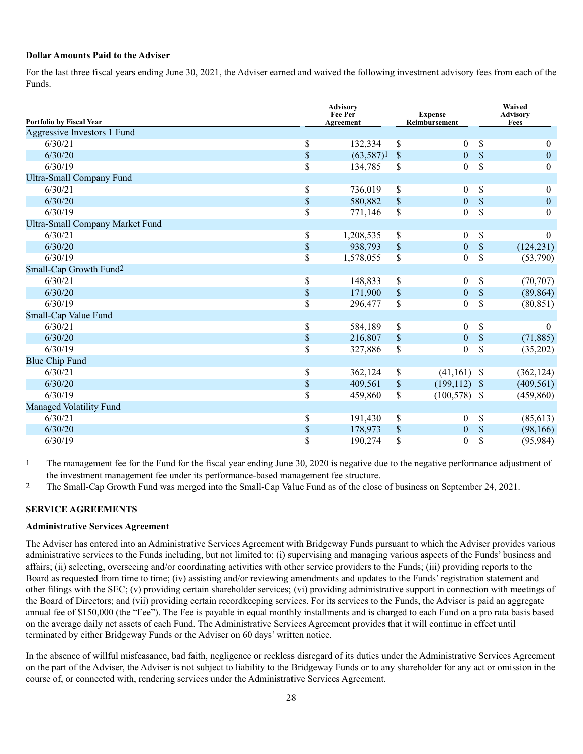**Dollar Amounts Paid to the Adviser**

For the last three fiscal years ending June 30, 2021, the Adviser earned and waived the following investment advisory fees from each of the Funds.

| Portfolio by Fiscal Year | Advisory Fee Per Agreement | Expense Reimbursement | Waived Advisory Fees |
|---|---|---|---|
| Aggressive Investors 1 Fund | | | |
| 6/30/21 | $ 132,334 | $ 0 | $ 0 |
| 6/30/20 | $ (63,587)[1] | $ 0 | $ 0 |
| 6/30/19 | $ 134,785 | $ 0 | $ 0 |
| Ultra-Small Company Fund | | | |
| 6/30/21 | $ 736,019 | $ 0 | $ 0 |
| 6/30/20 | $ 580,882 | $ 0 | $ 0 |
| 6/30/19 | $ 771,146 | $ 0 | $ 0 |
| Ultra-Small Company Market Fund | | | |
| 6/30/21 | $ 1,208,535 | $ 0 | $ 0 |
| 6/30/20 | $ 938,793 | $ 0 | $ (124,231) |
| 6/30/19 | $ 1,578,055 | $ 0 | $ (53,790) |
| Small-Cap Growth Fund[2] | | | |
| 6/30/21 | $ 148,833 | $ 0 | $ (70,707) |
| 6/30/20 | $ 171,900 | $ 0 | $ (89,864) |
| 6/30/19 | $ 296,477 | $ 0 | $ (80,851) |
| Small-Cap Value Fund | | | |
| 6/30/21 | $ 584,189 | $ 0 | $ 0 |
| 6/30/20 | $ 216,807 | $ 0 | $ (71,885) |
| 6/30/19 | $ 327,886 | $ 0 | $ (35,202) |
| Blue Chip Fund | | | |
| 6/30/21 | $ 362,124 | $ (41,161) | $ (362,124) |
| 6/30/20 | $ 409,561 | $ (199,112) | $ (409,561) |
| 6/30/19 | $ 459,860 | $ (100,578) | $ (459,860) |
| Managed Volatility Fund | | | |
| 6/30/21 | $ 191,430 | $ 0 | $ (85,613) |
| 6/30/20 | $ 178,973 | $ 0 | $ (98,166) |
| 6/30/19 | $ 190,274 | $ 0 | $ (95,984) |

1 The management fee for the Fund for the fiscal year ending June 30, 2020 is negative due to the negative performance adjustment of the investment management fee under its performance-based management fee structure.

2 The Small-Cap Growth Fund was merged into the Small-Cap Value Fund as of the close of business on September 24, 2021.

## SERVICE AGREEMENTS

**Administrative Services Agreement**

The Adviser has entered into an Administrative Services Agreement with Bridgeway Funds pursuant to which the Adviser provides various administrative services to the Funds including, but not limited to: (i) supervising and managing various aspects of the Funds' business and affairs; (ii) selecting, overseeing and/or coordinating activities with other service providers to the Funds; (iii) providing reports to the Board as requested from time to time; (iv) assisting and/or reviewing amendments and updates to the Funds' registration statement and other filings with the SEC; (v) providing certain shareholder services; (vi) providing administrative support in connection with meetings of the Board of Directors; and (vii) providing certain recordkeeping services. For its services to the Funds, the Adviser is paid an aggregate annual fee of $150,000 (the "Fee"). The Fee is payable in equal monthly installments and is charged to each Fund on a pro rata basis based on the average daily net assets of each Fund. The Administrative Services Agreement provides that it will continue in effect until terminated by either Bridgeway Funds or the Adviser on 60 days' written notice.

In the absence of willful misfeasance, bad faith, negligence or reckless disregard of its duties under the Administrative Services Agreement on the part of the Adviser, the Adviser is not subject to liability to the Bridgeway Funds or to any shareholder for any act or omission in the course of, or connected with, rendering services under the Administrative Services Agreement.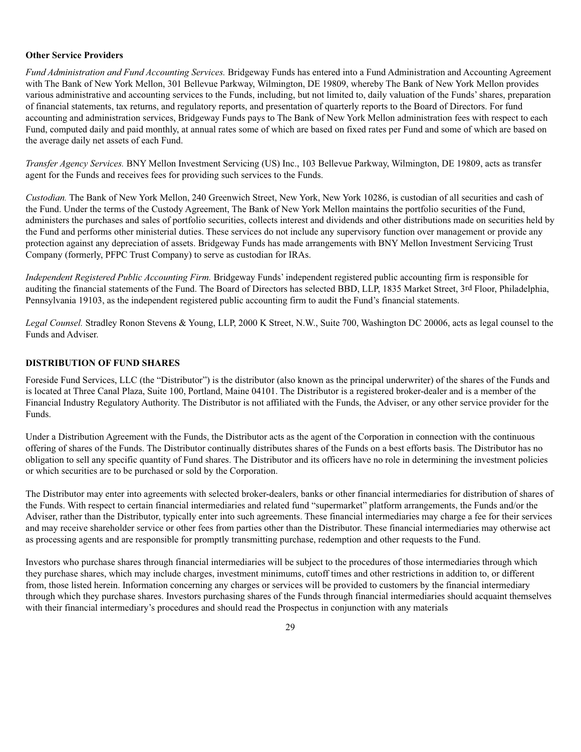**Other Service Providers**

*Fund Administration and Fund Accounting Services.* Bridgeway Funds has entered into a Fund Administration and Accounting Agreement with The Bank of New York Mellon, 301 Bellevue Parkway, Wilmington, DE 19809, whereby The Bank of New York Mellon provides various administrative and accounting services to the Funds, including, but not limited to, daily valuation of the Funds' shares, preparation of financial statements, tax returns, and regulatory reports, and presentation of quarterly reports to the Board of Directors. For fund accounting and administration services, Bridgeway Funds pays to The Bank of New York Mellon administration fees with respect to each Fund, computed daily and paid monthly, at annual rates some of which are based on fixed rates per Fund and some of which are based on the average daily net assets of each Fund.

*Transfer Agency Services.* BNY Mellon Investment Servicing (US) Inc., 103 Bellevue Parkway, Wilmington, DE 19809, acts as transfer agent for the Funds and receives fees for providing such services to the Funds.

*Custodian.* The Bank of New York Mellon, 240 Greenwich Street, New York, New York 10286, is custodian of all securities and cash of the Fund. Under the terms of the Custody Agreement, The Bank of New York Mellon maintains the portfolio securities of the Fund, administers the purchases and sales of portfolio securities, collects interest and dividends and other distributions made on securities held by the Fund and performs other ministerial duties. These services do not include any supervisory function over management or provide any protection against any depreciation of assets. Bridgeway Funds has made arrangements with BNY Mellon Investment Servicing Trust Company (formerly, PFPC Trust Company) to serve as custodian for IRAs.

*Independent Registered Public Accounting Firm.* Bridgeway Funds' independent registered public accounting firm is responsible for auditing the financial statements of the Fund. The Board of Directors has selected BBD, LLP, 1835 Market Street, 3rd Floor, Philadelphia, Pennsylvania 19103, as the independent registered public accounting firm to audit the Fund's financial statements.

*Legal Counsel.* Stradley Ronon Stevens & Young, LLP, 2000 K Street, N.W., Suite 700, Washington DC 20006, acts as legal counsel to the Funds and Adviser.

## DISTRIBUTION OF FUND SHARES

Foreside Fund Services, LLC (the "Distributor") is the distributor (also known as the principal underwriter) of the shares of the Funds and is located at Three Canal Plaza, Suite 100, Portland, Maine 04101. The Distributor is a registered broker-dealer and is a member of the Financial Industry Regulatory Authority. The Distributor is not affiliated with the Funds, the Adviser, or any other service provider for the Funds.

Under a Distribution Agreement with the Funds, the Distributor acts as the agent of the Corporation in connection with the continuous offering of shares of the Funds. The Distributor continually distributes shares of the Funds on a best efforts basis. The Distributor has no obligation to sell any specific quantity of Fund shares. The Distributor and its officers have no role in determining the investment policies or which securities are to be purchased or sold by the Corporation.

The Distributor may enter into agreements with selected broker-dealers, banks or other financial intermediaries for distribution of shares of the Funds. With respect to certain financial intermediaries and related fund "supermarket" platform arrangements, the Funds and/or the Adviser, rather than the Distributor, typically enter into such agreements. These financial intermediaries may charge a fee for their services and may receive shareholder service or other fees from parties other than the Distributor. These financial intermediaries may otherwise act as processing agents and are responsible for promptly transmitting purchase, redemption and other requests to the Fund.

Investors who purchase shares through financial intermediaries will be subject to the procedures of those intermediaries through which they purchase shares, which may include charges, investment minimums, cutoff times and other restrictions in addition to, or different from, those listed herein. Information concerning any charges or services will be provided to customers by the financial intermediary through which they purchase shares. Investors purchasing shares of the Funds through financial intermediaries should acquaint themselves with their financial intermediary's procedures and should read the Prospectus in conjunction with any materials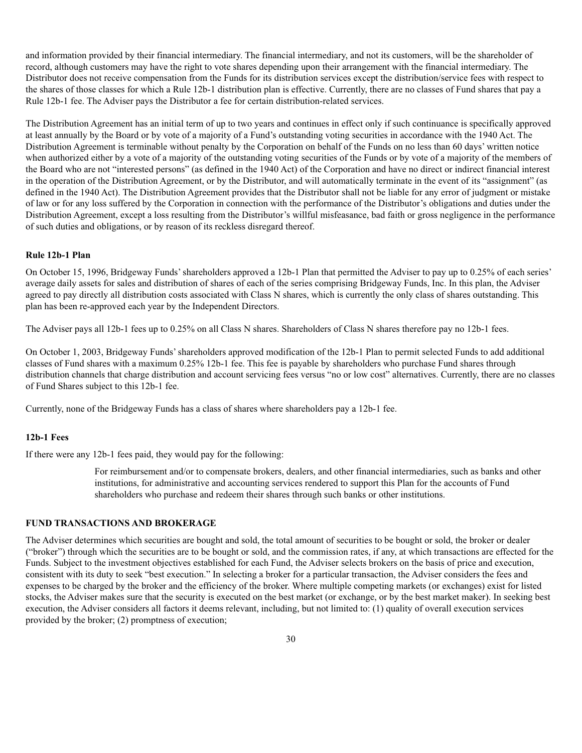and information provided by their financial intermediary. The financial intermediary, and not its customers, will be the shareholder of record, although customers may have the right to vote shares depending upon their arrangement with the financial intermediary. The Distributor does not receive compensation from the Funds for its distribution services except the distribution/service fees with respect to the shares of those classes for which a Rule 12b-1 distribution plan is effective. Currently, there are no classes of Fund shares that pay a Rule 12b-1 fee. The Adviser pays the Distributor a fee for certain distribution-related services.

The Distribution Agreement has an initial term of up to two years and continues in effect only if such continuance is specifically approved at least annually by the Board or by vote of a majority of a Fund's outstanding voting securities in accordance with the 1940 Act. The Distribution Agreement is terminable without penalty by the Corporation on behalf of the Funds on no less than 60 days' written notice when authorized either by a vote of a majority of the outstanding voting securities of the Funds or by vote of a majority of the members of the Board who are not "interested persons" (as defined in the 1940 Act) of the Corporation and have no direct or indirect financial interest in the operation of the Distribution Agreement, or by the Distributor, and will automatically terminate in the event of its "assignment" (as defined in the 1940 Act). The Distribution Agreement provides that the Distributor shall not be liable for any error of judgment or mistake of law or for any loss suffered by the Corporation in connection with the performance of the Distributor's obligations and duties under the Distribution Agreement, except a loss resulting from the Distributor's willful misfeasance, bad faith or gross negligence in the performance of such duties and obligations, or by reason of its reckless disregard thereof.

**Rule 12b-1 Plan**

On October 15, 1996, Bridgeway Funds' shareholders approved a 12b-1 Plan that permitted the Adviser to pay up to 0.25% of each series' average daily assets for sales and distribution of shares of each of the series comprising Bridgeway Funds, Inc. In this plan, the Adviser agreed to pay directly all distribution costs associated with Class N shares, which is currently the only class of shares outstanding. This plan has been re-approved each year by the Independent Directors.

The Adviser pays all 12b-1 fees up to 0.25% on all Class N shares. Shareholders of Class N shares therefore pay no 12b-1 fees.

On October 1, 2003, Bridgeway Funds' shareholders approved modification of the 12b-1 Plan to permit selected Funds to add additional classes of Fund shares with a maximum 0.25% 12b-1 fee. This fee is payable by shareholders who purchase Fund shares through distribution channels that charge distribution and account servicing fees versus "no or low cost" alternatives. Currently, there are no classes of Fund Shares subject to this 12b-1 fee.

Currently, none of the Bridgeway Funds has a class of shares where shareholders pay a 12b-1 fee.

**12b-1 Fees**

If there were any 12b-1 fees paid, they would pay for the following:

> For reimbursement and/or to compensate brokers, dealers, and other financial intermediaries, such as banks and other institutions, for administrative and accounting services rendered to support this Plan for the accounts of Fund shareholders who purchase and redeem their shares through such banks or other institutions.

**FUND TRANSACTIONS AND BROKERAGE**

The Adviser determines which securities are bought and sold, the total amount of securities to be bought or sold, the broker or dealer ("broker") through which the securities are to be bought or sold, and the commission rates, if any, at which transactions are effected for the Funds. Subject to the investment objectives established for each Fund, the Adviser selects brokers on the basis of price and execution, consistent with its duty to seek "best execution." In selecting a broker for a particular transaction, the Adviser considers the fees and expenses to be charged by the broker and the efficiency of the broker. Where multiple competing markets (or exchanges) exist for listed stocks, the Adviser makes sure that the security is executed on the best market (or exchange, or by the best market maker). In seeking best execution, the Adviser considers all factors it deems relevant, including, but not limited to: (1) quality of overall execution services provided by the broker; (2) promptness of execution;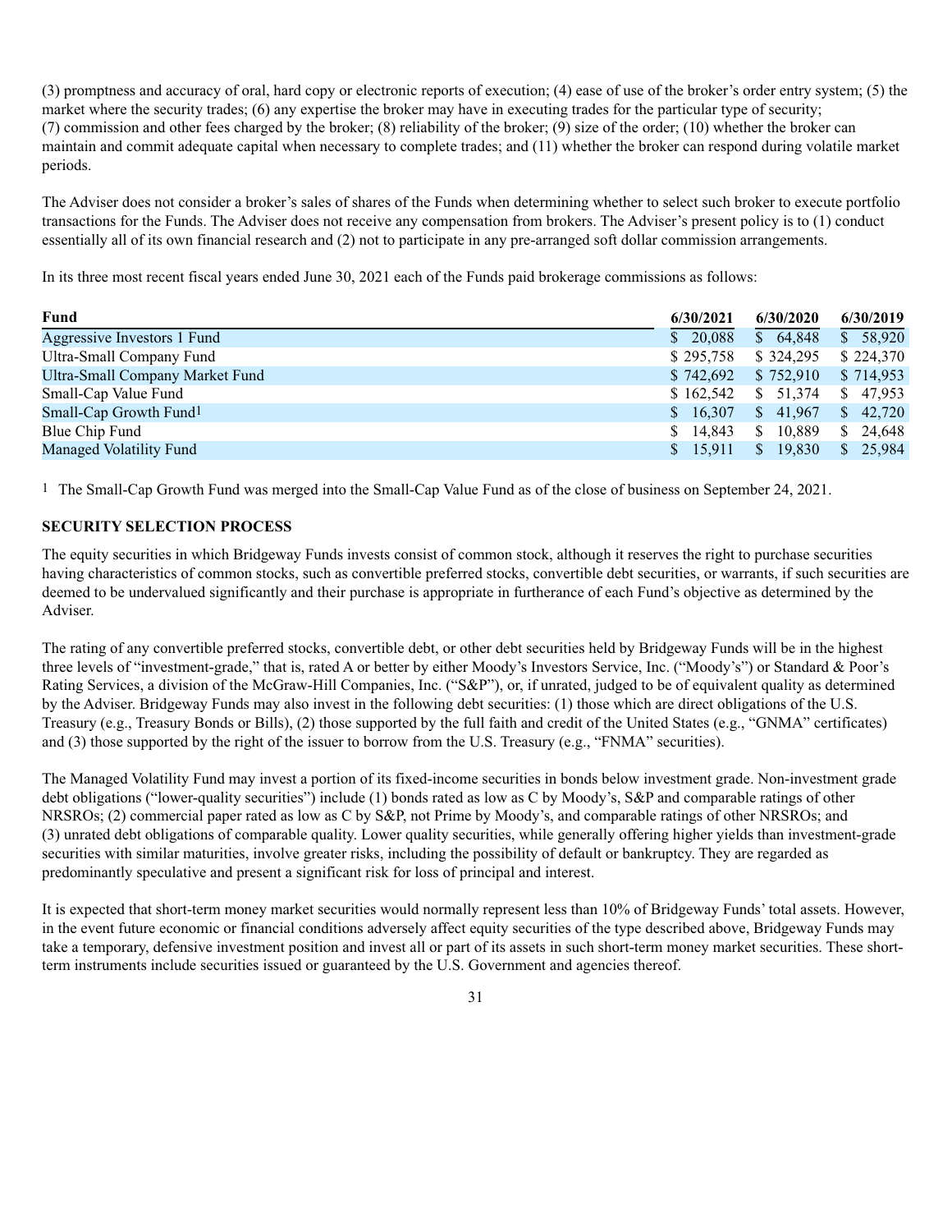(3) promptness and accuracy of oral, hard copy or electronic reports of execution; (4) ease of use of the broker's order entry system; (5) the market where the security trades; (6) any expertise the broker may have in executing trades for the particular type of security; (7) commission and other fees charged by the broker; (8) reliability of the broker; (9) size of the order; (10) whether the broker can maintain and commit adequate capital when necessary to complete trades; and (11) whether the broker can respond during volatile market periods.

The Adviser does not consider a broker's sales of shares of the Funds when determining whether to select such broker to execute portfolio transactions for the Funds. The Adviser does not receive any compensation from brokers. The Adviser's present policy is to (1) conduct essentially all of its own financial research and (2) not to participate in any pre-arranged soft dollar commission arrangements.

In its three most recent fiscal years ended June 30, 2021 each of the Funds paid brokerage commissions as follows:

| Fund | 6/30/2021 | 6/30/2020 | 6/30/2019 |
|---|---|---|---|
| Aggressive Investors 1 Fund | $ 20,088 | $ 64,848 | $ 58,920 |
| Ultra-Small Company Fund | $ 295,758 | $ 324,295 | $ 224,370 |
| Ultra-Small Company Market Fund | $ 742,692 | $ 752,910 | $ 714,953 |
| Small-Cap Value Fund | $ 162,542 | $ 51,374 | $ 47,953 |
| Small-Cap Growth Fund[1] | $ 16,307 | $ 41,967 | $ 42,720 |
| Blue Chip Fund | $ 14,843 | $ 10,889 | $ 24,648 |
| Managed Volatility Fund | $ 15,911 | $ 19,830 | $ 25,984 |

[1] The Small-Cap Growth Fund was merged into the Small-Cap Value Fund as of the close of business on September 24, 2021.

**SECURITY SELECTION PROCESS**

The equity securities in which Bridgeway Funds invests consist of common stock, although it reserves the right to purchase securities having characteristics of common stocks, such as convertible preferred stocks, convertible debt securities, or warrants, if such securities are deemed to be undervalued significantly and their purchase is appropriate in furtherance of each Fund's objective as determined by the Adviser.

The rating of any convertible preferred stocks, convertible debt, or other debt securities held by Bridgeway Funds will be in the highest three levels of "investment-grade," that is, rated A or better by either Moody's Investors Service, Inc. ("Moody's") or Standard & Poor's Rating Services, a division of the McGraw-Hill Companies, Inc. ("S&P"), or, if unrated, judged to be of equivalent quality as determined by the Adviser. Bridgeway Funds may also invest in the following debt securities: (1) those which are direct obligations of the U.S. Treasury (e.g., Treasury Bonds or Bills), (2) those supported by the full faith and credit of the United States (e.g., "GNMA" certificates) and (3) those supported by the right of the issuer to borrow from the U.S. Treasury (e.g., "FNMA" securities).

The Managed Volatility Fund may invest a portion of its fixed-income securities in bonds below investment grade. Non-investment grade debt obligations ("lower-quality securities") include (1) bonds rated as low as C by Moody's, S&P and comparable ratings of other NRSROs; (2) commercial paper rated as low as C by S&P, not Prime by Moody's, and comparable ratings of other NRSROs; and (3) unrated debt obligations of comparable quality. Lower quality securities, while generally offering higher yields than investment-grade securities with similar maturities, involve greater risks, including the possibility of default or bankruptcy. They are regarded as predominantly speculative and present a significant risk for loss of principal and interest.

It is expected that short-term money market securities would normally represent less than 10% of Bridgeway Funds' total assets. However, in the event future economic or financial conditions adversely affect equity securities of the type described above, Bridgeway Funds may take a temporary, defensive investment position and invest all or part of its assets in such short-term money market securities. These short-term instruments include securities issued or guaranteed by the U.S. Government and agencies thereof.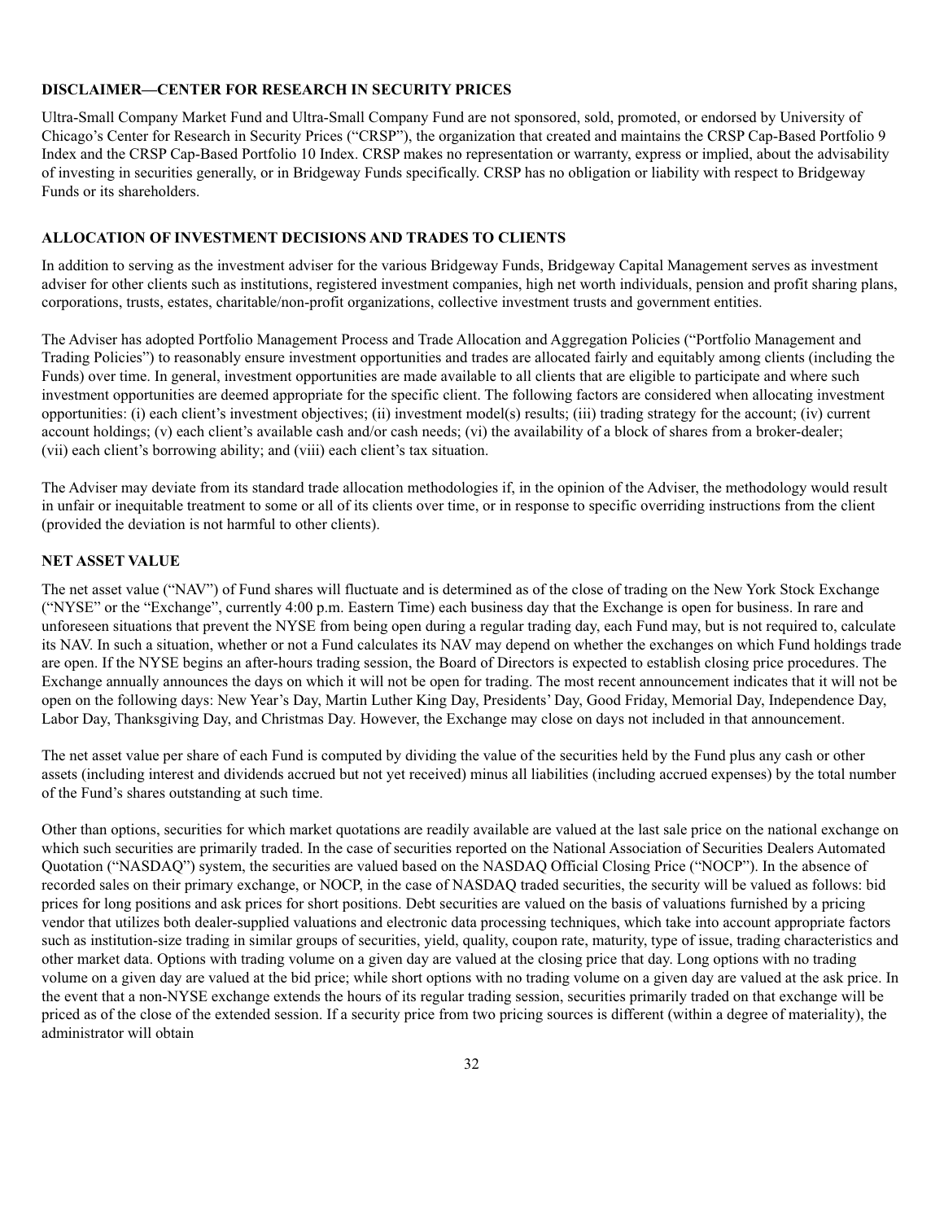## DISCLAIMER—CENTER FOR RESEARCH IN SECURITY PRICES

Ultra-Small Company Market Fund and Ultra-Small Company Fund are not sponsored, sold, promoted, or endorsed by University of Chicago's Center for Research in Security Prices ("CRSP"), the organization that created and maintains the CRSP Cap-Based Portfolio 9 Index and the CRSP Cap-Based Portfolio 10 Index. CRSP makes no representation or warranty, express or implied, about the advisability of investing in securities generally, or in Bridgeway Funds specifically. CRSP has no obligation or liability with respect to Bridgeway Funds or its shareholders.

## ALLOCATION OF INVESTMENT DECISIONS AND TRADES TO CLIENTS

In addition to serving as the investment adviser for the various Bridgeway Funds, Bridgeway Capital Management serves as investment adviser for other clients such as institutions, registered investment companies, high net worth individuals, pension and profit sharing plans, corporations, trusts, estates, charitable/non-profit organizations, collective investment trusts and government entities.

The Adviser has adopted Portfolio Management Process and Trade Allocation and Aggregation Policies ("Portfolio Management and Trading Policies") to reasonably ensure investment opportunities and trades are allocated fairly and equitably among clients (including the Funds) over time. In general, investment opportunities are made available to all clients that are eligible to participate and where such investment opportunities are deemed appropriate for the specific client. The following factors are considered when allocating investment opportunities: (i) each client's investment objectives; (ii) investment model(s) results; (iii) trading strategy for the account; (iv) current account holdings; (v) each client's available cash and/or cash needs; (vi) the availability of a block of shares from a broker-dealer; (vii) each client's borrowing ability; and (viii) each client's tax situation.

The Adviser may deviate from its standard trade allocation methodologies if, in the opinion of the Adviser, the methodology would result in unfair or inequitable treatment to some or all of its clients over time, or in response to specific overriding instructions from the client (provided the deviation is not harmful to other clients).

## NET ASSET VALUE

The net asset value ("NAV") of Fund shares will fluctuate and is determined as of the close of trading on the New York Stock Exchange ("NYSE" or the "Exchange", currently 4:00 p.m. Eastern Time) each business day that the Exchange is open for business. In rare and unforeseen situations that prevent the NYSE from being open during a regular trading day, each Fund may, but is not required to, calculate its NAV. In such a situation, whether or not a Fund calculates its NAV may depend on whether the exchanges on which Fund holdings trade are open. If the NYSE begins an after-hours trading session, the Board of Directors is expected to establish closing price procedures. The Exchange annually announces the days on which it will not be open for trading. The most recent announcement indicates that it will not be open on the following days: New Year's Day, Martin Luther King Day, Presidents' Day, Good Friday, Memorial Day, Independence Day, Labor Day, Thanksgiving Day, and Christmas Day. However, the Exchange may close on days not included in that announcement.

The net asset value per share of each Fund is computed by dividing the value of the securities held by the Fund plus any cash or other assets (including interest and dividends accrued but not yet received) minus all liabilities (including accrued expenses) by the total number of the Fund's shares outstanding at such time.

Other than options, securities for which market quotations are readily available are valued at the last sale price on the national exchange on which such securities are primarily traded. In the case of securities reported on the National Association of Securities Dealers Automated Quotation ("NASDAQ") system, the securities are valued based on the NASDAQ Official Closing Price ("NOCP"). In the absence of recorded sales on their primary exchange, or NOCP, in the case of NASDAQ traded securities, the security will be valued as follows: bid prices for long positions and ask prices for short positions. Debt securities are valued on the basis of valuations furnished by a pricing vendor that utilizes both dealer-supplied valuations and electronic data processing techniques, which take into account appropriate factors such as institution-size trading in similar groups of securities, yield, quality, coupon rate, maturity, type of issue, trading characteristics and other market data. Options with trading volume on a given day are valued at the closing price that day. Long options with no trading volume on a given day are valued at the bid price; while short options with no trading volume on a given day are valued at the ask price. In the event that a non-NYSE exchange extends the hours of its regular trading session, securities primarily traded on that exchange will be priced as of the close of the extended session. If a security price from two pricing sources is different (within a degree of materiality), the administrator will obtain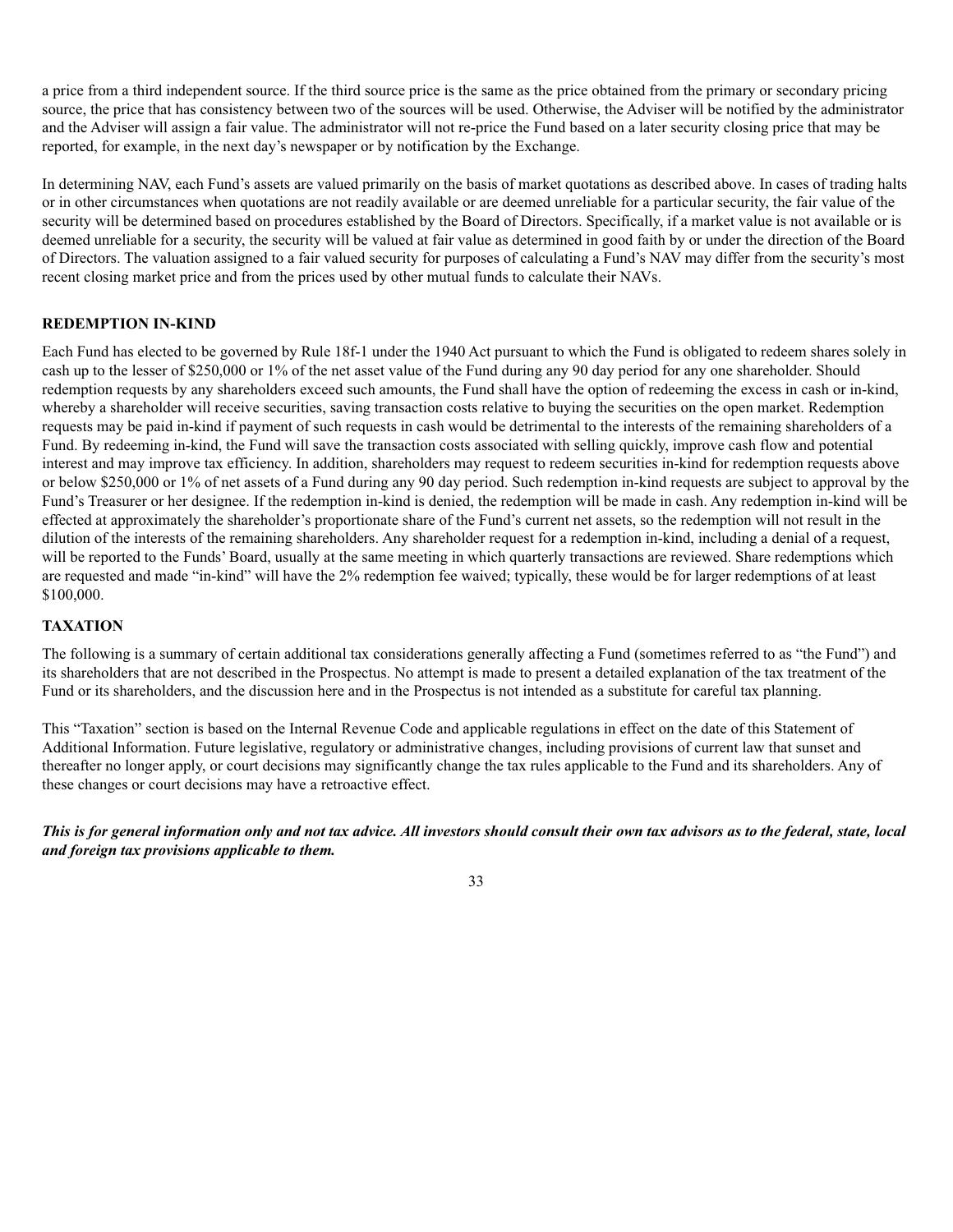a price from a third independent source. If the third source price is the same as the price obtained from the primary or secondary pricing source, the price that has consistency between two of the sources will be used. Otherwise, the Adviser will be notified by the administrator and the Adviser will assign a fair value. The administrator will not re-price the Fund based on a later security closing price that may be reported, for example, in the next day's newspaper or by notification by the Exchange.

In determining NAV, each Fund's assets are valued primarily on the basis of market quotations as described above. In cases of trading halts or in other circumstances when quotations are not readily available or are deemed unreliable for a particular security, the fair value of the security will be determined based on procedures established by the Board of Directors. Specifically, if a market value is not available or is deemed unreliable for a security, the security will be valued at fair value as determined in good faith by or under the direction of the Board of Directors. The valuation assigned to a fair valued security for purposes of calculating a Fund's NAV may differ from the security's most recent closing market price and from the prices used by other mutual funds to calculate their NAVs.

## REDEMPTION IN-KIND

Each Fund has elected to be governed by Rule 18f-1 under the 1940 Act pursuant to which the Fund is obligated to redeem shares solely in cash up to the lesser of $250,000 or 1% of the net asset value of the Fund during any 90 day period for any one shareholder. Should redemption requests by any shareholders exceed such amounts, the Fund shall have the option of redeeming the excess in cash or in-kind, whereby a shareholder will receive securities, saving transaction costs relative to buying the securities on the open market. Redemption requests may be paid in-kind if payment of such requests in cash would be detrimental to the interests of the remaining shareholders of a Fund. By redeeming in-kind, the Fund will save the transaction costs associated with selling quickly, improve cash flow and potential interest and may improve tax efficiency. In addition, shareholders may request to redeem securities in-kind for redemption requests above or below $250,000 or 1% of net assets of a Fund during any 90 day period. Such redemption in-kind requests are subject to approval by the Fund's Treasurer or her designee. If the redemption in-kind is denied, the redemption will be made in cash. Any redemption in-kind will be effected at approximately the shareholder's proportionate share of the Fund's current net assets, so the redemption will not result in the dilution of the interests of the remaining shareholders. Any shareholder request for a redemption in-kind, including a denial of a request, will be reported to the Funds' Board, usually at the same meeting in which quarterly transactions are reviewed. Share redemptions which are requested and made "in-kind" will have the 2% redemption fee waived; typically, these would be for larger redemptions of at least $100,000.

## TAXATION

The following is a summary of certain additional tax considerations generally affecting a Fund (sometimes referred to as "the Fund") and its shareholders that are not described in the Prospectus. No attempt is made to present a detailed explanation of the tax treatment of the Fund or its shareholders, and the discussion here and in the Prospectus is not intended as a substitute for careful tax planning.

This "Taxation" section is based on the Internal Revenue Code and applicable regulations in effect on the date of this Statement of Additional Information. Future legislative, regulatory or administrative changes, including provisions of current law that sunset and thereafter no longer apply, or court decisions may significantly change the tax rules applicable to the Fund and its shareholders. Any of these changes or court decisions may have a retroactive effect.

***This is for general information only and not tax advice. All investors should consult their own tax advisors as to the federal, state, local and foreign tax provisions applicable to them.***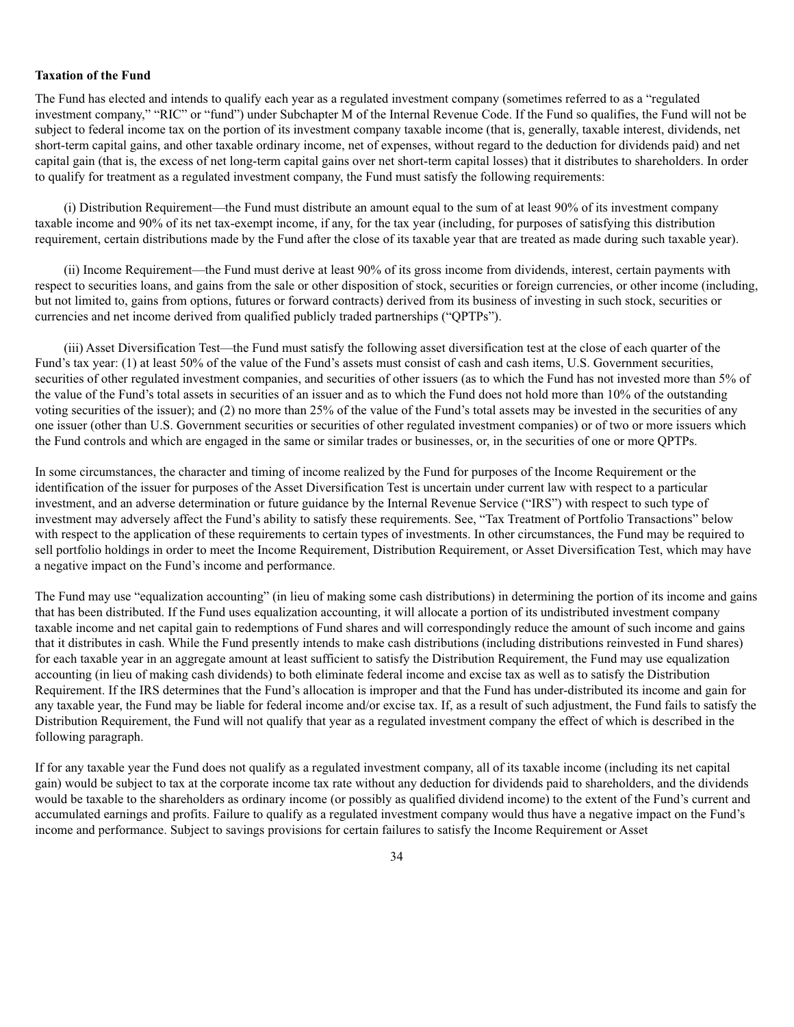**Taxation of the Fund**

The Fund has elected and intends to qualify each year as a regulated investment company (sometimes referred to as a "regulated investment company," "RIC" or "fund") under Subchapter M of the Internal Revenue Code. If the Fund so qualifies, the Fund will not be subject to federal income tax on the portion of its investment company taxable income (that is, generally, taxable interest, dividends, net short-term capital gains, and other taxable ordinary income, net of expenses, without regard to the deduction for dividends paid) and net capital gain (that is, the excess of net long-term capital gains over net short-term capital losses) that it distributes to shareholders. In order to qualify for treatment as a regulated investment company, the Fund must satisfy the following requirements:

(i) Distribution Requirement—the Fund must distribute an amount equal to the sum of at least 90% of its investment company taxable income and 90% of its net tax-exempt income, if any, for the tax year (including, for purposes of satisfying this distribution requirement, certain distributions made by the Fund after the close of its taxable year that are treated as made during such taxable year).

(ii) Income Requirement—the Fund must derive at least 90% of its gross income from dividends, interest, certain payments with respect to securities loans, and gains from the sale or other disposition of stock, securities or foreign currencies, or other income (including, but not limited to, gains from options, futures or forward contracts) derived from its business of investing in such stock, securities or currencies and net income derived from qualified publicly traded partnerships ("QPTPs").

(iii) Asset Diversification Test—the Fund must satisfy the following asset diversification test at the close of each quarter of the Fund's tax year: (1) at least 50% of the value of the Fund's assets must consist of cash and cash items, U.S. Government securities, securities of other regulated investment companies, and securities of other issuers (as to which the Fund has not invested more than 5% of the value of the Fund's total assets in securities of an issuer and as to which the Fund does not hold more than 10% of the outstanding voting securities of the issuer); and (2) no more than 25% of the value of the Fund's total assets may be invested in the securities of any one issuer (other than U.S. Government securities or securities of other regulated investment companies) or of two or more issuers which the Fund controls and which are engaged in the same or similar trades or businesses, or, in the securities of one or more QPTPs.

In some circumstances, the character and timing of income realized by the Fund for purposes of the Income Requirement or the identification of the issuer for purposes of the Asset Diversification Test is uncertain under current law with respect to a particular investment, and an adverse determination or future guidance by the Internal Revenue Service ("IRS") with respect to such type of investment may adversely affect the Fund's ability to satisfy these requirements. See, "Tax Treatment of Portfolio Transactions" below with respect to the application of these requirements to certain types of investments. In other circumstances, the Fund may be required to sell portfolio holdings in order to meet the Income Requirement, Distribution Requirement, or Asset Diversification Test, which may have a negative impact on the Fund's income and performance.

The Fund may use "equalization accounting" (in lieu of making some cash distributions) in determining the portion of its income and gains that has been distributed. If the Fund uses equalization accounting, it will allocate a portion of its undistributed investment company taxable income and net capital gain to redemptions of Fund shares and will correspondingly reduce the amount of such income and gains that it distributes in cash. While the Fund presently intends to make cash distributions (including distributions reinvested in Fund shares) for each taxable year in an aggregate amount at least sufficient to satisfy the Distribution Requirement, the Fund may use equalization accounting (in lieu of making cash dividends) to both eliminate federal income and excise tax as well as to satisfy the Distribution Requirement. If the IRS determines that the Fund's allocation is improper and that the Fund has under-distributed its income and gain for any taxable year, the Fund may be liable for federal income and/or excise tax. If, as a result of such adjustment, the Fund fails to satisfy the Distribution Requirement, the Fund will not qualify that year as a regulated investment company the effect of which is described in the following paragraph.

If for any taxable year the Fund does not qualify as a regulated investment company, all of its taxable income (including its net capital gain) would be subject to tax at the corporate income tax rate without any deduction for dividends paid to shareholders, and the dividends would be taxable to the shareholders as ordinary income (or possibly as qualified dividend income) to the extent of the Fund's current and accumulated earnings and profits. Failure to qualify as a regulated investment company would thus have a negative impact on the Fund's income and performance. Subject to savings provisions for certain failures to satisfy the Income Requirement or Asset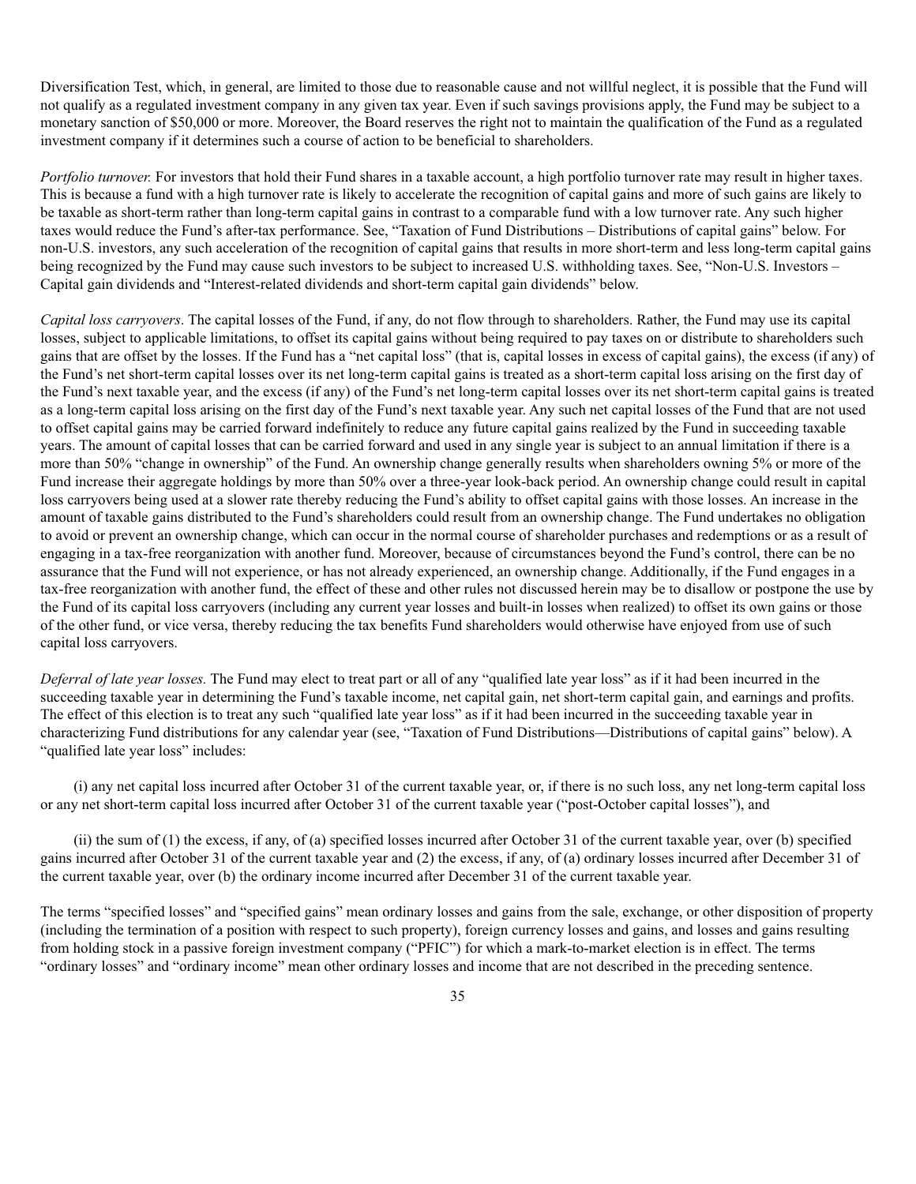Diversification Test, which, in general, are limited to those due to reasonable cause and not willful neglect, it is possible that the Fund will not qualify as a regulated investment company in any given tax year. Even if such savings provisions apply, the Fund may be subject to a monetary sanction of $50,000 or more. Moreover, the Board reserves the right not to maintain the qualification of the Fund as a regulated investment company if it determines such a course of action to be beneficial to shareholders.

*Portfolio turnover.* For investors that hold their Fund shares in a taxable account, a high portfolio turnover rate may result in higher taxes. This is because a fund with a high turnover rate is likely to accelerate the recognition of capital gains and more of such gains are likely to be taxable as short-term rather than long-term capital gains in contrast to a comparable fund with a low turnover rate. Any such higher taxes would reduce the Fund's after-tax performance. See, "Taxation of Fund Distributions – Distributions of capital gains" below. For non-U.S. investors, any such acceleration of the recognition of capital gains that results in more short-term and less long-term capital gains being recognized by the Fund may cause such investors to be subject to increased U.S. withholding taxes. See, "Non-U.S. Investors – Capital gain dividends and "Interest-related dividends and short-term capital gain dividends" below.

*Capital loss carryovers*. The capital losses of the Fund, if any, do not flow through to shareholders. Rather, the Fund may use its capital losses, subject to applicable limitations, to offset its capital gains without being required to pay taxes on or distribute to shareholders such gains that are offset by the losses. If the Fund has a "net capital loss" (that is, capital losses in excess of capital gains), the excess (if any) of the Fund's net short-term capital losses over its net long-term capital gains is treated as a short-term capital loss arising on the first day of the Fund's next taxable year, and the excess (if any) of the Fund's net long-term capital losses over its net short-term capital gains is treated as a long-term capital loss arising on the first day of the Fund's next taxable year. Any such net capital losses of the Fund that are not used to offset capital gains may be carried forward indefinitely to reduce any future capital gains realized by the Fund in succeeding taxable years. The amount of capital losses that can be carried forward and used in any single year is subject to an annual limitation if there is a more than 50% "change in ownership" of the Fund. An ownership change generally results when shareholders owning 5% or more of the Fund increase their aggregate holdings by more than 50% over a three-year look-back period. An ownership change could result in capital loss carryovers being used at a slower rate thereby reducing the Fund's ability to offset capital gains with those losses. An increase in the amount of taxable gains distributed to the Fund's shareholders could result from an ownership change. The Fund undertakes no obligation to avoid or prevent an ownership change, which can occur in the normal course of shareholder purchases and redemptions or as a result of engaging in a tax-free reorganization with another fund. Moreover, because of circumstances beyond the Fund's control, there can be no assurance that the Fund will not experience, or has not already experienced, an ownership change. Additionally, if the Fund engages in a tax-free reorganization with another fund, the effect of these and other rules not discussed herein may be to disallow or postpone the use by the Fund of its capital loss carryovers (including any current year losses and built-in losses when realized) to offset its own gains or those of the other fund, or vice versa, thereby reducing the tax benefits Fund shareholders would otherwise have enjoyed from use of such capital loss carryovers.

*Deferral of late year losses.* The Fund may elect to treat part or all of any "qualified late year loss" as if it had been incurred in the succeeding taxable year in determining the Fund's taxable income, net capital gain, net short-term capital gain, and earnings and profits. The effect of this election is to treat any such "qualified late year loss" as if it had been incurred in the succeeding taxable year in characterizing Fund distributions for any calendar year (see, "Taxation of Fund Distributions—Distributions of capital gains" below). A "qualified late year loss" includes:

(i) any net capital loss incurred after October 31 of the current taxable year, or, if there is no such loss, any net long-term capital loss or any net short-term capital loss incurred after October 31 of the current taxable year ("post-October capital losses"), and

(ii) the sum of (1) the excess, if any, of (a) specified losses incurred after October 31 of the current taxable year, over (b) specified gains incurred after October 31 of the current taxable year and (2) the excess, if any, of (a) ordinary losses incurred after December 31 of the current taxable year, over (b) the ordinary income incurred after December 31 of the current taxable year.

The terms "specified losses" and "specified gains" mean ordinary losses and gains from the sale, exchange, or other disposition of property (including the termination of a position with respect to such property), foreign currency losses and gains, and losses and gains resulting from holding stock in a passive foreign investment company ("PFIC") for which a mark-to-market election is in effect. The terms "ordinary losses" and "ordinary income" mean other ordinary losses and income that are not described in the preceding sentence.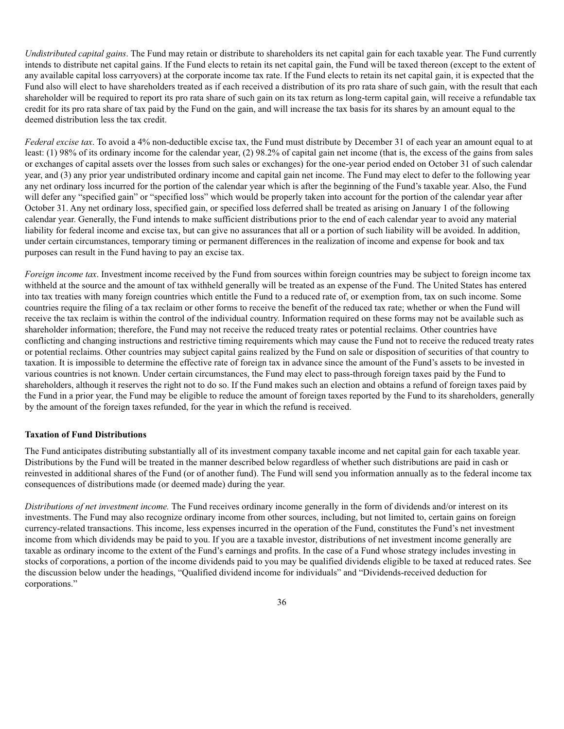*Undistributed capital gains*. The Fund may retain or distribute to shareholders its net capital gain for each taxable year. The Fund currently intends to distribute net capital gains. If the Fund elects to retain its net capital gain, the Fund will be taxed thereon (except to the extent of any available capital loss carryovers) at the corporate income tax rate. If the Fund elects to retain its net capital gain, it is expected that the Fund also will elect to have shareholders treated as if each received a distribution of its pro rata share of such gain, with the result that each shareholder will be required to report its pro rata share of such gain on its tax return as long-term capital gain, will receive a refundable tax credit for its pro rata share of tax paid by the Fund on the gain, and will increase the tax basis for its shares by an amount equal to the deemed distribution less the tax credit.

*Federal excise tax*. To avoid a 4% non-deductible excise tax, the Fund must distribute by December 31 of each year an amount equal to at least: (1) 98% of its ordinary income for the calendar year, (2) 98.2% of capital gain net income (that is, the excess of the gains from sales or exchanges of capital assets over the losses from such sales or exchanges) for the one-year period ended on October 31 of such calendar year, and (3) any prior year undistributed ordinary income and capital gain net income. The Fund may elect to defer to the following year any net ordinary loss incurred for the portion of the calendar year which is after the beginning of the Fund's taxable year. Also, the Fund will defer any "specified gain" or "specified loss" which would be properly taken into account for the portion of the calendar year after October 31. Any net ordinary loss, specified gain, or specified loss deferred shall be treated as arising on January 1 of the following calendar year. Generally, the Fund intends to make sufficient distributions prior to the end of each calendar year to avoid any material liability for federal income and excise tax, but can give no assurances that all or a portion of such liability will be avoided. In addition, under certain circumstances, temporary timing or permanent differences in the realization of income and expense for book and tax purposes can result in the Fund having to pay an excise tax.

*Foreign income tax*. Investment income received by the Fund from sources within foreign countries may be subject to foreign income tax withheld at the source and the amount of tax withheld generally will be treated as an expense of the Fund. The United States has entered into tax treaties with many foreign countries which entitle the Fund to a reduced rate of, or exemption from, tax on such income. Some countries require the filing of a tax reclaim or other forms to receive the benefit of the reduced tax rate; whether or when the Fund will receive the tax reclaim is within the control of the individual country. Information required on these forms may not be available such as shareholder information; therefore, the Fund may not receive the reduced treaty rates or potential reclaims. Other countries have conflicting and changing instructions and restrictive timing requirements which may cause the Fund not to receive the reduced treaty rates or potential reclaims. Other countries may subject capital gains realized by the Fund on sale or disposition of securities of that country to taxation. It is impossible to determine the effective rate of foreign tax in advance since the amount of the Fund's assets to be invested in various countries is not known. Under certain circumstances, the Fund may elect to pass-through foreign taxes paid by the Fund to shareholders, although it reserves the right not to do so. If the Fund makes such an election and obtains a refund of foreign taxes paid by the Fund in a prior year, the Fund may be eligible to reduce the amount of foreign taxes reported by the Fund to its shareholders, generally by the amount of the foreign taxes refunded, for the year in which the refund is received.

**Taxation of Fund Distributions**

The Fund anticipates distributing substantially all of its investment company taxable income and net capital gain for each taxable year. Distributions by the Fund will be treated in the manner described below regardless of whether such distributions are paid in cash or reinvested in additional shares of the Fund (or of another fund). The Fund will send you information annually as to the federal income tax consequences of distributions made (or deemed made) during the year.

*Distributions of net investment income.* The Fund receives ordinary income generally in the form of dividends and/or interest on its investments. The Fund may also recognize ordinary income from other sources, including, but not limited to, certain gains on foreign currency-related transactions. This income, less expenses incurred in the operation of the Fund, constitutes the Fund's net investment income from which dividends may be paid to you. If you are a taxable investor, distributions of net investment income generally are taxable as ordinary income to the extent of the Fund's earnings and profits. In the case of a Fund whose strategy includes investing in stocks of corporations, a portion of the income dividends paid to you may be qualified dividends eligible to be taxed at reduced rates. See the discussion below under the headings, "Qualified dividend income for individuals" and "Dividends-received deduction for corporations."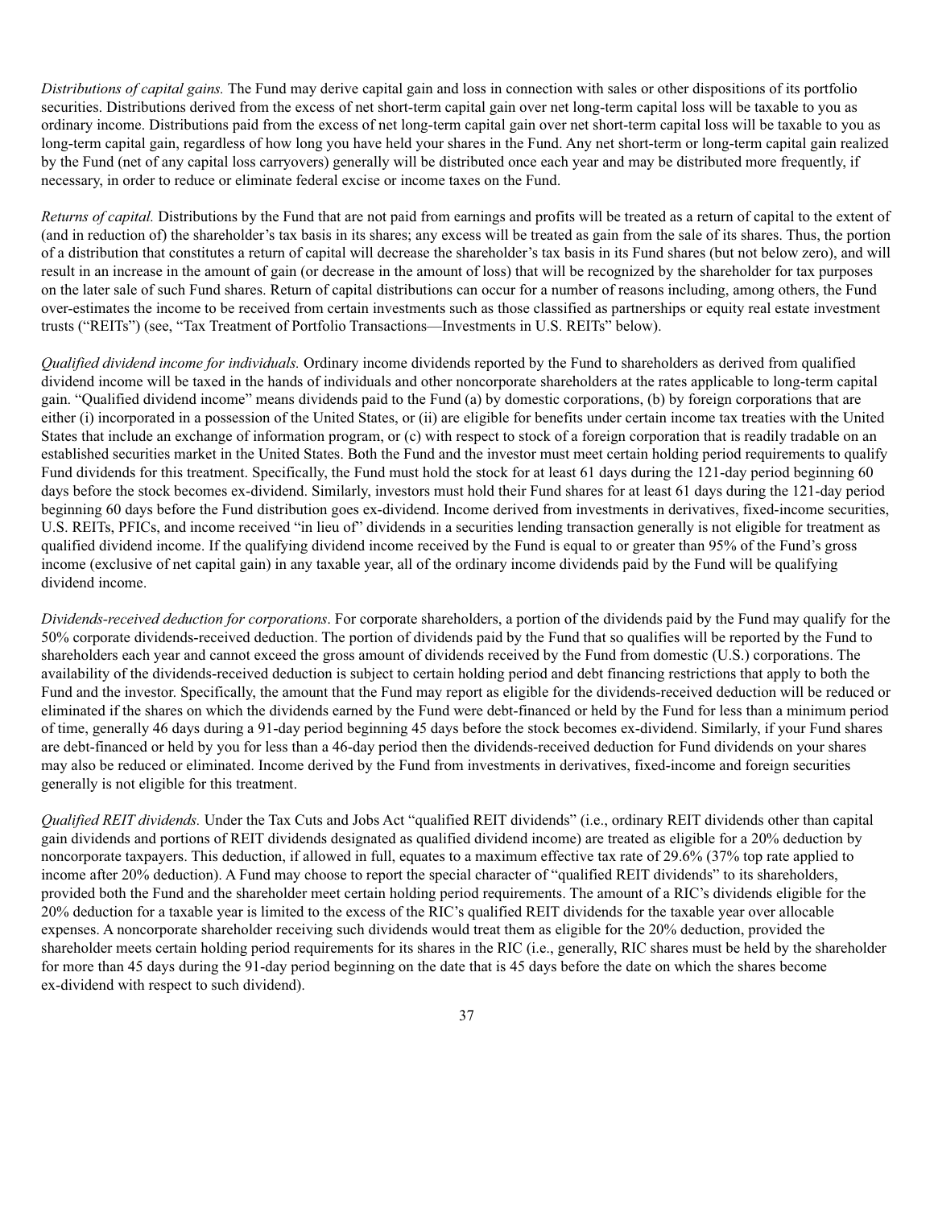*Distributions of capital gains.* The Fund may derive capital gain and loss in connection with sales or other dispositions of its portfolio securities. Distributions derived from the excess of net short-term capital gain over net long-term capital loss will be taxable to you as ordinary income. Distributions paid from the excess of net long-term capital gain over net short-term capital loss will be taxable to you as long-term capital gain, regardless of how long you have held your shares in the Fund. Any net short-term or long-term capital gain realized by the Fund (net of any capital loss carryovers) generally will be distributed once each year and may be distributed more frequently, if necessary, in order to reduce or eliminate federal excise or income taxes on the Fund.

*Returns of capital.* Distributions by the Fund that are not paid from earnings and profits will be treated as a return of capital to the extent of (and in reduction of) the shareholder's tax basis in its shares; any excess will be treated as gain from the sale of its shares. Thus, the portion of a distribution that constitutes a return of capital will decrease the shareholder's tax basis in its Fund shares (but not below zero), and will result in an increase in the amount of gain (or decrease in the amount of loss) that will be recognized by the shareholder for tax purposes on the later sale of such Fund shares. Return of capital distributions can occur for a number of reasons including, among others, the Fund over-estimates the income to be received from certain investments such as those classified as partnerships or equity real estate investment trusts ("REITs") (see, "Tax Treatment of Portfolio Transactions—Investments in U.S. REITs" below).

*Qualified dividend income for individuals.* Ordinary income dividends reported by the Fund to shareholders as derived from qualified dividend income will be taxed in the hands of individuals and other noncorporate shareholders at the rates applicable to long-term capital gain. "Qualified dividend income" means dividends paid to the Fund (a) by domestic corporations, (b) by foreign corporations that are either (i) incorporated in a possession of the United States, or (ii) are eligible for benefits under certain income tax treaties with the United States that include an exchange of information program, or (c) with respect to stock of a foreign corporation that is readily tradable on an established securities market in the United States. Both the Fund and the investor must meet certain holding period requirements to qualify Fund dividends for this treatment. Specifically, the Fund must hold the stock for at least 61 days during the 121-day period beginning 60 days before the stock becomes ex-dividend. Similarly, investors must hold their Fund shares for at least 61 days during the 121-day period beginning 60 days before the Fund distribution goes ex-dividend. Income derived from investments in derivatives, fixed-income securities, U.S. REITs, PFICs, and income received "in lieu of" dividends in a securities lending transaction generally is not eligible for treatment as qualified dividend income. If the qualifying dividend income received by the Fund is equal to or greater than 95% of the Fund's gross income (exclusive of net capital gain) in any taxable year, all of the ordinary income dividends paid by the Fund will be qualifying dividend income.

*Dividends-received deduction for corporations*. For corporate shareholders, a portion of the dividends paid by the Fund may qualify for the 50% corporate dividends-received deduction. The portion of dividends paid by the Fund that so qualifies will be reported by the Fund to shareholders each year and cannot exceed the gross amount of dividends received by the Fund from domestic (U.S.) corporations. The availability of the dividends-received deduction is subject to certain holding period and debt financing restrictions that apply to both the Fund and the investor. Specifically, the amount that the Fund may report as eligible for the dividends-received deduction will be reduced or eliminated if the shares on which the dividends earned by the Fund were debt-financed or held by the Fund for less than a minimum period of time, generally 46 days during a 91-day period beginning 45 days before the stock becomes ex-dividend. Similarly, if your Fund shares are debt-financed or held by you for less than a 46-day period then the dividends-received deduction for Fund dividends on your shares may also be reduced or eliminated. Income derived by the Fund from investments in derivatives, fixed-income and foreign securities generally is not eligible for this treatment.

*Qualified REIT dividends.* Under the Tax Cuts and Jobs Act "qualified REIT dividends" (i.e., ordinary REIT dividends other than capital gain dividends and portions of REIT dividends designated as qualified dividend income) are treated as eligible for a 20% deduction by noncorporate taxpayers. This deduction, if allowed in full, equates to a maximum effective tax rate of 29.6% (37% top rate applied to income after 20% deduction). A Fund may choose to report the special character of "qualified REIT dividends" to its shareholders, provided both the Fund and the shareholder meet certain holding period requirements. The amount of a RIC's dividends eligible for the 20% deduction for a taxable year is limited to the excess of the RIC's qualified REIT dividends for the taxable year over allocable expenses. A noncorporate shareholder receiving such dividends would treat them as eligible for the 20% deduction, provided the shareholder meets certain holding period requirements for its shares in the RIC (i.e., generally, RIC shares must be held by the shareholder for more than 45 days during the 91-day period beginning on the date that is 45 days before the date on which the shares become ex-dividend with respect to such dividend).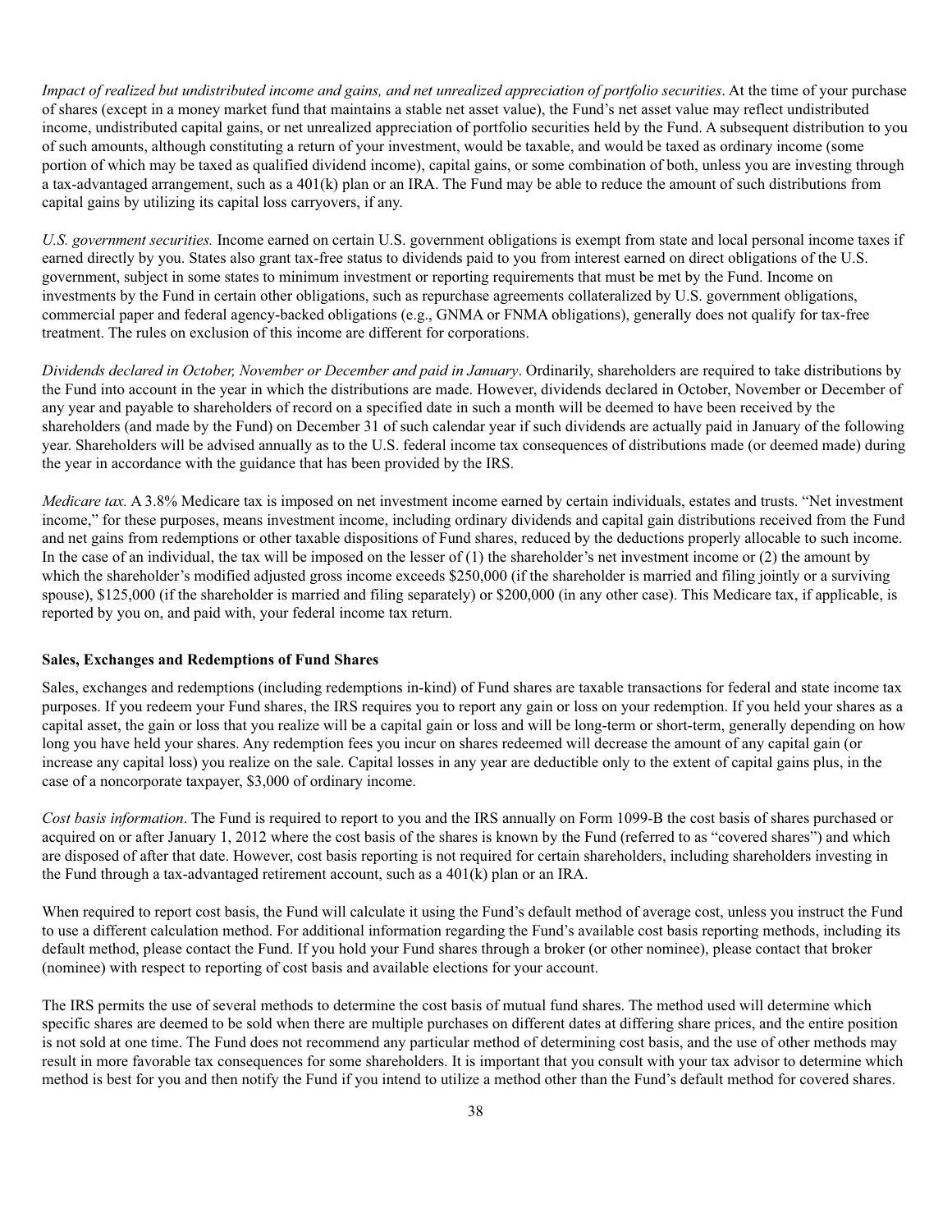*Impact of realized but undistributed income and gains, and net unrealized appreciation of portfolio securities*. At the time of your purchase of shares (except in a money market fund that maintains a stable net asset value), the Fund's net asset value may reflect undistributed income, undistributed capital gains, or net unrealized appreciation of portfolio securities held by the Fund. A subsequent distribution to you of such amounts, although constituting a return of your investment, would be taxable, and would be taxed as ordinary income (some portion of which may be taxed as qualified dividend income), capital gains, or some combination of both, unless you are investing through a tax-advantaged arrangement, such as a 401(k) plan or an IRA. The Fund may be able to reduce the amount of such distributions from capital gains by utilizing its capital loss carryovers, if any.

*U.S. government securities.* Income earned on certain U.S. government obligations is exempt from state and local personal income taxes if earned directly by you. States also grant tax-free status to dividends paid to you from interest earned on direct obligations of the U.S. government, subject in some states to minimum investment or reporting requirements that must be met by the Fund. Income on investments by the Fund in certain other obligations, such as repurchase agreements collateralized by U.S. government obligations, commercial paper and federal agency-backed obligations (e.g., GNMA or FNMA obligations), generally does not qualify for tax-free treatment. The rules on exclusion of this income are different for corporations.

*Dividends declared in October, November or December and paid in January*. Ordinarily, shareholders are required to take distributions by the Fund into account in the year in which the distributions are made. However, dividends declared in October, November or December of any year and payable to shareholders of record on a specified date in such a month will be deemed to have been received by the shareholders (and made by the Fund) on December 31 of such calendar year if such dividends are actually paid in January of the following year. Shareholders will be advised annually as to the U.S. federal income tax consequences of distributions made (or deemed made) during the year in accordance with the guidance that has been provided by the IRS.

*Medicare tax.* A 3.8% Medicare tax is imposed on net investment income earned by certain individuals, estates and trusts. "Net investment income," for these purposes, means investment income, including ordinary dividends and capital gain distributions received from the Fund and net gains from redemptions or other taxable dispositions of Fund shares, reduced by the deductions properly allocable to such income. In the case of an individual, the tax will be imposed on the lesser of (1) the shareholder's net investment income or (2) the amount by which the shareholder's modified adjusted gross income exceeds $250,000 (if the shareholder is married and filing jointly or a surviving spouse), $125,000 (if the shareholder is married and filing separately) or $200,000 (in any other case). This Medicare tax, if applicable, is reported by you on, and paid with, your federal income tax return.

**Sales, Exchanges and Redemptions of Fund Shares**

Sales, exchanges and redemptions (including redemptions in-kind) of Fund shares are taxable transactions for federal and state income tax purposes. If you redeem your Fund shares, the IRS requires you to report any gain or loss on your redemption. If you held your shares as a capital asset, the gain or loss that you realize will be a capital gain or loss and will be long-term or short-term, generally depending on how long you have held your shares. Any redemption fees you incur on shares redeemed will decrease the amount of any capital gain (or increase any capital loss) you realize on the sale. Capital losses in any year are deductible only to the extent of capital gains plus, in the case of a noncorporate taxpayer, $3,000 of ordinary income.

*Cost basis information*. The Fund is required to report to you and the IRS annually on Form 1099-B the cost basis of shares purchased or acquired on or after January 1, 2012 where the cost basis of the shares is known by the Fund (referred to as "covered shares") and which are disposed of after that date. However, cost basis reporting is not required for certain shareholders, including shareholders investing in the Fund through a tax-advantaged retirement account, such as a 401(k) plan or an IRA.

When required to report cost basis, the Fund will calculate it using the Fund's default method of average cost, unless you instruct the Fund to use a different calculation method. For additional information regarding the Fund's available cost basis reporting methods, including its default method, please contact the Fund. If you hold your Fund shares through a broker (or other nominee), please contact that broker (nominee) with respect to reporting of cost basis and available elections for your account.

The IRS permits the use of several methods to determine the cost basis of mutual fund shares. The method used will determine which specific shares are deemed to be sold when there are multiple purchases on different dates at differing share prices, and the entire position is not sold at one time. The Fund does not recommend any particular method of determining cost basis, and the use of other methods may result in more favorable tax consequences for some shareholders. It is important that you consult with your tax advisor to determine which method is best for you and then notify the Fund if you intend to utilize a method other than the Fund's default method for covered shares.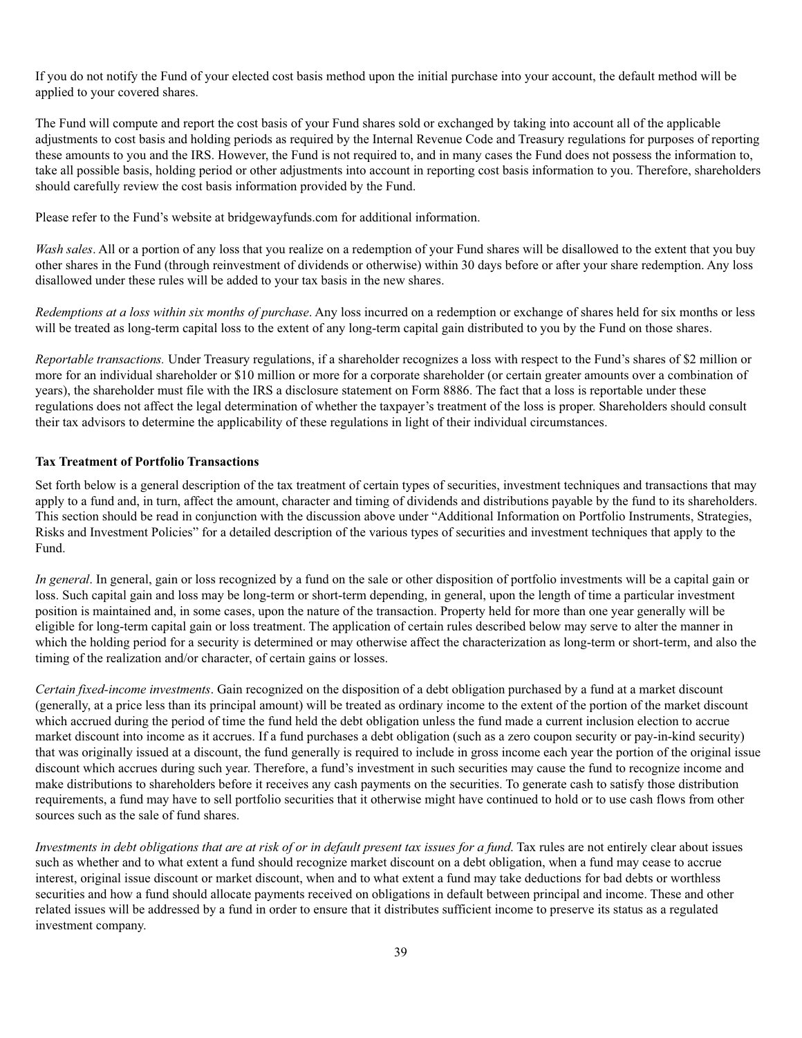If you do not notify the Fund of your elected cost basis method upon the initial purchase into your account, the default method will be applied to your covered shares.

The Fund will compute and report the cost basis of your Fund shares sold or exchanged by taking into account all of the applicable adjustments to cost basis and holding periods as required by the Internal Revenue Code and Treasury regulations for purposes of reporting these amounts to you and the IRS. However, the Fund is not required to, and in many cases the Fund does not possess the information to, take all possible basis, holding period or other adjustments into account in reporting cost basis information to you. Therefore, shareholders should carefully review the cost basis information provided by the Fund.

Please refer to the Fund's website at bridgewayfunds.com for additional information.

*Wash sales*. All or a portion of any loss that you realize on a redemption of your Fund shares will be disallowed to the extent that you buy other shares in the Fund (through reinvestment of dividends or otherwise) within 30 days before or after your share redemption. Any loss disallowed under these rules will be added to your tax basis in the new shares.

*Redemptions at a loss within six months of purchase*. Any loss incurred on a redemption or exchange of shares held for six months or less will be treated as long-term capital loss to the extent of any long-term capital gain distributed to you by the Fund on those shares.

*Reportable transactions.* Under Treasury regulations, if a shareholder recognizes a loss with respect to the Fund's shares of $2 million or more for an individual shareholder or $10 million or more for a corporate shareholder (or certain greater amounts over a combination of years), the shareholder must file with the IRS a disclosure statement on Form 8886. The fact that a loss is reportable under these regulations does not affect the legal determination of whether the taxpayer's treatment of the loss is proper. Shareholders should consult their tax advisors to determine the applicability of these regulations in light of their individual circumstances.

**Tax Treatment of Portfolio Transactions**

Set forth below is a general description of the tax treatment of certain types of securities, investment techniques and transactions that may apply to a fund and, in turn, affect the amount, character and timing of dividends and distributions payable by the fund to its shareholders. This section should be read in conjunction with the discussion above under "Additional Information on Portfolio Instruments, Strategies, Risks and Investment Policies" for a detailed description of the various types of securities and investment techniques that apply to the Fund.

*In general*. In general, gain or loss recognized by a fund on the sale or other disposition of portfolio investments will be a capital gain or loss. Such capital gain and loss may be long-term or short-term depending, in general, upon the length of time a particular investment position is maintained and, in some cases, upon the nature of the transaction. Property held for more than one year generally will be eligible for long-term capital gain or loss treatment. The application of certain rules described below may serve to alter the manner in which the holding period for a security is determined or may otherwise affect the characterization as long-term or short-term, and also the timing of the realization and/or character, of certain gains or losses.

*Certain fixed-income investments*. Gain recognized on the disposition of a debt obligation purchased by a fund at a market discount (generally, at a price less than its principal amount) will be treated as ordinary income to the extent of the portion of the market discount which accrued during the period of time the fund held the debt obligation unless the fund made a current inclusion election to accrue market discount into income as it accrues. If a fund purchases a debt obligation (such as a zero coupon security or pay-in-kind security) that was originally issued at a discount, the fund generally is required to include in gross income each year the portion of the original issue discount which accrues during such year. Therefore, a fund's investment in such securities may cause the fund to recognize income and make distributions to shareholders before it receives any cash payments on the securities. To generate cash to satisfy those distribution requirements, a fund may have to sell portfolio securities that it otherwise might have continued to hold or to use cash flows from other sources such as the sale of fund shares.

*Investments in debt obligations that are at risk of or in default present tax issues for a fund.* Tax rules are not entirely clear about issues such as whether and to what extent a fund should recognize market discount on a debt obligation, when a fund may cease to accrue interest, original issue discount or market discount, when and to what extent a fund may take deductions for bad debts or worthless securities and how a fund should allocate payments received on obligations in default between principal and income. These and other related issues will be addressed by a fund in order to ensure that it distributes sufficient income to preserve its status as a regulated investment company.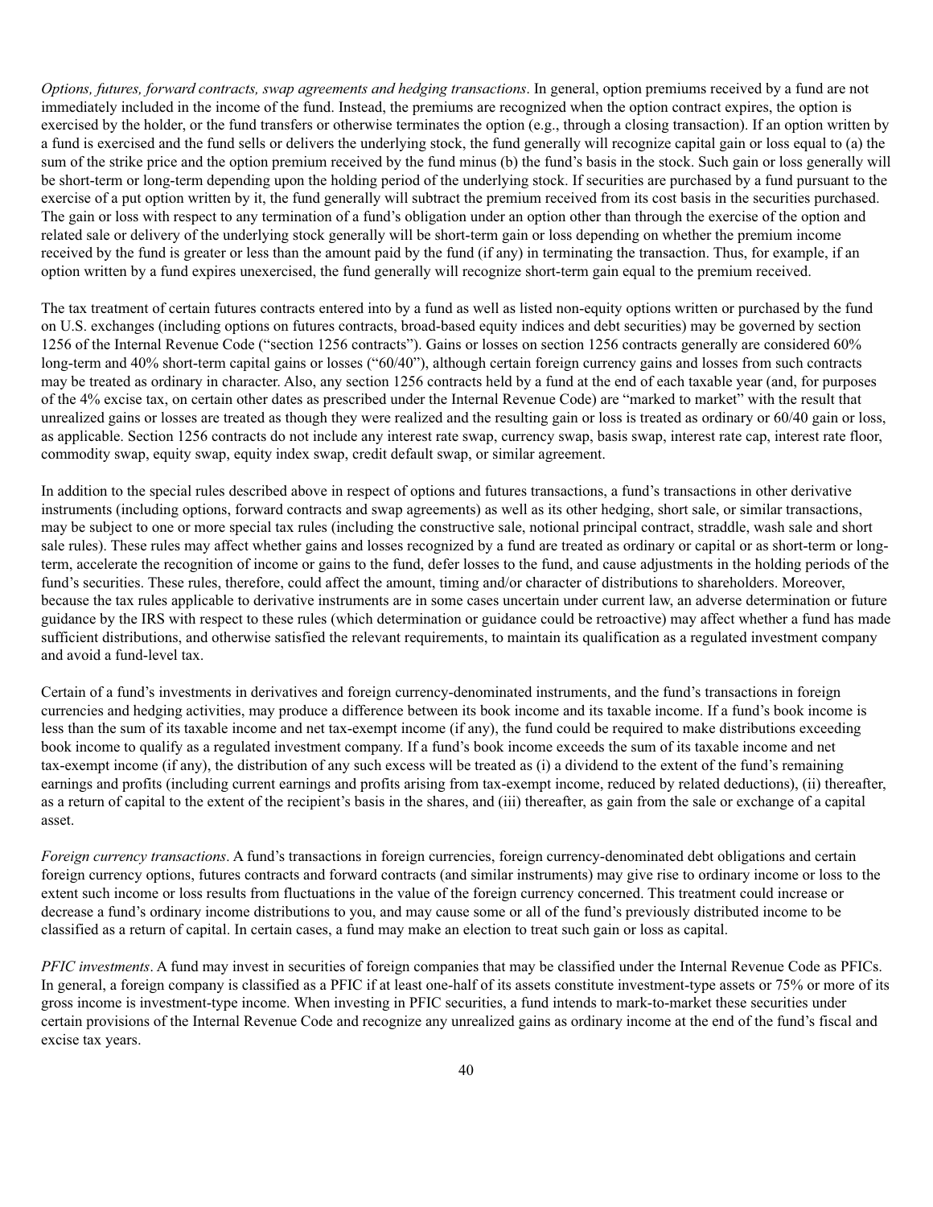*Options, futures, forward contracts, swap agreements and hedging transactions*. In general, option premiums received by a fund are not immediately included in the income of the fund. Instead, the premiums are recognized when the option contract expires, the option is exercised by the holder, or the fund transfers or otherwise terminates the option (e.g., through a closing transaction). If an option written by a fund is exercised and the fund sells or delivers the underlying stock, the fund generally will recognize capital gain or loss equal to (a) the sum of the strike price and the option premium received by the fund minus (b) the fund's basis in the stock. Such gain or loss generally will be short-term or long-term depending upon the holding period of the underlying stock. If securities are purchased by a fund pursuant to the exercise of a put option written by it, the fund generally will subtract the premium received from its cost basis in the securities purchased. The gain or loss with respect to any termination of a fund's obligation under an option other than through the exercise of the option and related sale or delivery of the underlying stock generally will be short-term gain or loss depending on whether the premium income received by the fund is greater or less than the amount paid by the fund (if any) in terminating the transaction. Thus, for example, if an option written by a fund expires unexercised, the fund generally will recognize short-term gain equal to the premium received.

The tax treatment of certain futures contracts entered into by a fund as well as listed non-equity options written or purchased by the fund on U.S. exchanges (including options on futures contracts, broad-based equity indices and debt securities) may be governed by section 1256 of the Internal Revenue Code ("section 1256 contracts"). Gains or losses on section 1256 contracts generally are considered 60% long-term and 40% short-term capital gains or losses ("60/40"), although certain foreign currency gains and losses from such contracts may be treated as ordinary in character. Also, any section 1256 contracts held by a fund at the end of each taxable year (and, for purposes of the 4% excise tax, on certain other dates as prescribed under the Internal Revenue Code) are "marked to market" with the result that unrealized gains or losses are treated as though they were realized and the resulting gain or loss is treated as ordinary or 60/40 gain or loss, as applicable. Section 1256 contracts do not include any interest rate swap, currency swap, basis swap, interest rate cap, interest rate floor, commodity swap, equity swap, equity index swap, credit default swap, or similar agreement.

In addition to the special rules described above in respect of options and futures transactions, a fund's transactions in other derivative instruments (including options, forward contracts and swap agreements) as well as its other hedging, short sale, or similar transactions, may be subject to one or more special tax rules (including the constructive sale, notional principal contract, straddle, wash sale and short sale rules). These rules may affect whether gains and losses recognized by a fund are treated as ordinary or capital or as short-term or long-term, accelerate the recognition of income or gains to the fund, defer losses to the fund, and cause adjustments in the holding periods of the fund's securities. These rules, therefore, could affect the amount, timing and/or character of distributions to shareholders. Moreover, because the tax rules applicable to derivative instruments are in some cases uncertain under current law, an adverse determination or future guidance by the IRS with respect to these rules (which determination or guidance could be retroactive) may affect whether a fund has made sufficient distributions, and otherwise satisfied the relevant requirements, to maintain its qualification as a regulated investment company and avoid a fund-level tax.

Certain of a fund's investments in derivatives and foreign currency-denominated instruments, and the fund's transactions in foreign currencies and hedging activities, may produce a difference between its book income and its taxable income. If a fund's book income is less than the sum of its taxable income and net tax-exempt income (if any), the fund could be required to make distributions exceeding book income to qualify as a regulated investment company. If a fund's book income exceeds the sum of its taxable income and net tax-exempt income (if any), the distribution of any such excess will be treated as (i) a dividend to the extent of the fund's remaining earnings and profits (including current earnings and profits arising from tax-exempt income, reduced by related deductions), (ii) thereafter, as a return of capital to the extent of the recipient's basis in the shares, and (iii) thereafter, as gain from the sale or exchange of a capital asset.

*Foreign currency transactions*. A fund's transactions in foreign currencies, foreign currency-denominated debt obligations and certain foreign currency options, futures contracts and forward contracts (and similar instruments) may give rise to ordinary income or loss to the extent such income or loss results from fluctuations in the value of the foreign currency concerned. This treatment could increase or decrease a fund's ordinary income distributions to you, and may cause some or all of the fund's previously distributed income to be classified as a return of capital. In certain cases, a fund may make an election to treat such gain or loss as capital.

*PFIC investments*. A fund may invest in securities of foreign companies that may be classified under the Internal Revenue Code as PFICs. In general, a foreign company is classified as a PFIC if at least one-half of its assets constitute investment-type assets or 75% or more of its gross income is investment-type income. When investing in PFIC securities, a fund intends to mark-to-market these securities under certain provisions of the Internal Revenue Code and recognize any unrealized gains as ordinary income at the end of the fund's fiscal and excise tax years.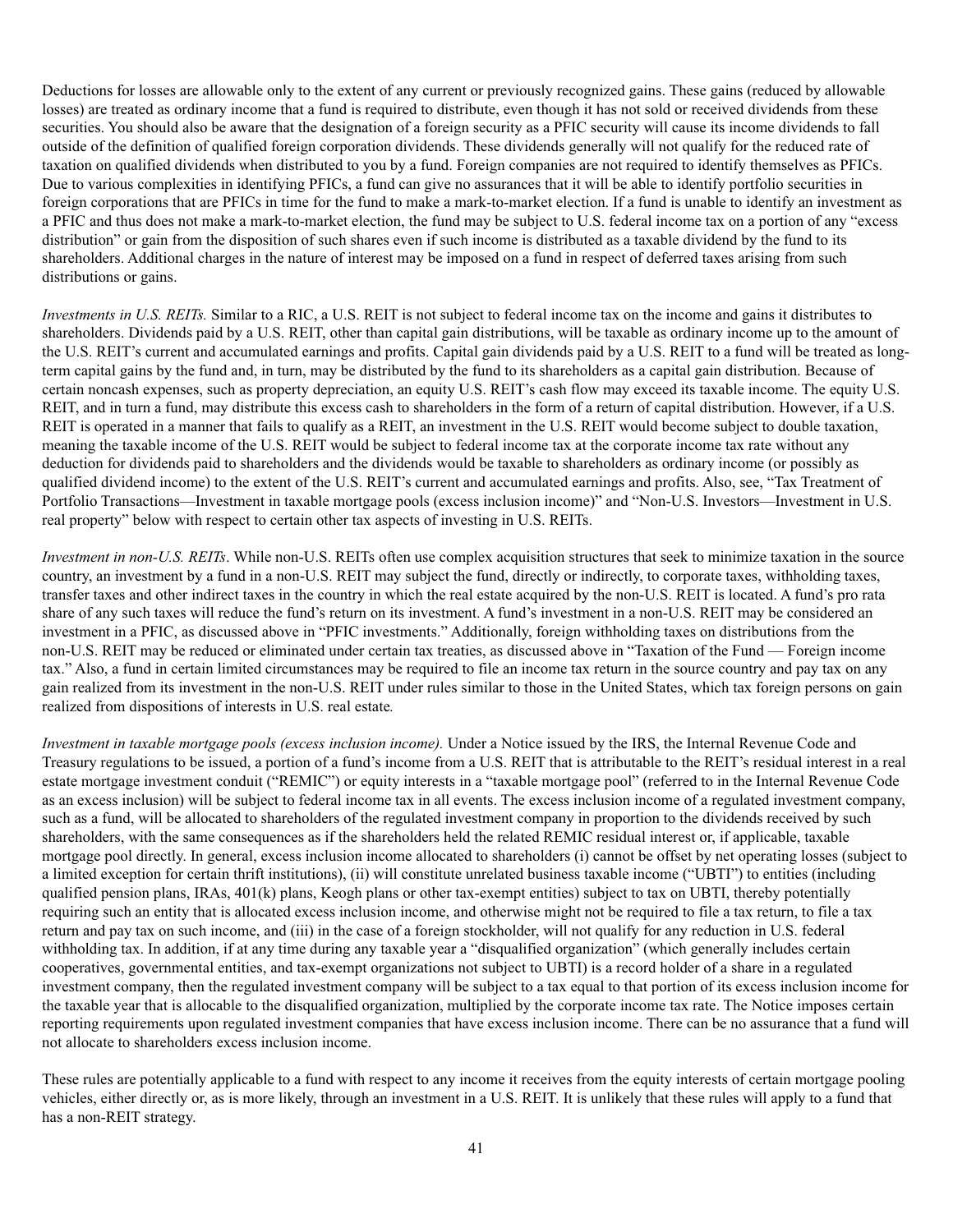Deductions for losses are allowable only to the extent of any current or previously recognized gains. These gains (reduced by allowable losses) are treated as ordinary income that a fund is required to distribute, even though it has not sold or received dividends from these securities. You should also be aware that the designation of a foreign security as a PFIC security will cause its income dividends to fall outside of the definition of qualified foreign corporation dividends. These dividends generally will not qualify for the reduced rate of taxation on qualified dividends when distributed to you by a fund. Foreign companies are not required to identify themselves as PFICs. Due to various complexities in identifying PFICs, a fund can give no assurances that it will be able to identify portfolio securities in foreign corporations that are PFICs in time for the fund to make a mark-to-market election. If a fund is unable to identify an investment as a PFIC and thus does not make a mark-to-market election, the fund may be subject to U.S. federal income tax on a portion of any "excess distribution" or gain from the disposition of such shares even if such income is distributed as a taxable dividend by the fund to its shareholders. Additional charges in the nature of interest may be imposed on a fund in respect of deferred taxes arising from such distributions or gains.

*Investments in U.S. REITs.* Similar to a RIC, a U.S. REIT is not subject to federal income tax on the income and gains it distributes to shareholders. Dividends paid by a U.S. REIT, other than capital gain distributions, will be taxable as ordinary income up to the amount of the U.S. REIT's current and accumulated earnings and profits. Capital gain dividends paid by a U.S. REIT to a fund will be treated as long-term capital gains by the fund and, in turn, may be distributed by the fund to its shareholders as a capital gain distribution. Because of certain noncash expenses, such as property depreciation, an equity U.S. REIT's cash flow may exceed its taxable income. The equity U.S. REIT, and in turn a fund, may distribute this excess cash to shareholders in the form of a return of capital distribution. However, if a U.S. REIT is operated in a manner that fails to qualify as a REIT, an investment in the U.S. REIT would become subject to double taxation, meaning the taxable income of the U.S. REIT would be subject to federal income tax at the corporate income tax rate without any deduction for dividends paid to shareholders and the dividends would be taxable to shareholders as ordinary income (or possibly as qualified dividend income) to the extent of the U.S. REIT's current and accumulated earnings and profits. Also, see, "Tax Treatment of Portfolio Transactions—Investment in taxable mortgage pools (excess inclusion income)" and "Non-U.S. Investors—Investment in U.S. real property" below with respect to certain other tax aspects of investing in U.S. REITs.

*Investment in non-U.S. REITs*. While non-U.S. REITs often use complex acquisition structures that seek to minimize taxation in the source country, an investment by a fund in a non-U.S. REIT may subject the fund, directly or indirectly, to corporate taxes, withholding taxes, transfer taxes and other indirect taxes in the country in which the real estate acquired by the non-U.S. REIT is located. A fund's pro rata share of any such taxes will reduce the fund's return on its investment. A fund's investment in a non-U.S. REIT may be considered an investment in a PFIC, as discussed above in "PFIC investments." Additionally, foreign withholding taxes on distributions from the non-U.S. REIT may be reduced or eliminated under certain tax treaties, as discussed above in "Taxation of the Fund — Foreign income tax." Also, a fund in certain limited circumstances may be required to file an income tax return in the source country and pay tax on any gain realized from its investment in the non-U.S. REIT under rules similar to those in the United States, which tax foreign persons on gain realized from dispositions of interests in U.S. real estate.

*Investment in taxable mortgage pools (excess inclusion income).* Under a Notice issued by the IRS, the Internal Revenue Code and Treasury regulations to be issued, a portion of a fund's income from a U.S. REIT that is attributable to the REIT's residual interest in a real estate mortgage investment conduit ("REMIC") or equity interests in a "taxable mortgage pool" (referred to in the Internal Revenue Code as an excess inclusion) will be subject to federal income tax in all events. The excess inclusion income of a regulated investment company, such as a fund, will be allocated to shareholders of the regulated investment company in proportion to the dividends received by such shareholders, with the same consequences as if the shareholders held the related REMIC residual interest or, if applicable, taxable mortgage pool directly. In general, excess inclusion income allocated to shareholders (i) cannot be offset by net operating losses (subject to a limited exception for certain thrift institutions), (ii) will constitute unrelated business taxable income ("UBTI") to entities (including qualified pension plans, IRAs, 401(k) plans, Keogh plans or other tax-exempt entities) subject to tax on UBTI, thereby potentially requiring such an entity that is allocated excess inclusion income, and otherwise might not be required to file a tax return, to file a tax return and pay tax on such income, and (iii) in the case of a foreign stockholder, will not qualify for any reduction in U.S. federal withholding tax. In addition, if at any time during any taxable year a "disqualified organization" (which generally includes certain cooperatives, governmental entities, and tax-exempt organizations not subject to UBTI) is a record holder of a share in a regulated investment company, then the regulated investment company will be subject to a tax equal to that portion of its excess inclusion income for the taxable year that is allocable to the disqualified organization, multiplied by the corporate income tax rate. The Notice imposes certain reporting requirements upon regulated investment companies that have excess inclusion income. There can be no assurance that a fund will not allocate to shareholders excess inclusion income.

These rules are potentially applicable to a fund with respect to any income it receives from the equity interests of certain mortgage pooling vehicles, either directly or, as is more likely, through an investment in a U.S. REIT. It is unlikely that these rules will apply to a fund that has a non-REIT strategy.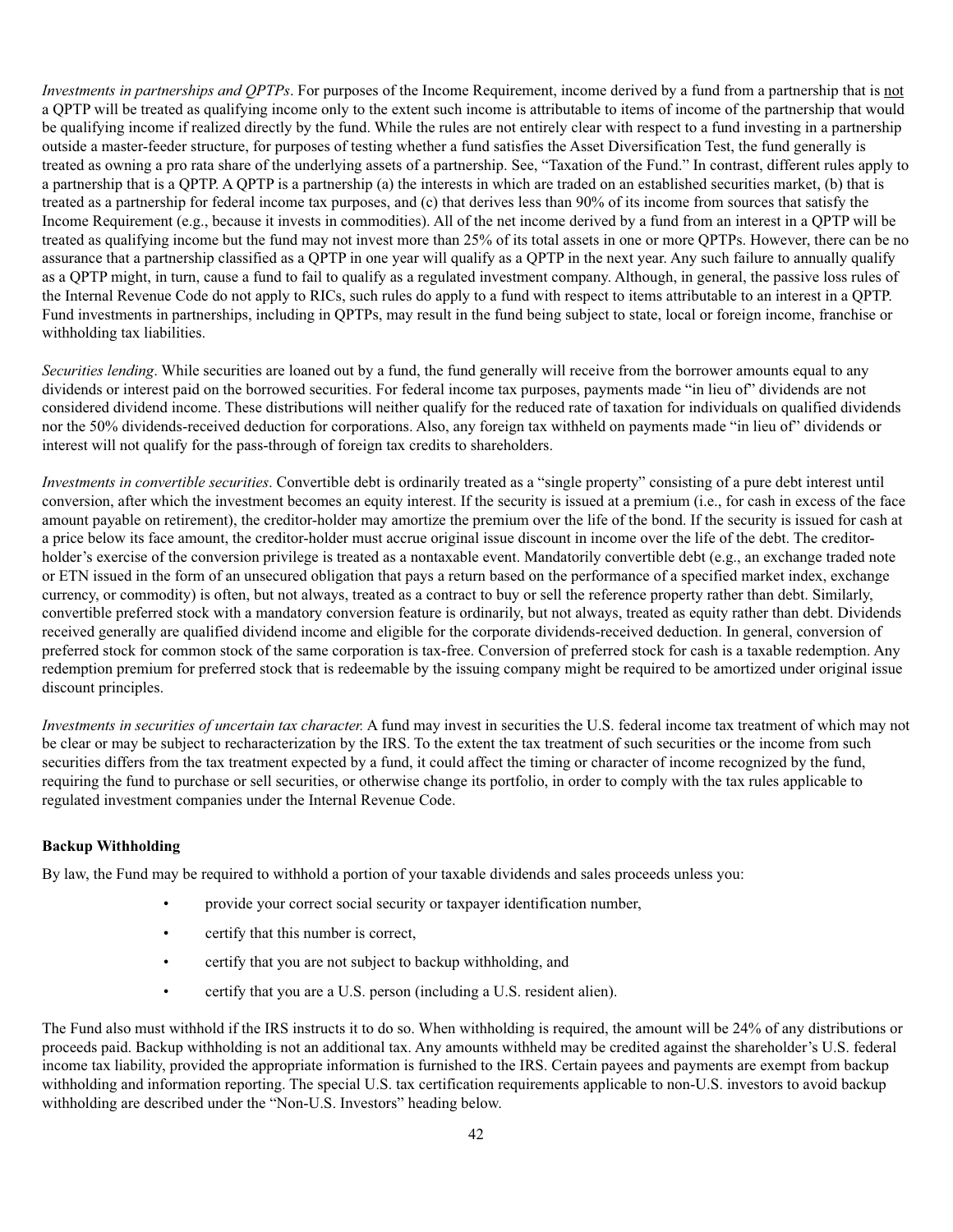*Investments in partnerships and QPTPs*. For purposes of the Income Requirement, income derived by a fund from a partnership that is not a QPTP will be treated as qualifying income only to the extent such income is attributable to items of income of the partnership that would be qualifying income if realized directly by the fund. While the rules are not entirely clear with respect to a fund investing in a partnership outside a master-feeder structure, for purposes of testing whether a fund satisfies the Asset Diversification Test, the fund generally is treated as owning a pro rata share of the underlying assets of a partnership. See, "Taxation of the Fund." In contrast, different rules apply to a partnership that is a QPTP. A QPTP is a partnership (a) the interests in which are traded on an established securities market, (b) that is treated as a partnership for federal income tax purposes, and (c) that derives less than 90% of its income from sources that satisfy the Income Requirement (e.g., because it invests in commodities). All of the net income derived by a fund from an interest in a QPTP will be treated as qualifying income but the fund may not invest more than 25% of its total assets in one or more QPTPs. However, there can be no assurance that a partnership classified as a QPTP in one year will qualify as a QPTP in the next year. Any such failure to annually qualify as a QPTP might, in turn, cause a fund to fail to qualify as a regulated investment company. Although, in general, the passive loss rules of the Internal Revenue Code do not apply to RICs, such rules do apply to a fund with respect to items attributable to an interest in a QPTP. Fund investments in partnerships, including in QPTPs, may result in the fund being subject to state, local or foreign income, franchise or withholding tax liabilities.

*Securities lending*. While securities are loaned out by a fund, the fund generally will receive from the borrower amounts equal to any dividends or interest paid on the borrowed securities. For federal income tax purposes, payments made "in lieu of" dividends are not considered dividend income. These distributions will neither qualify for the reduced rate of taxation for individuals on qualified dividends nor the 50% dividends-received deduction for corporations. Also, any foreign tax withheld on payments made "in lieu of" dividends or interest will not qualify for the pass-through of foreign tax credits to shareholders.

*Investments in convertible securities*. Convertible debt is ordinarily treated as a "single property" consisting of a pure debt interest until conversion, after which the investment becomes an equity interest. If the security is issued at a premium (i.e., for cash in excess of the face amount payable on retirement), the creditor-holder may amortize the premium over the life of the bond. If the security is issued for cash at a price below its face amount, the creditor-holder must accrue original issue discount in income over the life of the debt. The creditor-holder's exercise of the conversion privilege is treated as a nontaxable event. Mandatorily convertible debt (e.g., an exchange traded note or ETN issued in the form of an unsecured obligation that pays a return based on the performance of a specified market index, exchange currency, or commodity) is often, but not always, treated as a contract to buy or sell the reference property rather than debt. Similarly, convertible preferred stock with a mandatory conversion feature is ordinarily, but not always, treated as equity rather than debt. Dividends received generally are qualified dividend income and eligible for the corporate dividends-received deduction. In general, conversion of preferred stock for common stock of the same corporation is tax-free. Conversion of preferred stock for cash is a taxable redemption. Any redemption premium for preferred stock that is redeemable by the issuing company might be required to be amortized under original issue discount principles.

*Investments in securities of uncertain tax character.* A fund may invest in securities the U.S. federal income tax treatment of which may not be clear or may be subject to recharacterization by the IRS. To the extent the tax treatment of such securities or the income from such securities differs from the tax treatment expected by a fund, it could affect the timing or character of income recognized by the fund, requiring the fund to purchase or sell securities, or otherwise change its portfolio, in order to comply with the tax rules applicable to regulated investment companies under the Internal Revenue Code.

**Backup Withholding**

By law, the Fund may be required to withhold a portion of your taxable dividends and sales proceeds unless you:

- provide your correct social security or taxpayer identification number,
- certify that this number is correct,
- certify that you are not subject to backup withholding, and
- certify that you are a U.S. person (including a U.S. resident alien).

The Fund also must withhold if the IRS instructs it to do so. When withholding is required, the amount will be 24% of any distributions or proceeds paid. Backup withholding is not an additional tax. Any amounts withheld may be credited against the shareholder's U.S. federal income tax liability, provided the appropriate information is furnished to the IRS. Certain payees and payments are exempt from backup withholding and information reporting. The special U.S. tax certification requirements applicable to non-U.S. investors to avoid backup withholding are described under the "Non-U.S. Investors" heading below.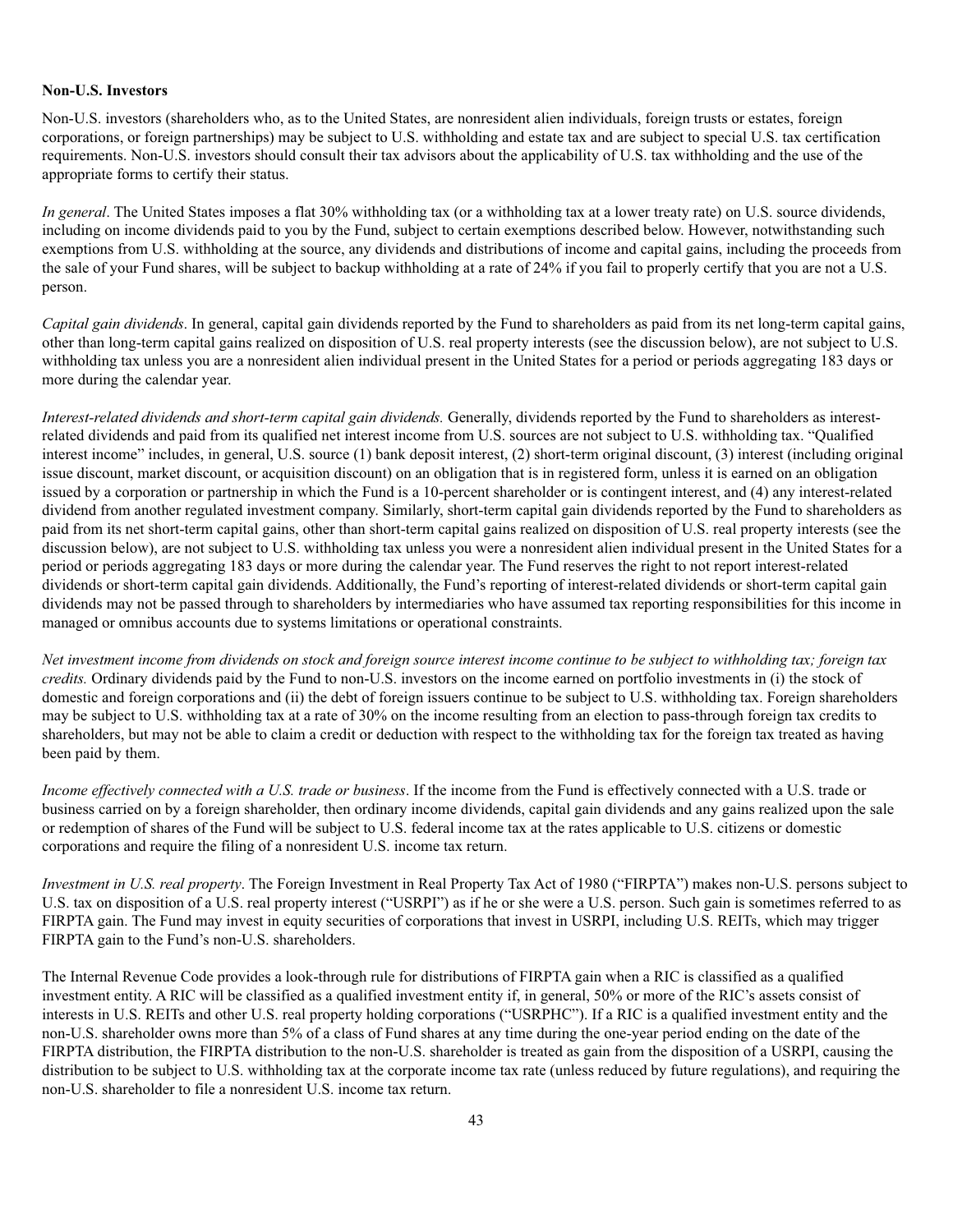**Non-U.S. Investors**

Non-U.S. investors (shareholders who, as to the United States, are nonresident alien individuals, foreign trusts or estates, foreign corporations, or foreign partnerships) may be subject to U.S. withholding and estate tax and are subject to special U.S. tax certification requirements. Non-U.S. investors should consult their tax advisors about the applicability of U.S. tax withholding and the use of the appropriate forms to certify their status.

*In general*. The United States imposes a flat 30% withholding tax (or a withholding tax at a lower treaty rate) on U.S. source dividends, including on income dividends paid to you by the Fund, subject to certain exemptions described below. However, notwithstanding such exemptions from U.S. withholding at the source, any dividends and distributions of income and capital gains, including the proceeds from the sale of your Fund shares, will be subject to backup withholding at a rate of 24% if you fail to properly certify that you are not a U.S. person.

*Capital gain dividends*. In general, capital gain dividends reported by the Fund to shareholders as paid from its net long-term capital gains, other than long-term capital gains realized on disposition of U.S. real property interests (see the discussion below), are not subject to U.S. withholding tax unless you are a nonresident alien individual present in the United States for a period or periods aggregating 183 days or more during the calendar year.

*Interest-related dividends and short-term capital gain dividends.* Generally, dividends reported by the Fund to shareholders as interest-related dividends and paid from its qualified net interest income from U.S. sources are not subject to U.S. withholding tax. "Qualified interest income" includes, in general, U.S. source (1) bank deposit interest, (2) short-term original discount, (3) interest (including original issue discount, market discount, or acquisition discount) on an obligation that is in registered form, unless it is earned on an obligation issued by a corporation or partnership in which the Fund is a 10-percent shareholder or is contingent interest, and (4) any interest-related dividend from another regulated investment company. Similarly, short-term capital gain dividends reported by the Fund to shareholders as paid from its net short-term capital gains, other than short-term capital gains realized on disposition of U.S. real property interests (see the discussion below), are not subject to U.S. withholding tax unless you were a nonresident alien individual present in the United States for a period or periods aggregating 183 days or more during the calendar year. The Fund reserves the right to not report interest-related dividends or short-term capital gain dividends. Additionally, the Fund's reporting of interest-related dividends or short-term capital gain dividends may not be passed through to shareholders by intermediaries who have assumed tax reporting responsibilities for this income in managed or omnibus accounts due to systems limitations or operational constraints.

*Net investment income from dividends on stock and foreign source interest income continue to be subject to withholding tax; foreign tax credits.* Ordinary dividends paid by the Fund to non-U.S. investors on the income earned on portfolio investments in (i) the stock of domestic and foreign corporations and (ii) the debt of foreign issuers continue to be subject to U.S. withholding tax. Foreign shareholders may be subject to U.S. withholding tax at a rate of 30% on the income resulting from an election to pass-through foreign tax credits to shareholders, but may not be able to claim a credit or deduction with respect to the withholding tax for the foreign tax treated as having been paid by them.

*Income effectively connected with a U.S. trade or business*. If the income from the Fund is effectively connected with a U.S. trade or business carried on by a foreign shareholder, then ordinary income dividends, capital gain dividends and any gains realized upon the sale or redemption of shares of the Fund will be subject to U.S. federal income tax at the rates applicable to U.S. citizens or domestic corporations and require the filing of a nonresident U.S. income tax return.

*Investment in U.S. real property*. The Foreign Investment in Real Property Tax Act of 1980 ("FIRPTA") makes non-U.S. persons subject to U.S. tax on disposition of a U.S. real property interest ("USRPI") as if he or she were a U.S. person. Such gain is sometimes referred to as FIRPTA gain. The Fund may invest in equity securities of corporations that invest in USRPI, including U.S. REITs, which may trigger FIRPTA gain to the Fund's non-U.S. shareholders.

The Internal Revenue Code provides a look-through rule for distributions of FIRPTA gain when a RIC is classified as a qualified investment entity. A RIC will be classified as a qualified investment entity if, in general, 50% or more of the RIC's assets consist of interests in U.S. REITs and other U.S. real property holding corporations ("USRPHC"). If a RIC is a qualified investment entity and the non-U.S. shareholder owns more than 5% of a class of Fund shares at any time during the one-year period ending on the date of the FIRPTA distribution, the FIRPTA distribution to the non-U.S. shareholder is treated as gain from the disposition of a USRPI, causing the distribution to be subject to U.S. withholding tax at the corporate income tax rate (unless reduced by future regulations), and requiring the non-U.S. shareholder to file a nonresident U.S. income tax return.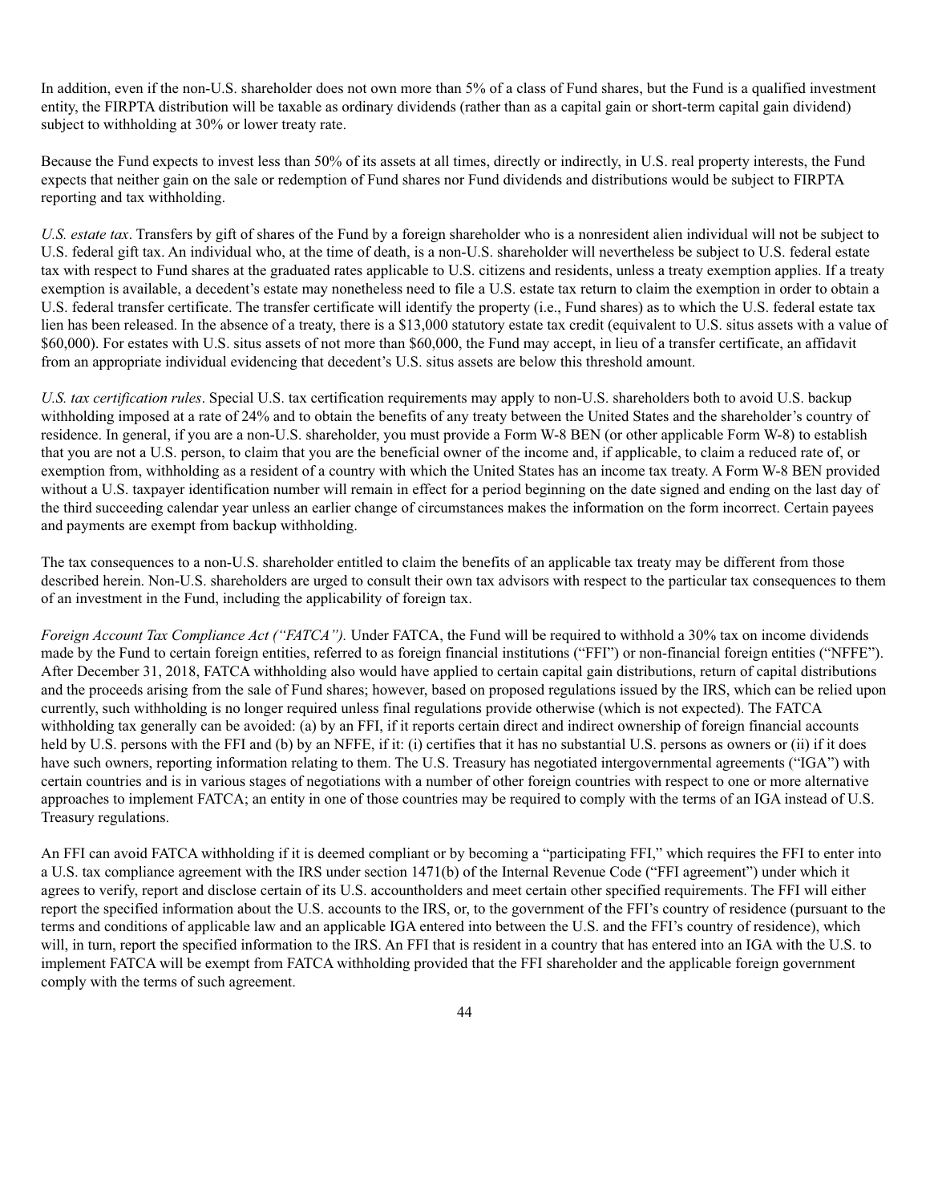In addition, even if the non-U.S. shareholder does not own more than 5% of a class of Fund shares, but the Fund is a qualified investment entity, the FIRPTA distribution will be taxable as ordinary dividends (rather than as a capital gain or short-term capital gain dividend) subject to withholding at 30% or lower treaty rate.

Because the Fund expects to invest less than 50% of its assets at all times, directly or indirectly, in U.S. real property interests, the Fund expects that neither gain on the sale or redemption of Fund shares nor Fund dividends and distributions would be subject to FIRPTA reporting and tax withholding.

*U.S. estate tax*. Transfers by gift of shares of the Fund by a foreign shareholder who is a nonresident alien individual will not be subject to U.S. federal gift tax. An individual who, at the time of death, is a non-U.S. shareholder will nevertheless be subject to U.S. federal estate tax with respect to Fund shares at the graduated rates applicable to U.S. citizens and residents, unless a treaty exemption applies. If a treaty exemption is available, a decedent's estate may nonetheless need to file a U.S. estate tax return to claim the exemption in order to obtain a U.S. federal transfer certificate. The transfer certificate will identify the property (i.e., Fund shares) as to which the U.S. federal estate tax lien has been released. In the absence of a treaty, there is a $13,000 statutory estate tax credit (equivalent to U.S. situs assets with a value of $60,000). For estates with U.S. situs assets of not more than $60,000, the Fund may accept, in lieu of a transfer certificate, an affidavit from an appropriate individual evidencing that decedent's U.S. situs assets are below this threshold amount.

*U.S. tax certification rules*. Special U.S. tax certification requirements may apply to non-U.S. shareholders both to avoid U.S. backup withholding imposed at a rate of 24% and to obtain the benefits of any treaty between the United States and the shareholder's country of residence. In general, if you are a non-U.S. shareholder, you must provide a Form W-8 BEN (or other applicable Form W-8) to establish that you are not a U.S. person, to claim that you are the beneficial owner of the income and, if applicable, to claim a reduced rate of, or exemption from, withholding as a resident of a country with which the United States has an income tax treaty. A Form W-8 BEN provided without a U.S. taxpayer identification number will remain in effect for a period beginning on the date signed and ending on the last day of the third succeeding calendar year unless an earlier change of circumstances makes the information on the form incorrect. Certain payees and payments are exempt from backup withholding.

The tax consequences to a non-U.S. shareholder entitled to claim the benefits of an applicable tax treaty may be different from those described herein. Non-U.S. shareholders are urged to consult their own tax advisors with respect to the particular tax consequences to them of an investment in the Fund, including the applicability of foreign tax.

*Foreign Account Tax Compliance Act ("FATCA").* Under FATCA, the Fund will be required to withhold a 30% tax on income dividends made by the Fund to certain foreign entities, referred to as foreign financial institutions ("FFI") or non-financial foreign entities ("NFFE"). After December 31, 2018, FATCA withholding also would have applied to certain capital gain distributions, return of capital distributions and the proceeds arising from the sale of Fund shares; however, based on proposed regulations issued by the IRS, which can be relied upon currently, such withholding is no longer required unless final regulations provide otherwise (which is not expected). The FATCA withholding tax generally can be avoided: (a) by an FFI, if it reports certain direct and indirect ownership of foreign financial accounts held by U.S. persons with the FFI and (b) by an NFFE, if it: (i) certifies that it has no substantial U.S. persons as owners or (ii) if it does have such owners, reporting information relating to them. The U.S. Treasury has negotiated intergovernmental agreements ("IGA") with certain countries and is in various stages of negotiations with a number of other foreign countries with respect to one or more alternative approaches to implement FATCA; an entity in one of those countries may be required to comply with the terms of an IGA instead of U.S. Treasury regulations.

An FFI can avoid FATCA withholding if it is deemed compliant or by becoming a "participating FFI," which requires the FFI to enter into a U.S. tax compliance agreement with the IRS under section 1471(b) of the Internal Revenue Code ("FFI agreement") under which it agrees to verify, report and disclose certain of its U.S. accountholders and meet certain other specified requirements. The FFI will either report the specified information about the U.S. accounts to the IRS, or, to the government of the FFI's country of residence (pursuant to the terms and conditions of applicable law and an applicable IGA entered into between the U.S. and the FFI's country of residence), which will, in turn, report the specified information to the IRS. An FFI that is resident in a country that has entered into an IGA with the U.S. to implement FATCA will be exempt from FATCA withholding provided that the FFI shareholder and the applicable foreign government comply with the terms of such agreement.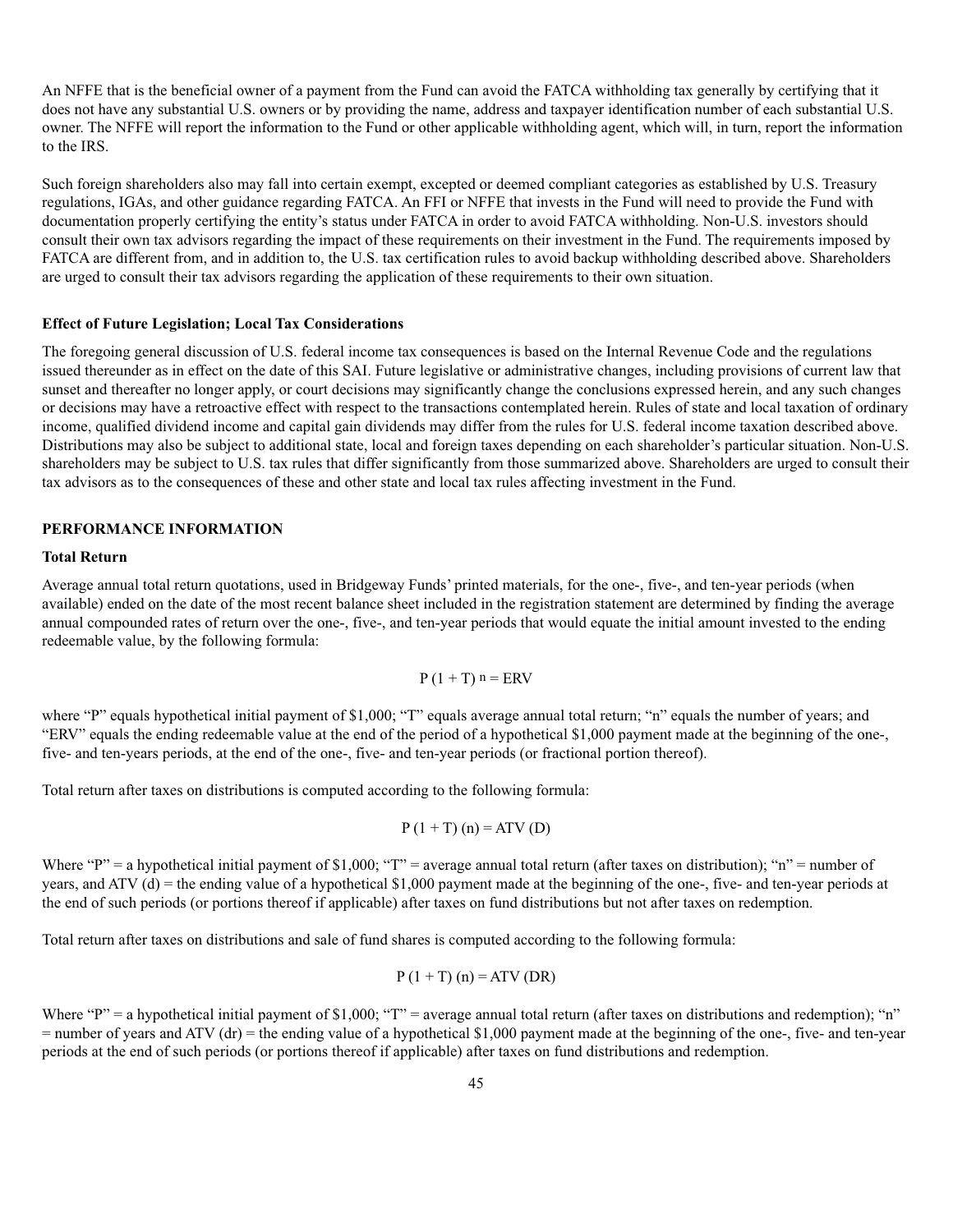An NFFE that is the beneficial owner of a payment from the Fund can avoid the FATCA withholding tax generally by certifying that it does not have any substantial U.S. owners or by providing the name, address and taxpayer identification number of each substantial U.S. owner. The NFFE will report the information to the Fund or other applicable withholding agent, which will, in turn, report the information to the IRS.

Such foreign shareholders also may fall into certain exempt, excepted or deemed compliant categories as established by U.S. Treasury regulations, IGAs, and other guidance regarding FATCA. An FFI or NFFE that invests in the Fund will need to provide the Fund with documentation properly certifying the entity's status under FATCA in order to avoid FATCA withholding. Non-U.S. investors should consult their own tax advisors regarding the impact of these requirements on their investment in the Fund. The requirements imposed by FATCA are different from, and in addition to, the U.S. tax certification rules to avoid backup withholding described above. Shareholders are urged to consult their tax advisors regarding the application of these requirements to their own situation.

**Effect of Future Legislation; Local Tax Considerations**

The foregoing general discussion of U.S. federal income tax consequences is based on the Internal Revenue Code and the regulations issued thereunder as in effect on the date of this SAI. Future legislative or administrative changes, including provisions of current law that sunset and thereafter no longer apply, or court decisions may significantly change the conclusions expressed herein, and any such changes or decisions may have a retroactive effect with respect to the transactions contemplated herein. Rules of state and local taxation of ordinary income, qualified dividend income and capital gain dividends may differ from the rules for U.S. federal income taxation described above. Distributions may also be subject to additional state, local and foreign taxes depending on each shareholder's particular situation. Non-U.S. shareholders may be subject to U.S. tax rules that differ significantly from those summarized above. Shareholders are urged to consult their tax advisors as to the consequences of these and other state and local tax rules affecting investment in the Fund.

## PERFORMANCE INFORMATION

**Total Return**

Average annual total return quotations, used in Bridgeway Funds' printed materials, for the one-, five-, and ten-year periods (when available) ended on the date of the most recent balance sheet included in the registration statement are determined by finding the average annual compounded rates of return over the one-, five-, and ten-year periods that would equate the initial amount invested to the ending redeemable value, by the following formula:

$$P(1 + T)^n = ERV$$

where "P" equals hypothetical initial payment of $1,000; "T" equals average annual total return; "n" equals the number of years; and "ERV" equals the ending redeemable value at the end of the period of a hypothetical $1,000 payment made at the beginning of the one-, five- and ten-years periods, at the end of the one-, five- and ten-year periods (or fractional portion thereof).

Total return after taxes on distributions is computed according to the following formula:

$$P(1 + T)(n) = ATV(D)$$

Where "P" = a hypothetical initial payment of $1,000; "T" = average annual total return (after taxes on distribution); "n" = number of years, and ATV (d) = the ending value of a hypothetical $1,000 payment made at the beginning of the one-, five- and ten-year periods at the end of such periods (or portions thereof if applicable) after taxes on fund distributions but not after taxes on redemption.

Total return after taxes on distributions and sale of fund shares is computed according to the following formula:

$$P(1 + T)(n) = ATV(DR)$$

Where "P" = a hypothetical initial payment of $1,000; "T" = average annual total return (after taxes on distributions and redemption); "n" = number of years and ATV (dr) = the ending value of a hypothetical $1,000 payment made at the beginning of the one-, five- and ten-year periods at the end of such periods (or portions thereof if applicable) after taxes on fund distributions and redemption.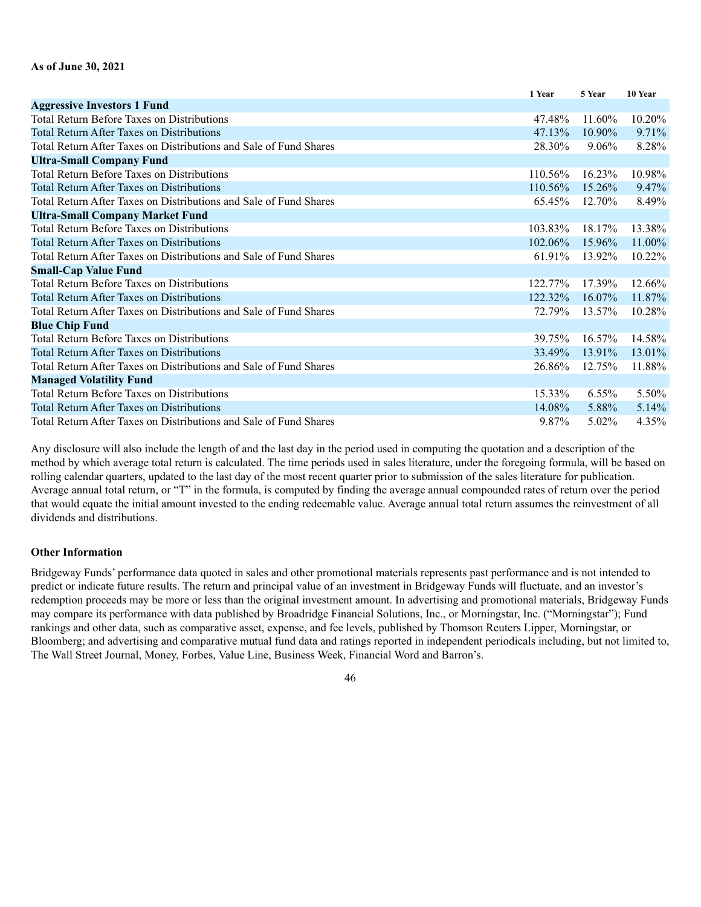**As of June 30, 2021**

| | 1 Year | 5 Year | 10 Year |
|---|---|---|---|
| **Aggressive Investors 1 Fund** | | | |
| Total Return Before Taxes on Distributions | 47.48% | 11.60% | 10.20% |
| Total Return After Taxes on Distributions | 47.13% | 10.90% | 9.71% |
| Total Return After Taxes on Distributions and Sale of Fund Shares | 28.30% | 9.06% | 8.28% |
| **Ultra-Small Company Fund** | | | |
| Total Return Before Taxes on Distributions | 110.56% | 16.23% | 10.98% |
| Total Return After Taxes on Distributions | 110.56% | 15.26% | 9.47% |
| Total Return After Taxes on Distributions and Sale of Fund Shares | 65.45% | 12.70% | 8.49% |
| **Ultra-Small Company Market Fund** | | | |
| Total Return Before Taxes on Distributions | 103.83% | 18.17% | 13.38% |
| Total Return After Taxes on Distributions | 102.06% | 15.96% | 11.00% |
| Total Return After Taxes on Distributions and Sale of Fund Shares | 61.91% | 13.92% | 10.22% |
| **Small-Cap Value Fund** | | | |
| Total Return Before Taxes on Distributions | 122.77% | 17.39% | 12.66% |
| Total Return After Taxes on Distributions | 122.32% | 16.07% | 11.87% |
| Total Return After Taxes on Distributions and Sale of Fund Shares | 72.79% | 13.57% | 10.28% |
| **Blue Chip Fund** | | | |
| Total Return Before Taxes on Distributions | 39.75% | 16.57% | 14.58% |
| Total Return After Taxes on Distributions | 33.49% | 13.91% | 13.01% |
| Total Return After Taxes on Distributions and Sale of Fund Shares | 26.86% | 12.75% | 11.88% |
| **Managed Volatility Fund** | | | |
| Total Return Before Taxes on Distributions | 15.33% | 6.55% | 5.50% |
| Total Return After Taxes on Distributions | 14.08% | 5.88% | 5.14% |
| Total Return After Taxes on Distributions and Sale of Fund Shares | 9.87% | 5.02% | 4.35% |

Any disclosure will also include the length of and the last day in the period used in computing the quotation and a description of the method by which average total return is calculated. The time periods used in sales literature, under the foregoing formula, will be based on rolling calendar quarters, updated to the last day of the most recent quarter prior to submission of the sales literature for publication. Average annual total return, or "T" in the formula, is computed by finding the average annual compounded rates of return over the period that would equate the initial amount invested to the ending redeemable value. Average annual total return assumes the reinvestment of all dividends and distributions.

**Other Information**

Bridgeway Funds' performance data quoted in sales and other promotional materials represents past performance and is not intended to predict or indicate future results. The return and principal value of an investment in Bridgeway Funds will fluctuate, and an investor's redemption proceeds may be more or less than the original investment amount. In advertising and promotional materials, Bridgeway Funds may compare its performance with data published by Broadridge Financial Solutions, Inc., or Morningstar, Inc. ("Morningstar"); Fund rankings and other data, such as comparative asset, expense, and fee levels, published by Thomson Reuters Lipper, Morningstar, or Bloomberg; and advertising and comparative mutual fund data and ratings reported in independent periodicals including, but not limited to, The Wall Street Journal, Money, Forbes, Value Line, Business Week, Financial Word and Barron's.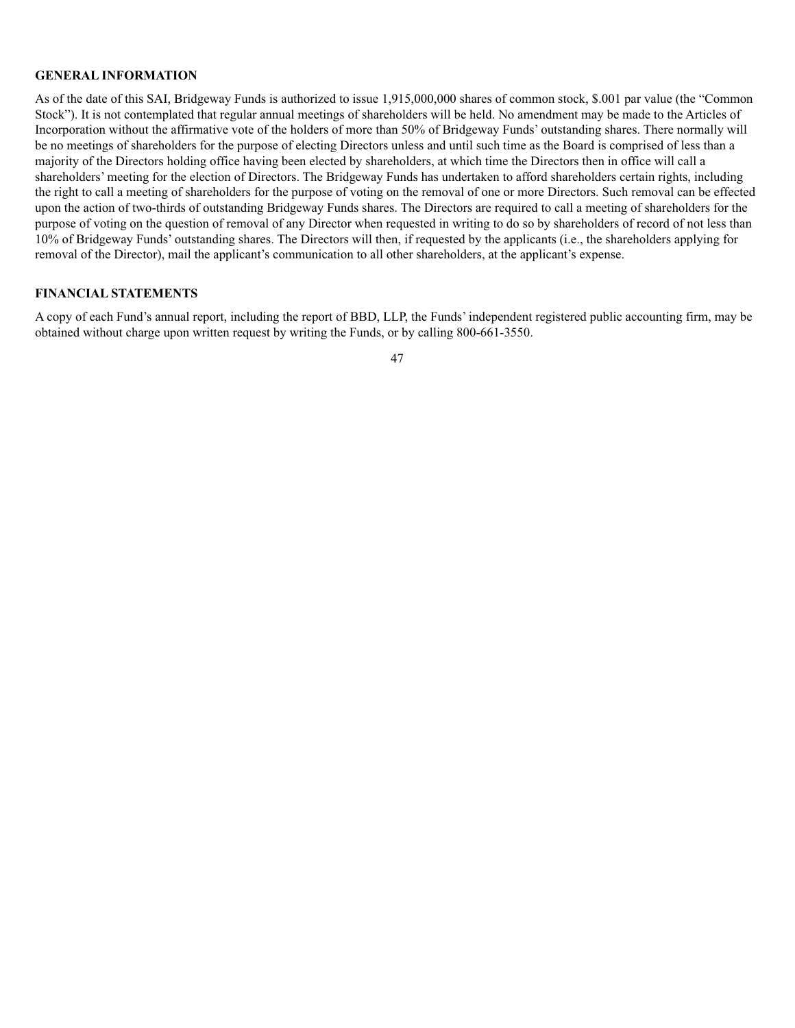**GENERAL INFORMATION**

As of the date of this SAI, Bridgeway Funds is authorized to issue 1,915,000,000 shares of common stock, $.001 par value (the "Common Stock"). It is not contemplated that regular annual meetings of shareholders will be held. No amendment may be made to the Articles of Incorporation without the affirmative vote of the holders of more than 50% of Bridgeway Funds' outstanding shares. There normally will be no meetings of shareholders for the purpose of electing Directors unless and until such time as the Board is comprised of less than a majority of the Directors holding office having been elected by shareholders, at which time the Directors then in office will call a shareholders' meeting for the election of Directors. The Bridgeway Funds has undertaken to afford shareholders certain rights, including the right to call a meeting of shareholders for the purpose of voting on the removal of one or more Directors. Such removal can be effected upon the action of two-thirds of outstanding Bridgeway Funds shares. The Directors are required to call a meeting of shareholders for the purpose of voting on the question of removal of any Director when requested in writing to do so by shareholders of record of not less than 10% of Bridgeway Funds' outstanding shares. The Directors will then, if requested by the applicants (i.e., the shareholders applying for removal of the Director), mail the applicant's communication to all other shareholders, at the applicant's expense.

**FINANCIAL STATEMENTS**

A copy of each Fund's annual report, including the report of BBD, LLP, the Funds' independent registered public accounting firm, may be obtained without charge upon written request by writing the Funds, or by calling 800-661-3550.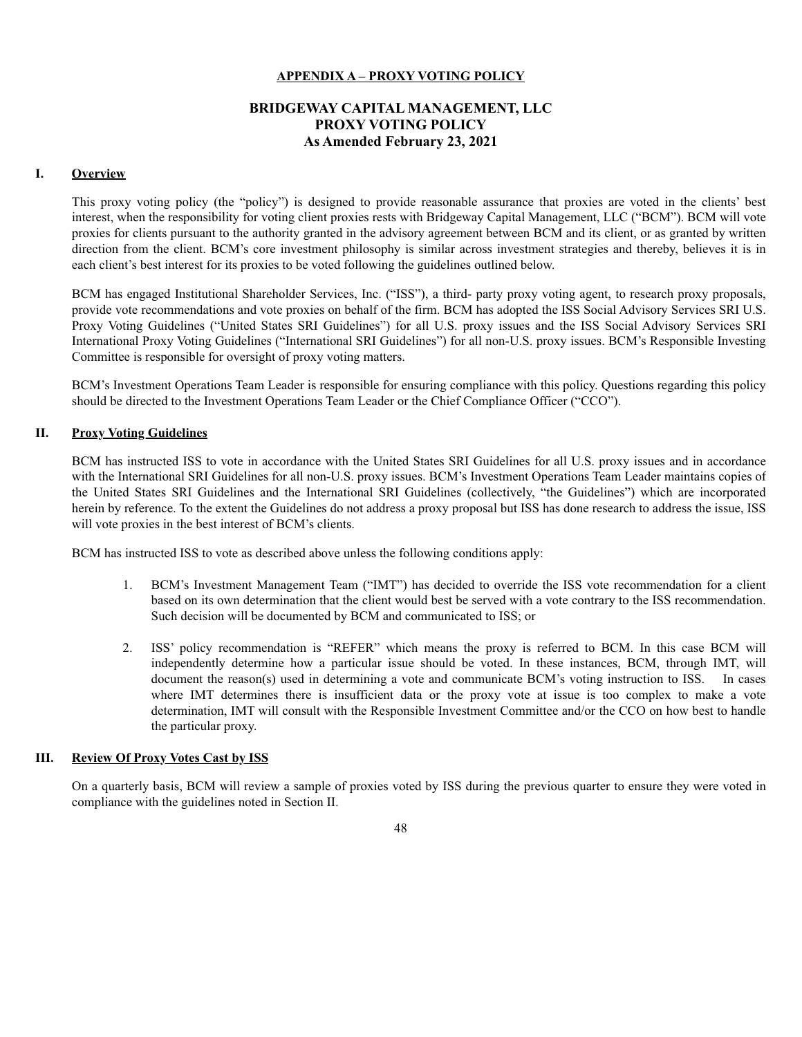# APPENDIX A – PROXY VOTING POLICY

## BRIDGEWAY CAPITAL MANAGEMENT, LLC
## PROXY VOTING POLICY
## As Amended February 23, 2021

### I. Overview

This proxy voting policy (the "policy") is designed to provide reasonable assurance that proxies are voted in the clients' best interest, when the responsibility for voting client proxies rests with Bridgeway Capital Management, LLC ("BCM"). BCM will vote proxies for clients pursuant to the authority granted in the advisory agreement between BCM and its client, or as granted by written direction from the client. BCM's core investment philosophy is similar across investment strategies and thereby, believes it is in each client's best interest for its proxies to be voted following the guidelines outlined below.

BCM has engaged Institutional Shareholder Services, Inc. ("ISS"), a third- party proxy voting agent, to research proxy proposals, provide vote recommendations and vote proxies on behalf of the firm. BCM has adopted the ISS Social Advisory Services SRI U.S. Proxy Voting Guidelines ("United States SRI Guidelines") for all U.S. proxy issues and the ISS Social Advisory Services SRI International Proxy Voting Guidelines ("International SRI Guidelines") for all non-U.S. proxy issues. BCM's Responsible Investing Committee is responsible for oversight of proxy voting matters.

BCM's Investment Operations Team Leader is responsible for ensuring compliance with this policy. Questions regarding this policy should be directed to the Investment Operations Team Leader or the Chief Compliance Officer ("CCO").

### II. Proxy Voting Guidelines

BCM has instructed ISS to vote in accordance with the United States SRI Guidelines for all U.S. proxy issues and in accordance with the International SRI Guidelines for all non-U.S. proxy issues. BCM's Investment Operations Team Leader maintains copies of the United States SRI Guidelines and the International SRI Guidelines (collectively, "the Guidelines") which are incorporated herein by reference. To the extent the Guidelines do not address a proxy proposal but ISS has done research to address the issue, ISS will vote proxies in the best interest of BCM's clients.

BCM has instructed ISS to vote as described above unless the following conditions apply:

1. BCM's Investment Management Team ("IMT") has decided to override the ISS vote recommendation for a client based on its own determination that the client would best be served with a vote contrary to the ISS recommendation. Such decision will be documented by BCM and communicated to ISS; or

2. ISS' policy recommendation is "REFER" which means the proxy is referred to BCM. In this case BCM will independently determine how a particular issue should be voted. In these instances, BCM, through IMT, will document the reason(s) used in determining a vote and communicate BCM's voting instruction to ISS. In cases where IMT determines there is insufficient data or the proxy vote at issue is too complex to make a vote determination, IMT will consult with the Responsible Investment Committee and/or the CCO on how best to handle the particular proxy.

### III. Review Of Proxy Votes Cast by ISS

On a quarterly basis, BCM will review a sample of proxies voted by ISS during the previous quarter to ensure they were voted in compliance with the guidelines noted in Section II.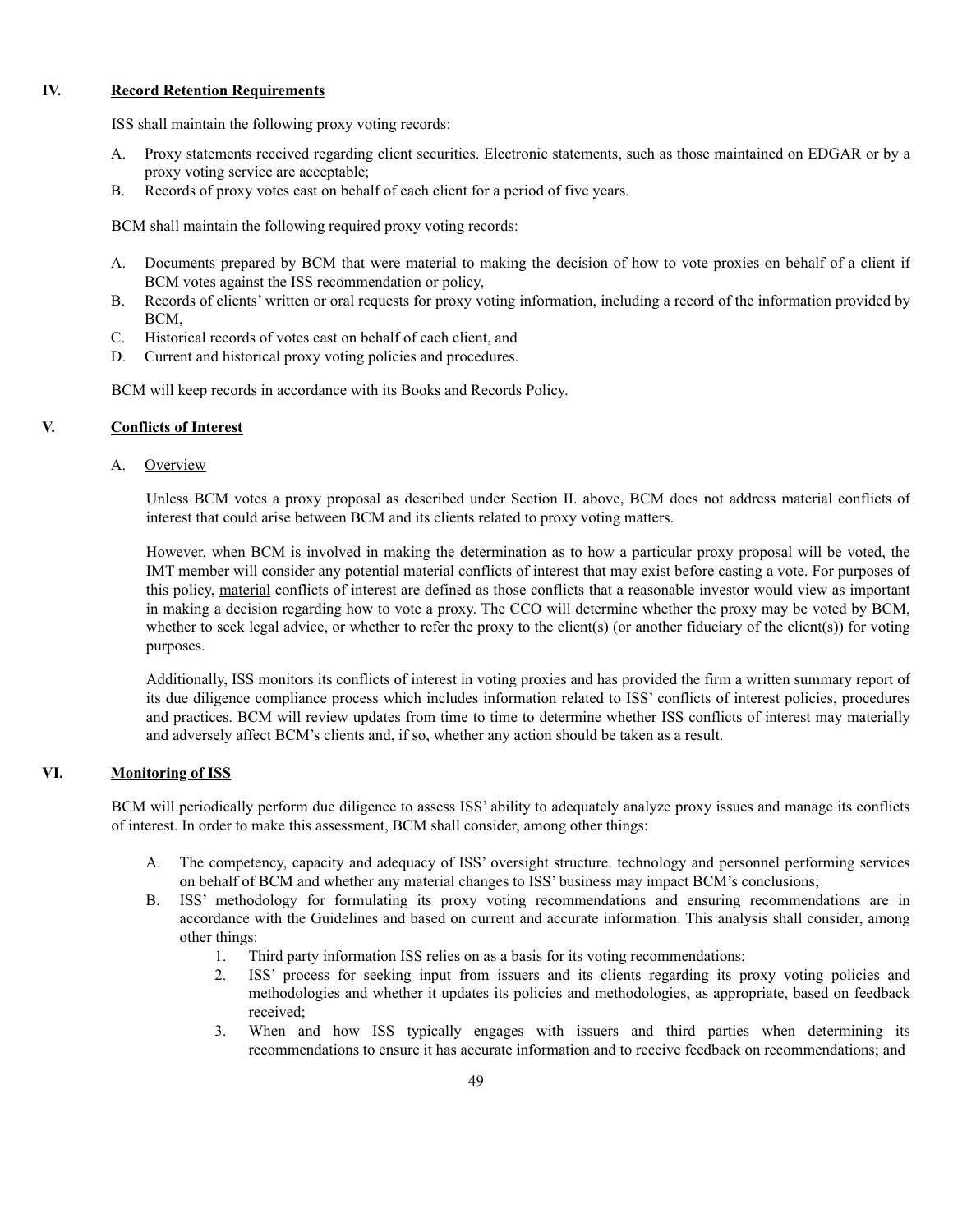## IV. Record Retention Requirements

ISS shall maintain the following proxy voting records:

A. Proxy statements received regarding client securities. Electronic statements, such as those maintained on EDGAR or by a proxy voting service are acceptable;
B. Records of proxy votes cast on behalf of each client for a period of five years.

BCM shall maintain the following required proxy voting records:

A. Documents prepared by BCM that were material to making the decision of how to vote proxies on behalf of a client if BCM votes against the ISS recommendation or policy,
B. Records of clients' written or oral requests for proxy voting information, including a record of the information provided by BCM,
C. Historical records of votes cast on behalf of each client, and
D. Current and historical proxy voting policies and procedures.

BCM will keep records in accordance with its Books and Records Policy.

## V. Conflicts of Interest

### A. Overview

Unless BCM votes a proxy proposal as described under Section II. above, BCM does not address material conflicts of interest that could arise between BCM and its clients related to proxy voting matters.

However, when BCM is involved in making the determination as to how a particular proxy proposal will be voted, the IMT member will consider any potential material conflicts of interest that may exist before casting a vote. For purposes of this policy, material conflicts of interest are defined as those conflicts that a reasonable investor would view as important in making a decision regarding how to vote a proxy. The CCO will determine whether the proxy may be voted by BCM, whether to seek legal advice, or whether to refer the proxy to the client(s) (or another fiduciary of the client(s)) for voting purposes.

Additionally, ISS monitors its conflicts of interest in voting proxies and has provided the firm a written summary report of its due diligence compliance process which includes information related to ISS' conflicts of interest policies, procedures and practices. BCM will review updates from time to time to determine whether ISS conflicts of interest may materially and adversely affect BCM's clients and, if so, whether any action should be taken as a result.

## VI. Monitoring of ISS

BCM will periodically perform due diligence to assess ISS' ability to adequately analyze proxy issues and manage its conflicts of interest. In order to make this assessment, BCM shall consider, among other things:

A. The competency, capacity and adequacy of ISS' oversight structure. technology and personnel performing services on behalf of BCM and whether any material changes to ISS' business may impact BCM's conclusions;
B. ISS' methodology for formulating its proxy voting recommendations and ensuring recommendations are in accordance with the Guidelines and based on current and accurate information. This analysis shall consider, among other things:
    1. Third party information ISS relies on as a basis for its voting recommendations;
    2. ISS' process for seeking input from issuers and its clients regarding its proxy voting policies and methodologies and whether it updates its policies and methodologies, as appropriate, based on feedback received;
    3. When and how ISS typically engages with issuers and third parties when determining its recommendations to ensure it has accurate information and to receive feedback on recommendations; and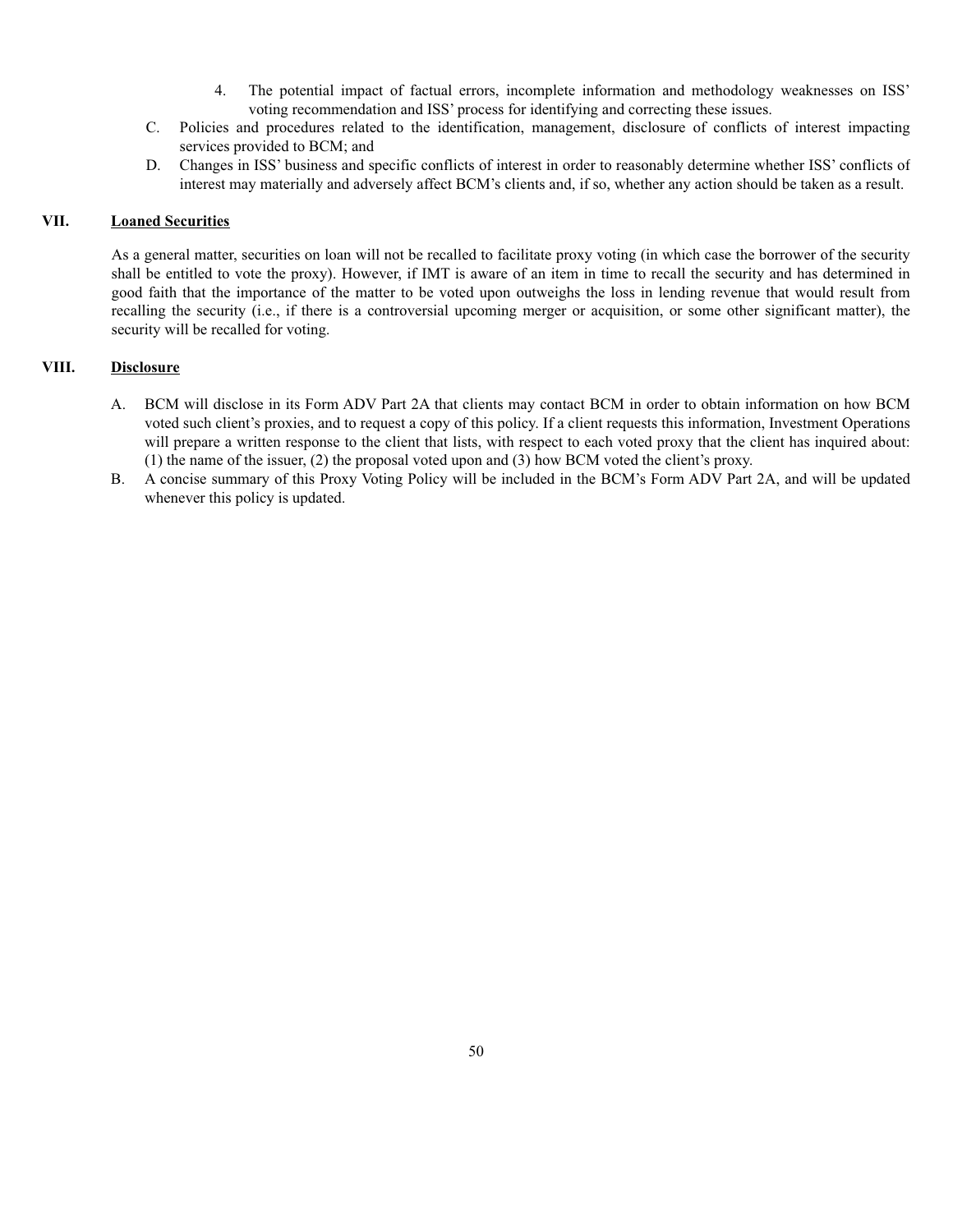4. The potential impact of factual errors, incomplete information and methodology weaknesses on ISS' voting recommendation and ISS' process for identifying and correcting these issues.

C. Policies and procedures related to the identification, management, disclosure of conflicts of interest impacting services provided to BCM; and

D. Changes in ISS' business and specific conflicts of interest in order to reasonably determine whether ISS' conflicts of interest may materially and adversely affect BCM's clients and, if so, whether any action should be taken as a result.

## VII. Loaned Securities

As a general matter, securities on loan will not be recalled to facilitate proxy voting (in which case the borrower of the security shall be entitled to vote the proxy). However, if IMT is aware of an item in time to recall the security and has determined in good faith that the importance of the matter to be voted upon outweighs the loss in lending revenue that would result from recalling the security (i.e., if there is a controversial upcoming merger or acquisition, or some other significant matter), the security will be recalled for voting.

## VIII. Disclosure

A. BCM will disclose in its Form ADV Part 2A that clients may contact BCM in order to obtain information on how BCM voted such client's proxies, and to request a copy of this policy. If a client requests this information, Investment Operations will prepare a written response to the client that lists, with respect to each voted proxy that the client has inquired about: (1) the name of the issuer, (2) the proposal voted upon and (3) how BCM voted the client's proxy.

B. A concise summary of this Proxy Voting Policy will be included in the BCM's Form ADV Part 2A, and will be updated whenever this policy is updated.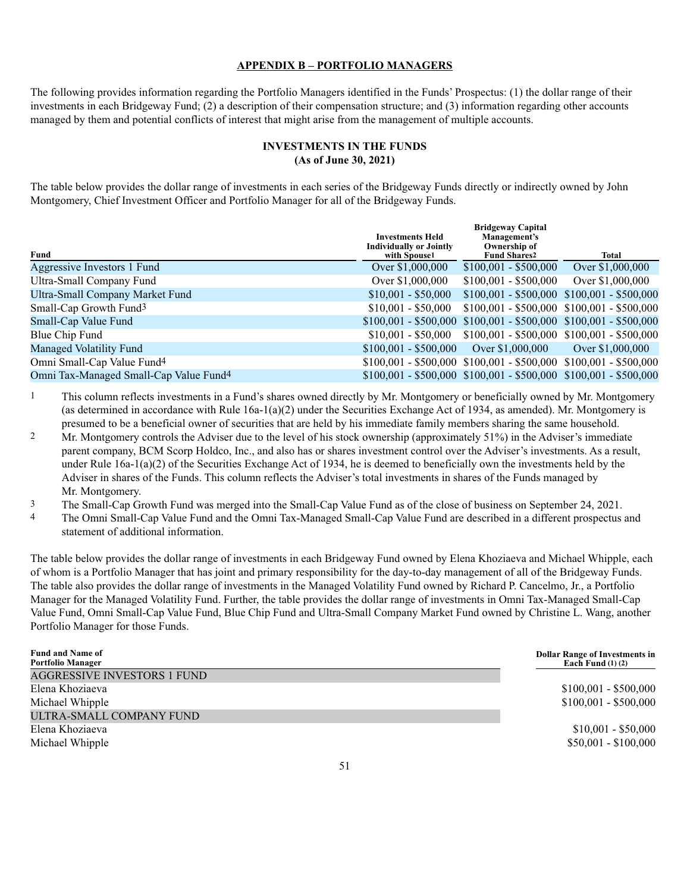## APPENDIX B – PORTFOLIO MANAGERS

The following provides information regarding the Portfolio Managers identified in the Funds' Prospectus: (1) the dollar range of their investments in each Bridgeway Fund; (2) a description of their compensation structure; and (3) information regarding other accounts managed by them and potential conflicts of interest that might arise from the management of multiple accounts.

### INVESTMENTS IN THE FUNDS
### (As of June 30, 2021)

The table below provides the dollar range of investments in each series of the Bridgeway Funds directly or indirectly owned by John Montgomery, Chief Investment Officer and Portfolio Manager for all of the Bridgeway Funds.

| Fund | Investments Held Individually or Jointly with Spouse[1] | Bridgeway Capital Management's Ownership of Fund Shares[2] | Total |
|---|---|---|---|
| Aggressive Investors 1 Fund | Over $1,000,000 | $100,001 - $500,000 | Over $1,000,000 |
| Ultra-Small Company Fund | Over $1,000,000 | $100,001 - $500,000 | Over $1,000,000 |
| Ultra-Small Company Market Fund | $10,001 - $50,000 | $100,001 - $500,000 | $100,001 - $500,000 |
| Small-Cap Growth Fund[3] | $10,001 - $50,000 | $100,001 - $500,000 | $100,001 - $500,000 |
| Small-Cap Value Fund | $100,001 - $500,000 | $100,001 - $500,000 | $100,001 - $500,000 |
| Blue Chip Fund | $10,001 - $50,000 | $100,001 - $500,000 | $100,001 - $500,000 |
| Managed Volatility Fund | $100,001 - $500,000 | Over $1,000,000 | Over $1,000,000 |
| Omni Small-Cap Value Fund[4] | $100,001 - $500,000 | $100,001 - $500,000 | $100,001 - $500,000 |
| Omni Tax-Managed Small-Cap Value Fund[4] | $100,001 - $500,000 | $100,001 - $500,000 | $100,001 - $500,000 |

1 This column reflects investments in a Fund's shares owned directly by Mr. Montgomery or beneficially owned by Mr. Montgomery (as determined in accordance with Rule 16a-1(a)(2) under the Securities Exchange Act of 1934, as amended). Mr. Montgomery is presumed to be a beneficial owner of securities that are held by his immediate family members sharing the same household.

2 Mr. Montgomery controls the Adviser due to the level of his stock ownership (approximately 51%) in the Adviser's immediate parent company, BCM Scorp Holdco, Inc., and also has or shares investment control over the Adviser's investments. As a result, under Rule 16a-1(a)(2) of the Securities Exchange Act of 1934, he is deemed to beneficially own the investments held by the Adviser in shares of the Funds. This column reflects the Adviser's total investments in shares of the Funds managed by Mr. Montgomery.

3 The Small-Cap Growth Fund was merged into the Small-Cap Value Fund as of the close of business on September 24, 2021.

4 The Omni Small-Cap Value Fund and the Omni Tax-Managed Small-Cap Value Fund are described in a different prospectus and statement of additional information.

The table below provides the dollar range of investments in each Bridgeway Fund owned by Elena Khoziaeva and Michael Whipple, each of whom is a Portfolio Manager that has joint and primary responsibility for the day-to-day management of all of the Bridgeway Funds. The table also provides the dollar range of investments in the Managed Volatility Fund owned by Richard P. Cancelmo, Jr., a Portfolio Manager for the Managed Volatility Fund. Further, the table provides the dollar range of investments in Omni Tax-Managed Small-Cap Value Fund, Omni Small-Cap Value Fund, Blue Chip Fund and Ultra-Small Company Market Fund owned by Christine L. Wang, another Portfolio Manager for those Funds.

| Fund and Name of Portfolio Manager | Dollar Range of Investments in Each Fund (1) (2) |
|---|---|
| AGGRESSIVE INVESTORS 1 FUND | |
| Elena Khoziaeva | $100,001 - $500,000 |
| Michael Whipple | $100,001 - $500,000 |
| ULTRA-SMALL COMPANY FUND | |
| Elena Khoziaeva | $10,001 - $50,000 |
| Michael Whipple | $50,001 - $100,000 |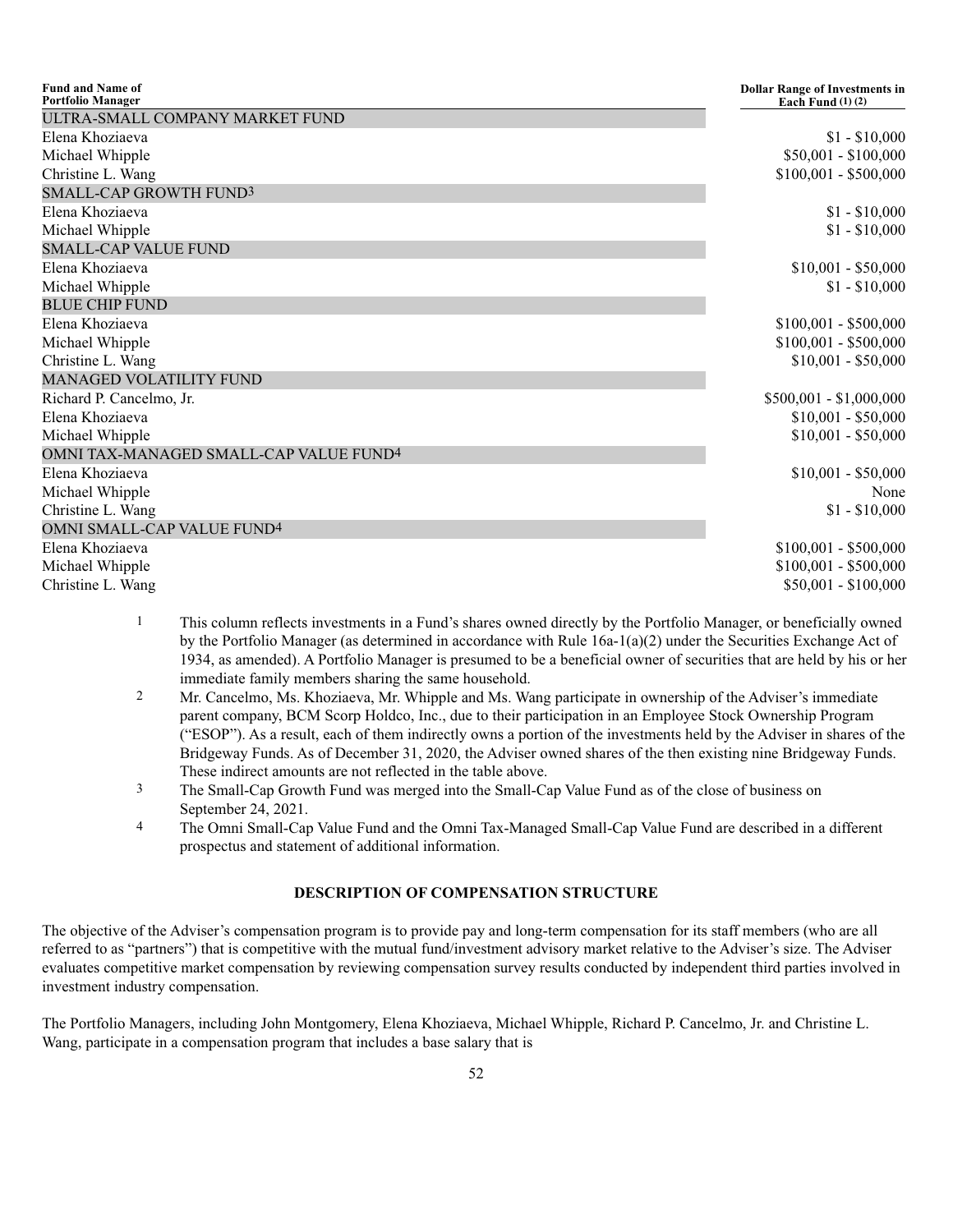| Fund and Name of Portfolio Manager | Dollar Range of Investments in Each Fund (1) (2) |
|---|---|
| ULTRA-SMALL COMPANY MARKET FUND | |
| Elena Khoziaeva | $1 - $10,000 |
| Michael Whipple | $50,001 - $100,000 |
| Christine L. Wang | $100,001 - $500,000 |
| SMALL-CAP GROWTH FUND[3] | |
| Elena Khoziaeva | $1 - $10,000 |
| Michael Whipple | $1 - $10,000 |
| SMALL-CAP VALUE FUND | |
| Elena Khoziaeva | $10,001 - $50,000 |
| Michael Whipple | $1 - $10,000 |
| BLUE CHIP FUND | |
| Elena Khoziaeva | $100,001 - $500,000 |
| Michael Whipple | $100,001 - $500,000 |
| Christine L. Wang | $10,001 - $50,000 |
| MANAGED VOLATILITY FUND | |
| Richard P. Cancelmo, Jr. | $500,001 - $1,000,000 |
| Elena Khoziaeva | $10,001 - $50,000 |
| Michael Whipple | $10,001 - $50,000 |
| OMNI TAX-MANAGED SMALL-CAP VALUE FUND[4] | |
| Elena Khoziaeva | $10,001 - $50,000 |
| Michael Whipple | None |
| Christine L. Wang | $1 - $10,000 |
| OMNI SMALL-CAP VALUE FUND[4] | |
| Elena Khoziaeva | $100,001 - $500,000 |
| Michael Whipple | $100,001 - $500,000 |
| Christine L. Wang | $50,001 - $100,000 |

1. This column reflects investments in a Fund's shares owned directly by the Portfolio Manager, or beneficially owned by the Portfolio Manager (as determined in accordance with Rule 16a-1(a)(2) under the Securities Exchange Act of 1934, as amended). A Portfolio Manager is presumed to be a beneficial owner of securities that are held by his or her immediate family members sharing the same household.
2. Mr. Cancelmo, Ms. Khoziaeva, Mr. Whipple and Ms. Wang participate in ownership of the Adviser's immediate parent company, BCM Scorp Holdco, Inc., due to their participation in an Employee Stock Ownership Program ("ESOP"). As a result, each of them indirectly owns a portion of the investments held by the Adviser in shares of the Bridgeway Funds. As of December 31, 2020, the Adviser owned shares of the then existing nine Bridgeway Funds. These indirect amounts are not reflected in the table above.
3. The Small-Cap Growth Fund was merged into the Small-Cap Value Fund as of the close of business on September 24, 2021.
4. The Omni Small-Cap Value Fund and the Omni Tax-Managed Small-Cap Value Fund are described in a different prospectus and statement of additional information.

## DESCRIPTION OF COMPENSATION STRUCTURE

The objective of the Adviser's compensation program is to provide pay and long-term compensation for its staff members (who are all referred to as "partners") that is competitive with the mutual fund/investment advisory market relative to the Adviser's size. The Adviser evaluates competitive market compensation by reviewing compensation survey results conducted by independent third parties involved in investment industry compensation.

The Portfolio Managers, including John Montgomery, Elena Khoziaeva, Michael Whipple, Richard P. Cancelmo, Jr. and Christine L. Wang, participate in a compensation program that includes a base salary that is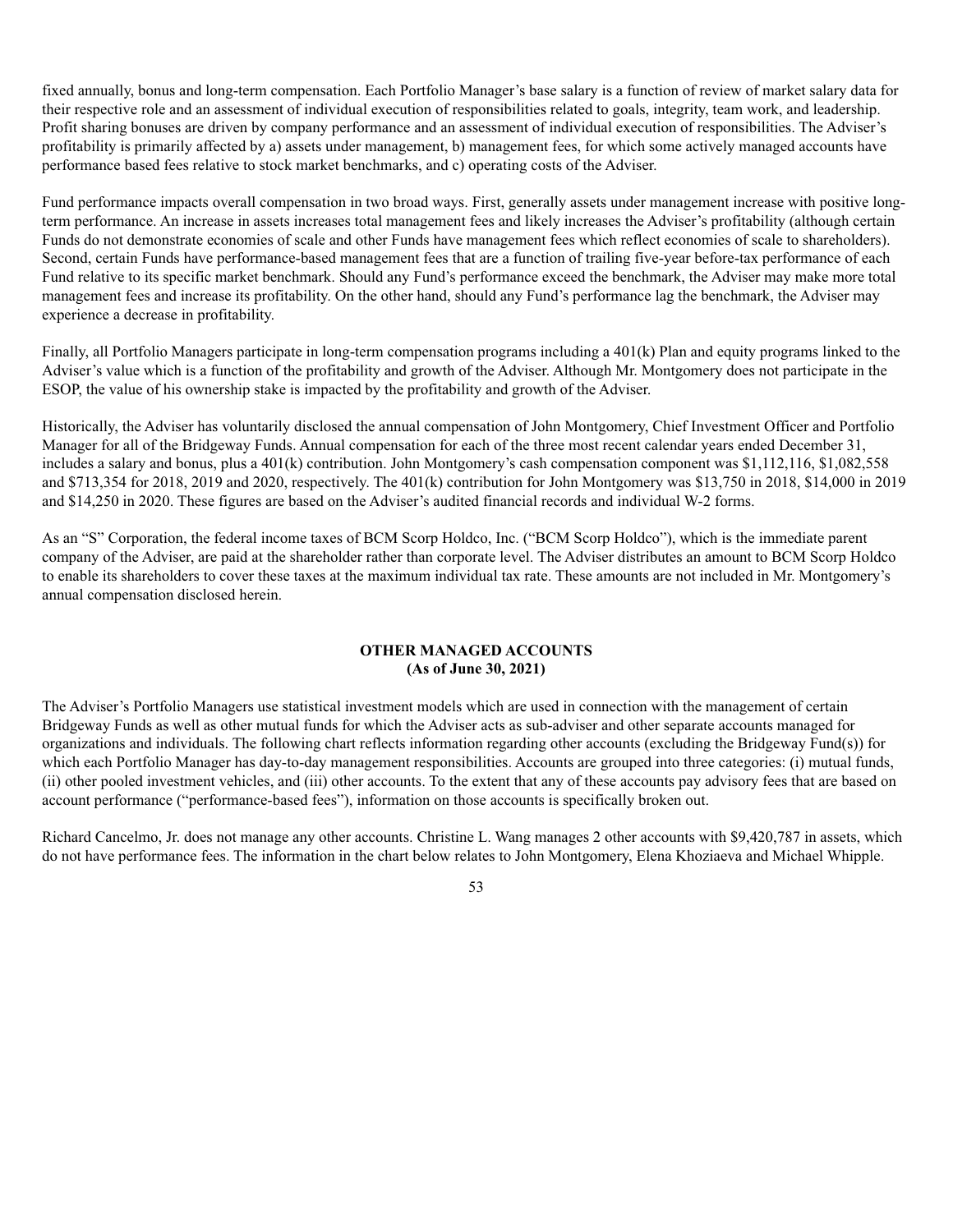fixed annually, bonus and long-term compensation. Each Portfolio Manager's base salary is a function of review of market salary data for their respective role and an assessment of individual execution of responsibilities related to goals, integrity, team work, and leadership. Profit sharing bonuses are driven by company performance and an assessment of individual execution of responsibilities. The Adviser's profitability is primarily affected by a) assets under management, b) management fees, for which some actively managed accounts have performance based fees relative to stock market benchmarks, and c) operating costs of the Adviser.

Fund performance impacts overall compensation in two broad ways. First, generally assets under management increase with positive long-term performance. An increase in assets increases total management fees and likely increases the Adviser's profitability (although certain Funds do not demonstrate economies of scale and other Funds have management fees which reflect economies of scale to shareholders). Second, certain Funds have performance-based management fees that are a function of trailing five-year before-tax performance of each Fund relative to its specific market benchmark. Should any Fund's performance exceed the benchmark, the Adviser may make more total management fees and increase its profitability. On the other hand, should any Fund's performance lag the benchmark, the Adviser may experience a decrease in profitability.

Finally, all Portfolio Managers participate in long-term compensation programs including a 401(k) Plan and equity programs linked to the Adviser's value which is a function of the profitability and growth of the Adviser. Although Mr. Montgomery does not participate in the ESOP, the value of his ownership stake is impacted by the profitability and growth of the Adviser.

Historically, the Adviser has voluntarily disclosed the annual compensation of John Montgomery, Chief Investment Officer and Portfolio Manager for all of the Bridgeway Funds. Annual compensation for each of the three most recent calendar years ended December 31, includes a salary and bonus, plus a 401(k) contribution. John Montgomery's cash compensation component was $1,112,116, $1,082,558 and $713,354 for 2018, 2019 and 2020, respectively. The 401(k) contribution for John Montgomery was $13,750 in 2018, $14,000 in 2019 and $14,250 in 2020. These figures are based on the Adviser's audited financial records and individual W-2 forms.

As an "S" Corporation, the federal income taxes of BCM Scorp Holdco, Inc. ("BCM Scorp Holdco"), which is the immediate parent company of the Adviser, are paid at the shareholder rather than corporate level. The Adviser distributes an amount to BCM Scorp Holdco to enable its shareholders to cover these taxes at the maximum individual tax rate. These amounts are not included in Mr. Montgomery's annual compensation disclosed herein.

## OTHER MANAGED ACCOUNTS
**(As of June 30, 2021)**

The Adviser's Portfolio Managers use statistical investment models which are used in connection with the management of certain Bridgeway Funds as well as other mutual funds for which the Adviser acts as sub-adviser and other separate accounts managed for organizations and individuals. The following chart reflects information regarding other accounts (excluding the Bridgeway Fund(s)) for which each Portfolio Manager has day-to-day management responsibilities. Accounts are grouped into three categories: (i) mutual funds, (ii) other pooled investment vehicles, and (iii) other accounts. To the extent that any of these accounts pay advisory fees that are based on account performance ("performance-based fees"), information on those accounts is specifically broken out.

Richard Cancelmo, Jr. does not manage any other accounts. Christine L. Wang manages 2 other accounts with $9,420,787 in assets, which do not have performance fees. The information in the chart below relates to John Montgomery, Elena Khoziaeva and Michael Whipple.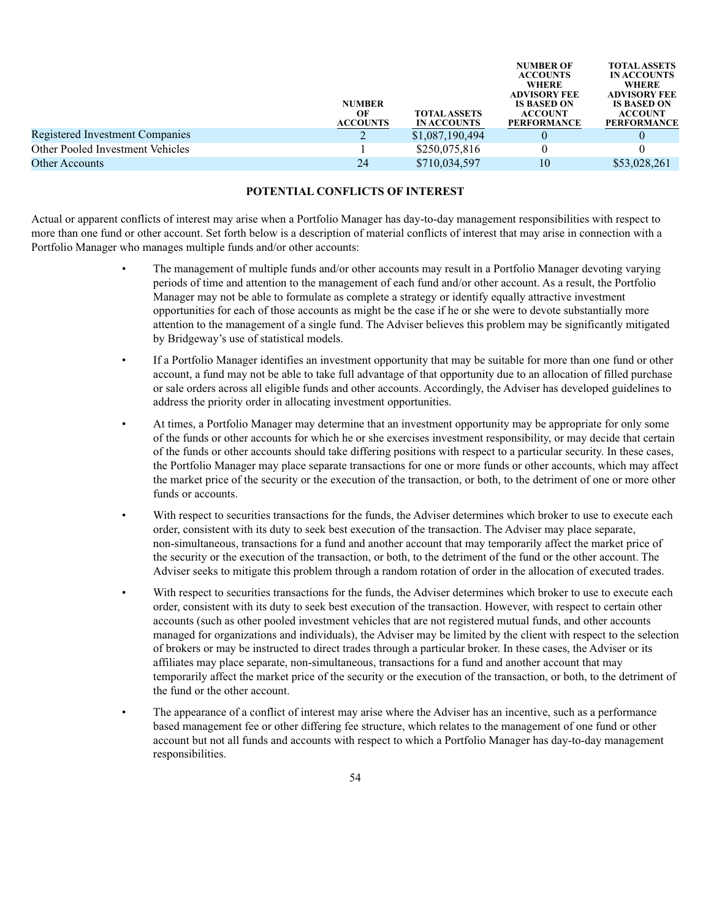| | NUMBER OF ACCOUNTS | TOTAL ASSETS IN ACCOUNTS | NUMBER OF ACCOUNTS WHERE ADVISORY FEE IS BASED ON ACCOUNT PERFORMANCE | TOTAL ASSETS IN ACCOUNTS WHERE ADVISORY FEE IS BASED ON ACCOUNT PERFORMANCE |
|---|---|---|---|---|
| Registered Investment Companies | 2 | $1,087,190,494 | 0 | 0 |
| Other Pooled Investment Vehicles | 1 | $250,075,816 | 0 | 0 |
| Other Accounts | 24 | $710,034,597 | 10 | $53,028,261 |

## POTENTIAL CONFLICTS OF INTEREST

Actual or apparent conflicts of interest may arise when a Portfolio Manager has day-to-day management responsibilities with respect to more than one fund or other account. Set forth below is a description of material conflicts of interest that may arise in connection with a Portfolio Manager who manages multiple funds and/or other accounts:

- The management of multiple funds and/or other accounts may result in a Portfolio Manager devoting varying periods of time and attention to the management of each fund and/or other account. As a result, the Portfolio Manager may not be able to formulate as complete a strategy or identify equally attractive investment opportunities for each of those accounts as might be the case if he or she were to devote substantially more attention to the management of a single fund. The Adviser believes this problem may be significantly mitigated by Bridgeway's use of statistical models.

- If a Portfolio Manager identifies an investment opportunity that may be suitable for more than one fund or other account, a fund may not be able to take full advantage of that opportunity due to an allocation of filled purchase or sale orders across all eligible funds and other accounts. Accordingly, the Adviser has developed guidelines to address the priority order in allocating investment opportunities.

- At times, a Portfolio Manager may determine that an investment opportunity may be appropriate for only some of the funds or other accounts for which he or she exercises investment responsibility, or may decide that certain of the funds or other accounts should take differing positions with respect to a particular security. In these cases, the Portfolio Manager may place separate transactions for one or more funds or other accounts, which may affect the market price of the security or the execution of the transaction, or both, to the detriment of one or more other funds or accounts.

- With respect to securities transactions for the funds, the Adviser determines which broker to use to execute each order, consistent with its duty to seek best execution of the transaction. The Adviser may place separate, non-simultaneous, transactions for a fund and another account that may temporarily affect the market price of the security or the execution of the transaction, or both, to the detriment of the fund or the other account. The Adviser seeks to mitigate this problem through a random rotation of order in the allocation of executed trades.

- With respect to securities transactions for the funds, the Adviser determines which broker to use to execute each order, consistent with its duty to seek best execution of the transaction. However, with respect to certain other accounts (such as other pooled investment vehicles that are not registered mutual funds, and other accounts managed for organizations and individuals), the Adviser may be limited by the client with respect to the selection of brokers or may be instructed to direct trades through a particular broker. In these cases, the Adviser or its affiliates may place separate, non-simultaneous, transactions for a fund and another account that may temporarily affect the market price of the security or the execution of the transaction, or both, to the detriment of the fund or the other account.

- The appearance of a conflict of interest may arise where the Adviser has an incentive, such as a performance based management fee or other differing fee structure, which relates to the management of one fund or other account but not all funds and accounts with respect to which a Portfolio Manager has day-to-day management responsibilities.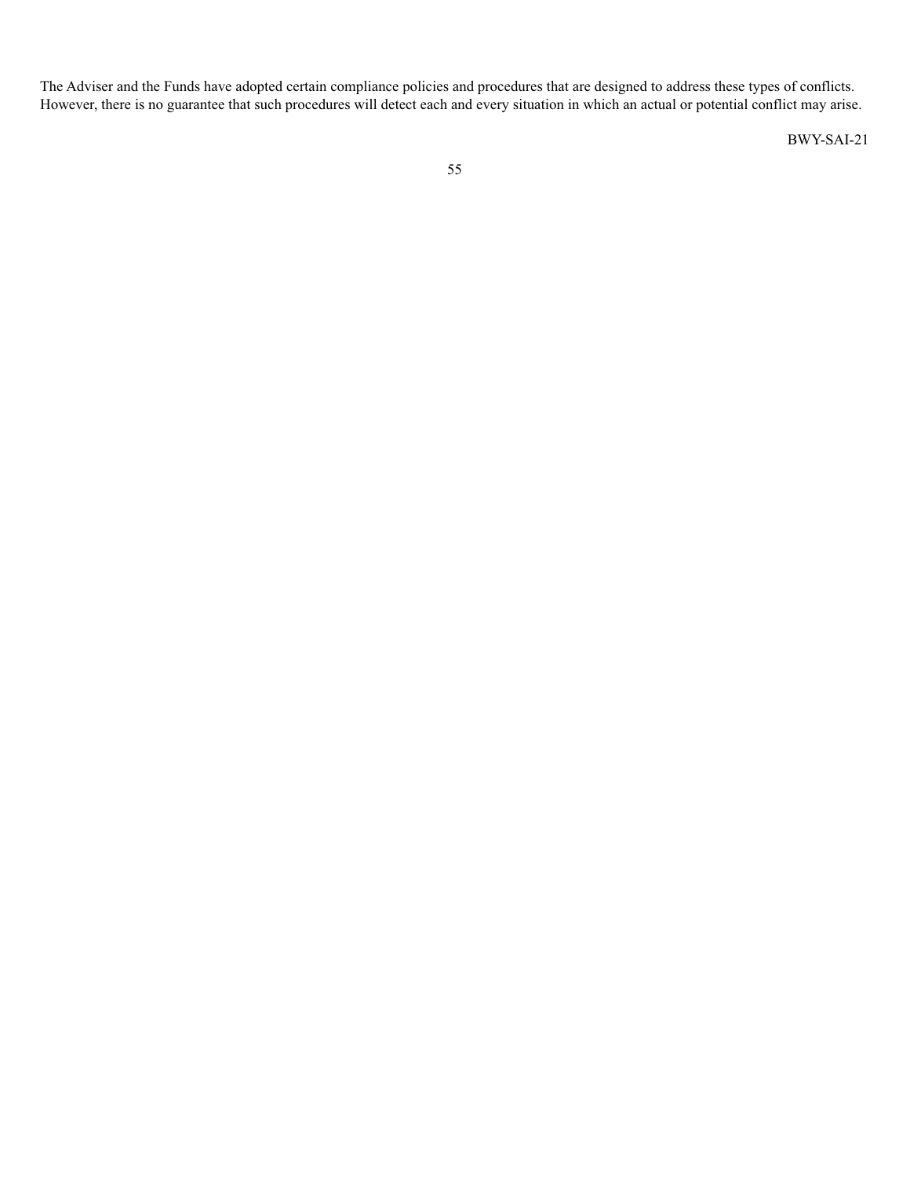The Adviser and the Funds have adopted certain compliance policies and procedures that are designed to address these types of conflicts. However, there is no guarantee that such procedures will detect each and every situation in which an actual or potential conflict may arise.

BWY-SAI-21